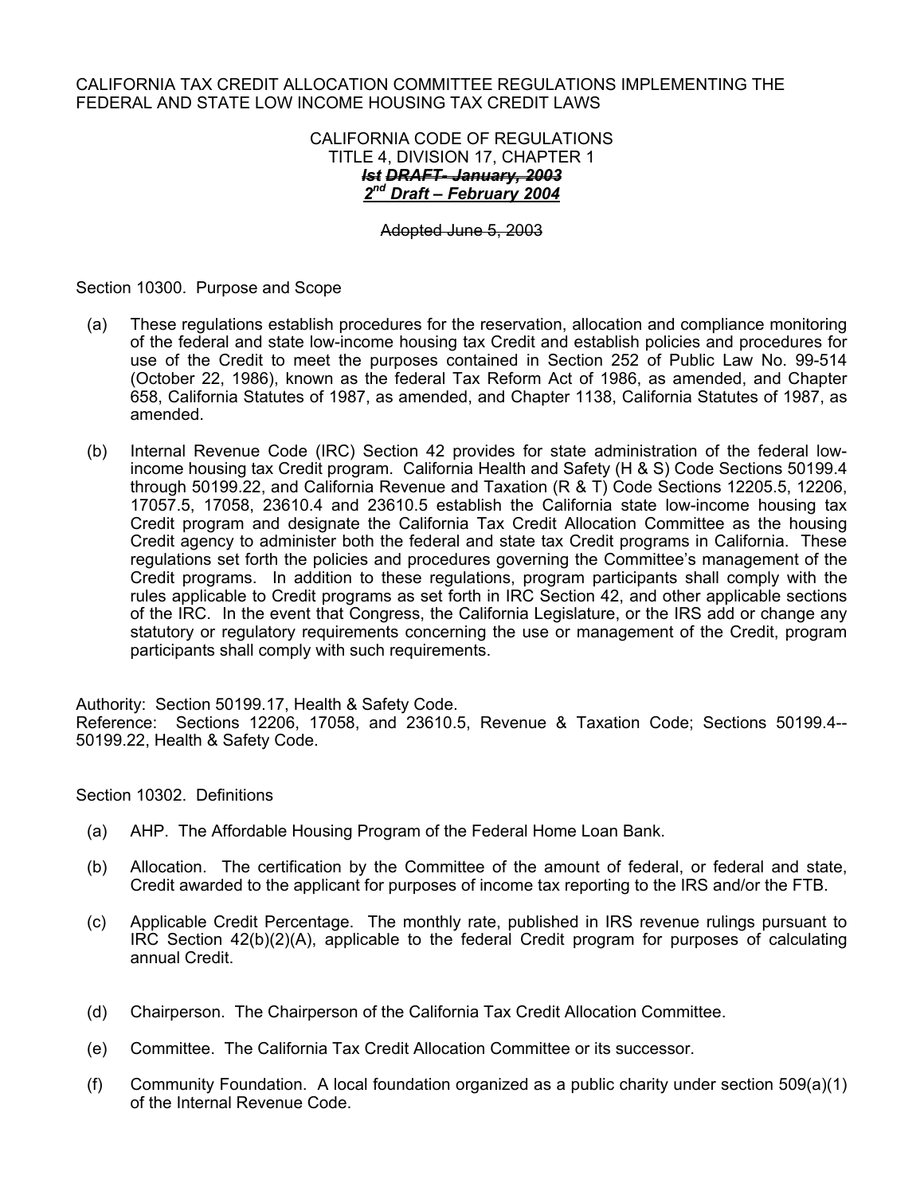CALIFORNIA TAX CREDIT ALLOCATION COMMITTEE REGULATIONS IMPLEMENTING THE FEDERAL AND STATE LOW INCOME HOUSING TAX CREDIT LAWS

CALIFORNIA CODE OF REGULATIONS
TITLE 4, DIVISION 17, CHAPTER 1
~~***Ist DRAFT- January, 2003***~~
***2nd Draft – February 2004***

~~Adopted June 5, 2003~~

Section 10300. Purpose and Scope

(a) These regulations establish procedures for the reservation, allocation and compliance monitoring of the federal and state low-income housing tax Credit and establish policies and procedures for use of the Credit to meet the purposes contained in Section 252 of Public Law No. 99-514 (October 22, 1986), known as the federal Tax Reform Act of 1986, as amended, and Chapter 658, California Statutes of 1987, as amended, and Chapter 1138, California Statutes of 1987, as amended.

(b) Internal Revenue Code (IRC) Section 42 provides for state administration of the federal low-income housing tax Credit program. California Health and Safety (H & S) Code Sections 50199.4 through 50199.22, and California Revenue and Taxation (R & T) Code Sections 12205.5, 12206, 17057.5, 17058, 23610.4 and 23610.5 establish the California state low-income housing tax Credit program and designate the California Tax Credit Allocation Committee as the housing Credit agency to administer both the federal and state tax Credit programs in California. These regulations set forth the policies and procedures governing the Committee's management of the Credit programs. In addition to these regulations, program participants shall comply with the rules applicable to Credit programs as set forth in IRC Section 42, and other applicable sections of the IRC. In the event that Congress, the California Legislature, or the IRS add or change any statutory or regulatory requirements concerning the use or management of the Credit, program participants shall comply with such requirements.

Authority: Section 50199.17, Health & Safety Code.
Reference: Sections 12206, 17058, and 23610.5, Revenue & Taxation Code; Sections 50199.4--50199.22, Health & Safety Code.

Section 10302. Definitions

(a) AHP. The Affordable Housing Program of the Federal Home Loan Bank.

(b) Allocation. The certification by the Committee of the amount of federal, or federal and state, Credit awarded to the applicant for purposes of income tax reporting to the IRS and/or the FTB.

(c) Applicable Credit Percentage. The monthly rate, published in IRS revenue rulings pursuant to IRC Section 42(b)(2)(A), applicable to the federal Credit program for purposes of calculating annual Credit.

(d) Chairperson. The Chairperson of the California Tax Credit Allocation Committee.

(e) Committee. The California Tax Credit Allocation Committee or its successor.

(f) Community Foundation. A local foundation organized as a public charity under section 509(a)(1) of the Internal Revenue Code.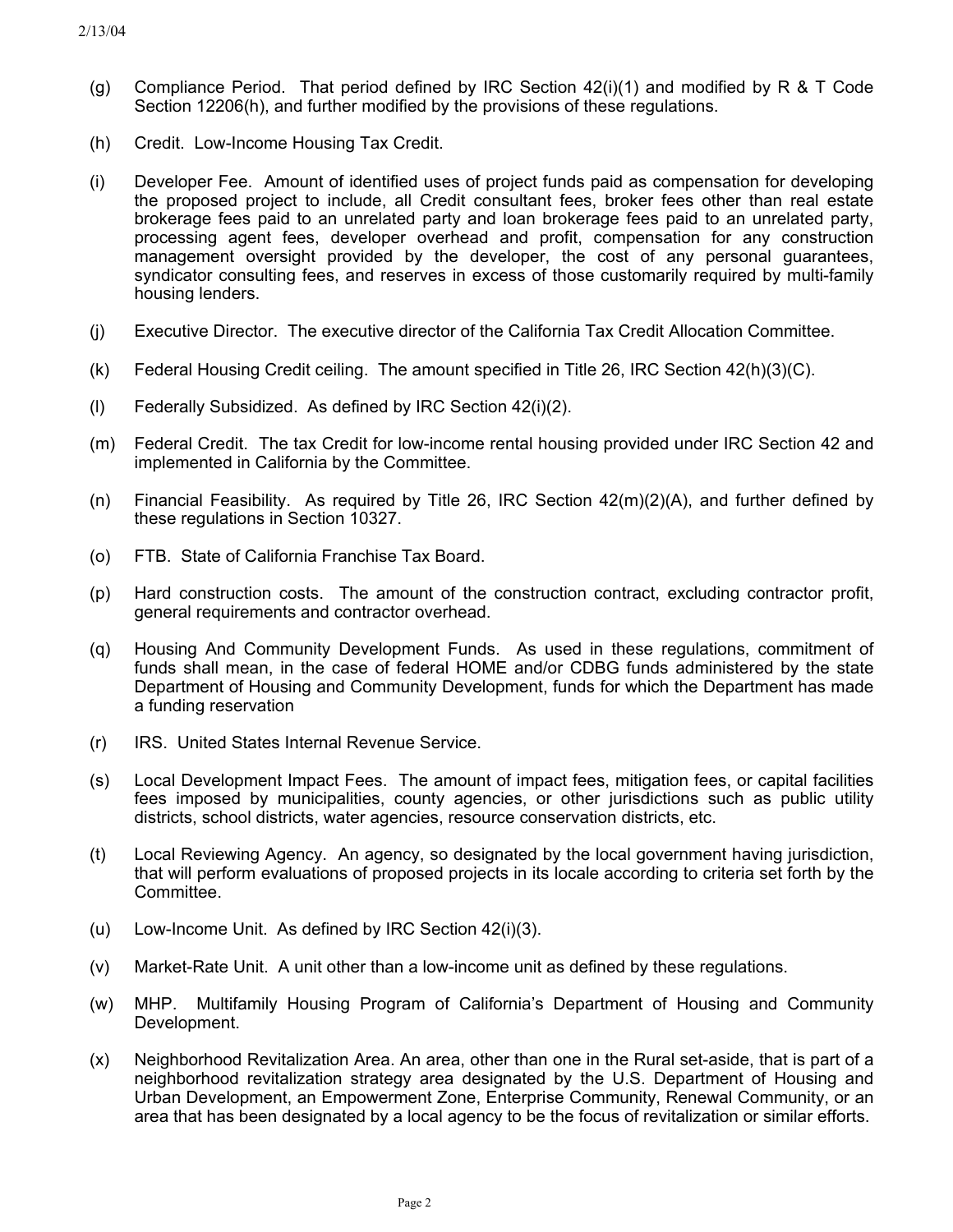(g) Compliance Period. That period defined by IRC Section 42(i)(1) and modified by R & T Code Section 12206(h), and further modified by the provisions of these regulations.

(h) Credit. Low-Income Housing Tax Credit.

(i) Developer Fee. Amount of identified uses of project funds paid as compensation for developing the proposed project to include, all Credit consultant fees, broker fees other than real estate brokerage fees paid to an unrelated party and loan brokerage fees paid to an unrelated party, processing agent fees, developer overhead and profit, compensation for any construction management oversight provided by the developer, the cost of any personal guarantees, syndicator consulting fees, and reserves in excess of those customarily required by multi-family housing lenders.

(j) Executive Director. The executive director of the California Tax Credit Allocation Committee.

(k) Federal Housing Credit ceiling. The amount specified in Title 26, IRC Section 42(h)(3)(C).

(l) Federally Subsidized. As defined by IRC Section 42(i)(2).

(m) Federal Credit. The tax Credit for low-income rental housing provided under IRC Section 42 and implemented in California by the Committee.

(n) Financial Feasibility. As required by Title 26, IRC Section 42(m)(2)(A), and further defined by these regulations in Section 10327.

(o) FTB. State of California Franchise Tax Board.

(p) Hard construction costs. The amount of the construction contract, excluding contractor profit, general requirements and contractor overhead.

(q) Housing And Community Development Funds. As used in these regulations, commitment of funds shall mean, in the case of federal HOME and/or CDBG funds administered by the state Department of Housing and Community Development, funds for which the Department has made a funding reservation

(r) IRS. United States Internal Revenue Service.

(s) Local Development Impact Fees. The amount of impact fees, mitigation fees, or capital facilities fees imposed by municipalities, county agencies, or other jurisdictions such as public utility districts, school districts, water agencies, resource conservation districts, etc.

(t) Local Reviewing Agency. An agency, so designated by the local government having jurisdiction, that will perform evaluations of proposed projects in its locale according to criteria set forth by the Committee.

(u) Low-Income Unit. As defined by IRC Section 42(i)(3).

(v) Market-Rate Unit. A unit other than a low-income unit as defined by these regulations.

(w) MHP. Multifamily Housing Program of California's Department of Housing and Community Development.

(x) Neighborhood Revitalization Area. An area, other than one in the Rural set-aside, that is part of a neighborhood revitalization strategy area designated by the U.S. Department of Housing and Urban Development, an Empowerment Zone, Enterprise Community, Renewal Community, or an area that has been designated by a local agency to be the focus of revitalization or similar efforts.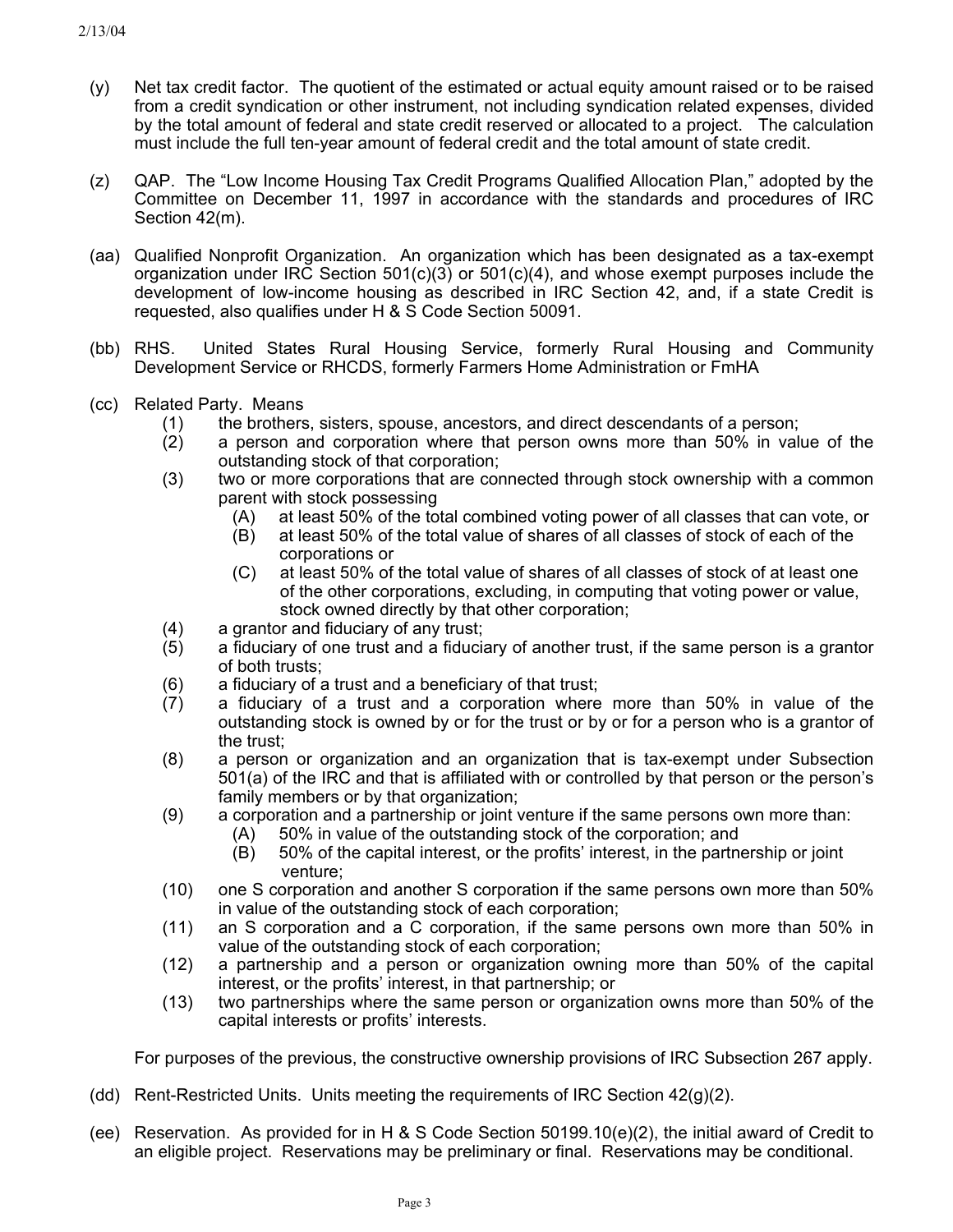(y) Net tax credit factor. The quotient of the estimated or actual equity amount raised or to be raised from a credit syndication or other instrument, not including syndication related expenses, divided by the total amount of federal and state credit reserved or allocated to a project. The calculation must include the full ten-year amount of federal credit and the total amount of state credit.

(z) QAP. The "Low Income Housing Tax Credit Programs Qualified Allocation Plan," adopted by the Committee on December 11, 1997 in accordance with the standards and procedures of IRC Section 42(m).

(aa) Qualified Nonprofit Organization. An organization which has been designated as a tax-exempt organization under IRC Section 501(c)(3) or 501(c)(4), and whose exempt purposes include the development of low-income housing as described in IRC Section 42, and, if a state Credit is requested, also qualifies under H & S Code Section 50091.

(bb) RHS. United States Rural Housing Service, formerly Rural Housing and Community Development Service or RHCDS, formerly Farmers Home Administration or FmHA

(cc) Related Party. Means

- (1) the brothers, sisters, spouse, ancestors, and direct descendants of a person;
- (2) a person and corporation where that person owns more than 50% in value of the outstanding stock of that corporation;
- (3) two or more corporations that are connected through stock ownership with a common parent with stock possessing
  - (A) at least 50% of the total combined voting power of all classes that can vote, or
  - (B) at least 50% of the total value of shares of all classes of stock of each of the corporations or
  - (C) at least 50% of the total value of shares of all classes of stock of at least one of the other corporations, excluding, in computing that voting power or value, stock owned directly by that other corporation;
- (4) a grantor and fiduciary of any trust;
- (5) a fiduciary of one trust and a fiduciary of another trust, if the same person is a grantor of both trusts;
- (6) a fiduciary of a trust and a beneficiary of that trust;
- (7) a fiduciary of a trust and a corporation where more than 50% in value of the outstanding stock is owned by or for the trust or by or for a person who is a grantor of the trust;
- (8) a person or organization and an organization that is tax-exempt under Subsection 501(a) of the IRC and that is affiliated with or controlled by that person or the person's family members or by that organization;
- (9) a corporation and a partnership or joint venture if the same persons own more than:
  - (A) 50% in value of the outstanding stock of the corporation; and
  - (B) 50% of the capital interest, or the profits' interest, in the partnership or joint venture;
- (10) one S corporation and another S corporation if the same persons own more than 50% in value of the outstanding stock of each corporation;
- (11) an S corporation and a C corporation, if the same persons own more than 50% in value of the outstanding stock of each corporation;
- (12) a partnership and a person or organization owning more than 50% of the capital interest, or the profits' interest, in that partnership; or
- (13) two partnerships where the same person or organization owns more than 50% of the capital interests or profits' interests.

For purposes of the previous, the constructive ownership provisions of IRC Subsection 267 apply.

(dd) Rent-Restricted Units. Units meeting the requirements of IRC Section 42(g)(2).

(ee) Reservation. As provided for in H & S Code Section 50199.10(e)(2), the initial award of Credit to an eligible project. Reservations may be preliminary or final. Reservations may be conditional.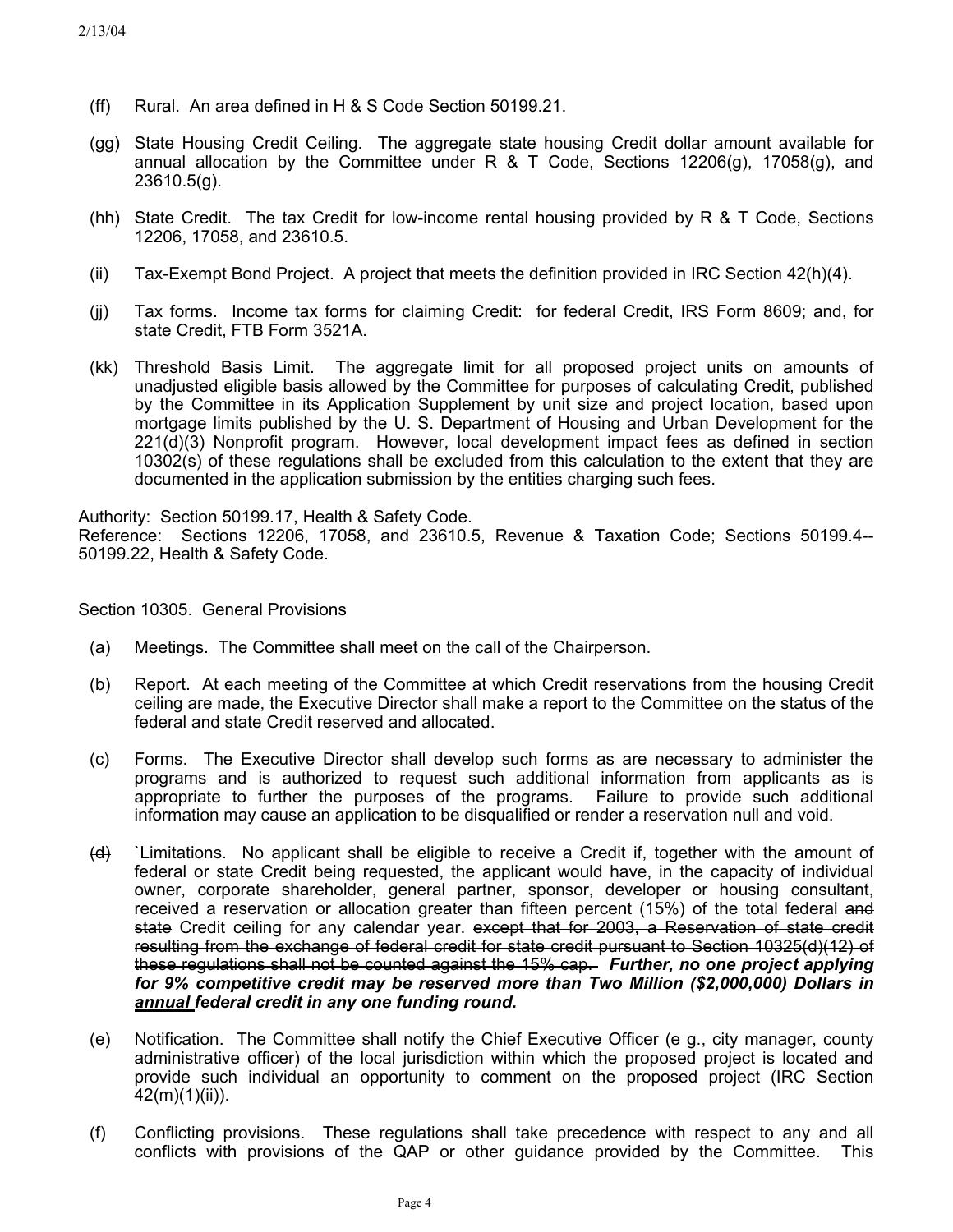(ff) Rural. An area defined in H & S Code Section 50199.21.

(gg) State Housing Credit Ceiling. The aggregate state housing Credit dollar amount available for annual allocation by the Committee under R & T Code, Sections 12206(g), 17058(g), and 23610.5(g).

(hh) State Credit. The tax Credit for low-income rental housing provided by R & T Code, Sections 12206, 17058, and 23610.5.

(ii) Tax-Exempt Bond Project. A project that meets the definition provided in IRC Section 42(h)(4).

(jj) Tax forms. Income tax forms for claiming Credit: for federal Credit, IRS Form 8609; and, for state Credit, FTB Form 3521A.

(kk) Threshold Basis Limit. The aggregate limit for all proposed project units on amounts of unadjusted eligible basis allowed by the Committee for purposes of calculating Credit, published by the Committee in its Application Supplement by unit size and project location, based upon mortgage limits published by the U. S. Department of Housing and Urban Development for the 221(d)(3) Nonprofit program. However, local development impact fees as defined in section 10302(s) of these regulations shall be excluded from this calculation to the extent that they are documented in the application submission by the entities charging such fees.

Authority: Section 50199.17, Health & Safety Code.
Reference: Sections 12206, 17058, and 23610.5, Revenue & Taxation Code; Sections 50199.4--50199.22, Health & Safety Code.

Section 10305. General Provisions

(a) Meetings. The Committee shall meet on the call of the Chairperson.

(b) Report. At each meeting of the Committee at which Credit reservations from the housing Credit ceiling are made, the Executive Director shall make a report to the Committee on the status of the federal and state Credit reserved and allocated.

(c) Forms. The Executive Director shall develop such forms as are necessary to administer the programs and is authorized to request such additional information from applicants as is appropriate to further the purposes of the programs. Failure to provide such additional information may cause an application to be disqualified or render a reservation null and void.

~~(d)~~ `Limitations. No applicant shall be eligible to receive a Credit if, together with the amount of federal or state Credit being requested, the applicant would have, in the capacity of individual owner, corporate shareholder, general partner, sponsor, developer or housing consultant, received a reservation or allocation greater than fifteen percent (15%) of the total federal ~~and state~~ Credit ceiling for any calendar year. ~~except that for 2003, a Reservation of state credit resulting from the exchange of federal credit for state credit pursuant to Section 10325(d)(12) of these regulations shall not be counted against the 15% cap.~~ ***Further, no one project applying for 9% competitive credit may be reserved more than Two Million ($2,000,000) Dollars in <u>annual</u> federal credit in any one funding round.***

(e) Notification. The Committee shall notify the Chief Executive Officer (e g., city manager, county administrative officer) of the local jurisdiction within which the proposed project is located and provide such individual an opportunity to comment on the proposed project (IRC Section 42(m)(1)(ii)).

(f) Conflicting provisions. These regulations shall take precedence with respect to any and all conflicts with provisions of the QAP or other guidance provided by the Committee. This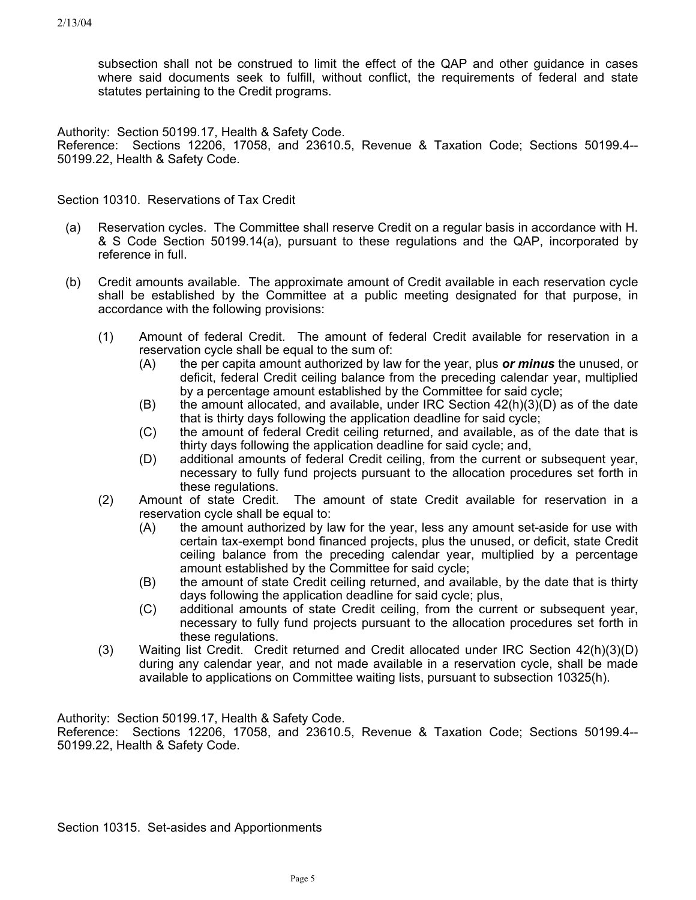subsection shall not be construed to limit the effect of the QAP and other guidance in cases where said documents seek to fulfill, without conflict, the requirements of federal and state statutes pertaining to the Credit programs.

Authority: Section 50199.17, Health & Safety Code.
Reference: Sections 12206, 17058, and 23610.5, Revenue & Taxation Code; Sections 50199.4--50199.22, Health & Safety Code.

Section 10310. Reservations of Tax Credit

(a) Reservation cycles. The Committee shall reserve Credit on a regular basis in accordance with H. & S Code Section 50199.14(a), pursuant to these regulations and the QAP, incorporated by reference in full.

(b) Credit amounts available. The approximate amount of Credit available in each reservation cycle shall be established by the Committee at a public meeting designated for that purpose, in accordance with the following provisions:

   (1) Amount of federal Credit. The amount of federal Credit available for reservation in a reservation cycle shall be equal to the sum of:
      (A) the per capita amount authorized by law for the year, plus ***or minus*** the unused, or deficit, federal Credit ceiling balance from the preceding calendar year, multiplied by a percentage amount established by the Committee for said cycle;
      (B) the amount allocated, and available, under IRC Section 42(h)(3)(D) as of the date that is thirty days following the application deadline for said cycle;
      (C) the amount of federal Credit ceiling returned, and available, as of the date that is thirty days following the application deadline for said cycle; and,
      (D) additional amounts of federal Credit ceiling, from the current or subsequent year, necessary to fully fund projects pursuant to the allocation procedures set forth in these regulations.

   (2) Amount of state Credit. The amount of state Credit available for reservation in a reservation cycle shall be equal to:
      (A) the amount authorized by law for the year, less any amount set-aside for use with certain tax-exempt bond financed projects, plus the unused, or deficit, state Credit ceiling balance from the preceding calendar year, multiplied by a percentage amount established by the Committee for said cycle;
      (B) the amount of state Credit ceiling returned, and available, by the date that is thirty days following the application deadline for said cycle; plus,
      (C) additional amounts of state Credit ceiling, from the current or subsequent year, necessary to fully fund projects pursuant to the allocation procedures set forth in these regulations.

   (3) Waiting list Credit. Credit returned and Credit allocated under IRC Section 42(h)(3)(D) during any calendar year, and not made available in a reservation cycle, shall be made available to applications on Committee waiting lists, pursuant to subsection 10325(h).

Authority: Section 50199.17, Health & Safety Code.
Reference: Sections 12206, 17058, and 23610.5, Revenue & Taxation Code; Sections 50199.4--50199.22, Health & Safety Code.

Section 10315. Set-asides and Apportionments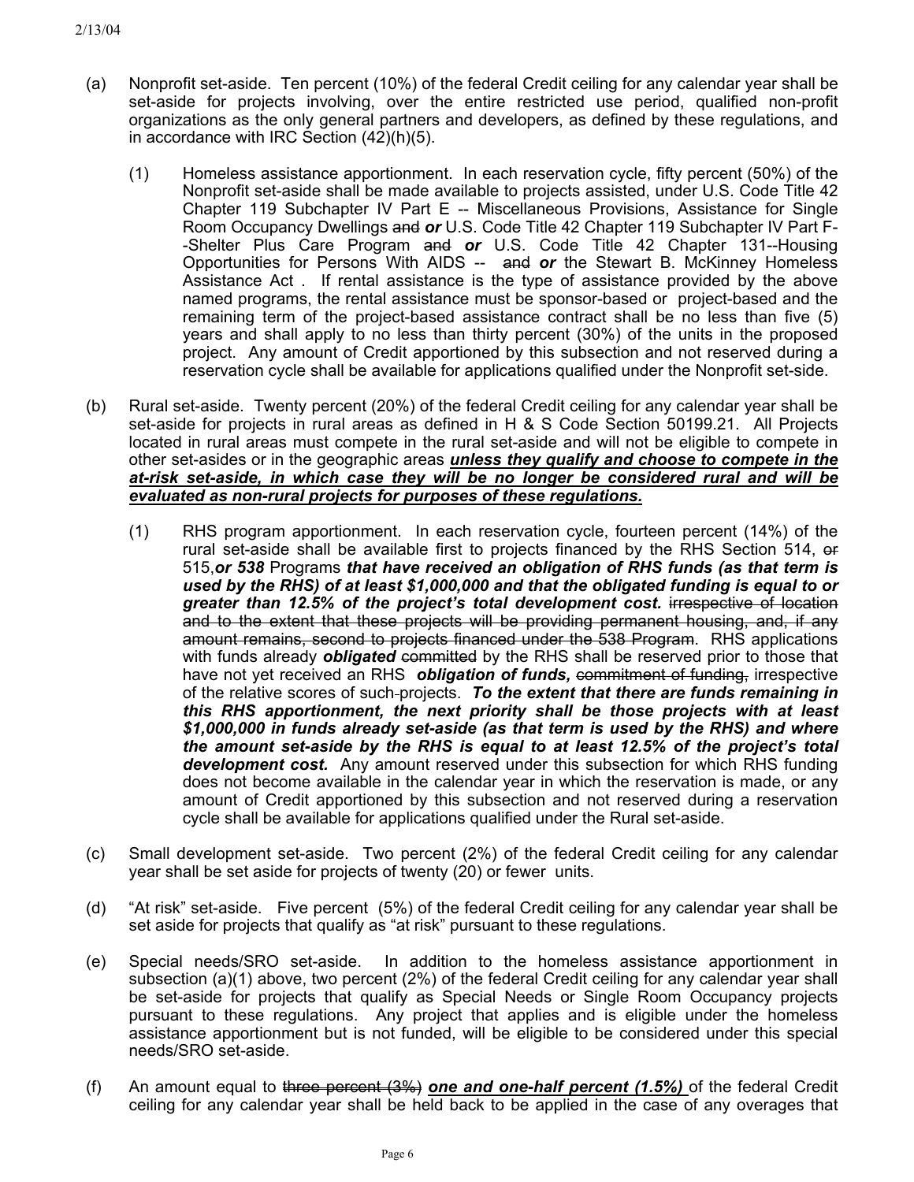(a) Nonprofit set-aside. Ten percent (10%) of the federal Credit ceiling for any calendar year shall be set-aside for projects involving, over the entire restricted use period, qualified non-profit organizations as the only general partners and developers, as defined by these regulations, and in accordance with IRC Section (42)(h)(5).

   (1) Homeless assistance apportionment. In each reservation cycle, fifty percent (50%) of the Nonprofit set-aside shall be made available to projects assisted, under U.S. Code Title 42 Chapter 119 Subchapter IV Part E -- Miscellaneous Provisions, Assistance for Single Room Occupancy Dwellings ~~and~~ ***or*** U.S. Code Title 42 Chapter 119 Subchapter IV Part F--Shelter Plus Care Program ~~and~~ ***or*** U.S. Code Title 42 Chapter 131--Housing Opportunities for Persons With AIDS -- ~~and~~ ***or*** the Stewart B. McKinney Homeless Assistance Act . If rental assistance is the type of assistance provided by the above named programs, the rental assistance must be sponsor-based or project-based and the remaining term of the project-based assistance contract shall be no less than five (5) years and shall apply to no less than thirty percent (30%) of the units in the proposed project. Any amount of Credit apportioned by this subsection and not reserved during a reservation cycle shall be available for applications qualified under the Nonprofit set-side.

(b) Rural set-aside. Twenty percent (20%) of the federal Credit ceiling for any calendar year shall be set-aside for projects in rural areas as defined in H & S Code Section 50199.21. All Projects located in rural areas must compete in the rural set-aside and will not be eligible to compete in other set-asides or in the geographic areas ***<u>unless they qualify and choose to compete in the at-risk set-aside, in which case they will be no longer be considered rural and will be evaluated as non-rural projects for purposes of these regulations.</u>***

   (1) RHS program apportionment. In each reservation cycle, fourteen percent (14%) of the rural set-aside shall be available first to projects financed by the RHS Section 514, ~~or~~ 515,***or 538*** Programs ***that have received an obligation of RHS funds (as that term is used by the RHS) of at least $1,000,000 and that the obligated funding is equal to or greater than 12.5% of the project's total development cost.*** ~~irrespective of location and to the extent that these projects will be providing permanent housing, and, if any amount remains, second to projects financed under the 538 Program~~. RHS applications with funds already ***obligated*** ~~committed~~ by the RHS shall be reserved prior to those that have not yet received an RHS ***obligation of funds,*** ~~commitment of funding,~~ irrespective of the relative scores of such projects. ***To the extent that there are funds remaining in this RHS apportionment, the next priority shall be those projects with at least $1,000,000 in funds already set-aside (as that term is used by the RHS) and where the amount set-aside by the RHS is equal to at least 12.5% of the project's total development cost.*** Any amount reserved under this subsection for which RHS funding does not become available in the calendar year in which the reservation is made, or any amount of Credit apportioned by this subsection and not reserved during a reservation cycle shall be available for applications qualified under the Rural set-aside.

(c) Small development set-aside. Two percent (2%) of the federal Credit ceiling for any calendar year shall be set aside for projects of twenty (20) or fewer units.

(d) "At risk" set-aside. Five percent (5%) of the federal Credit ceiling for any calendar year shall be set aside for projects that qualify as "at risk" pursuant to these regulations.

(e) Special needs/SRO set-aside. In addition to the homeless assistance apportionment in subsection (a)(1) above, two percent (2%) of the federal Credit ceiling for any calendar year shall be set-aside for projects that qualify as Special Needs or Single Room Occupancy projects pursuant to these regulations. Any project that applies and is eligible under the homeless assistance apportionment but is not funded, will be eligible to be considered under this special needs/SRO set-aside.

(f) An amount equal to ~~three percent (3%)~~ ***<u>one and one-half percent (1.5%)</u>*** of the federal Credit ceiling for any calendar year shall be held back to be applied in the case of any overages that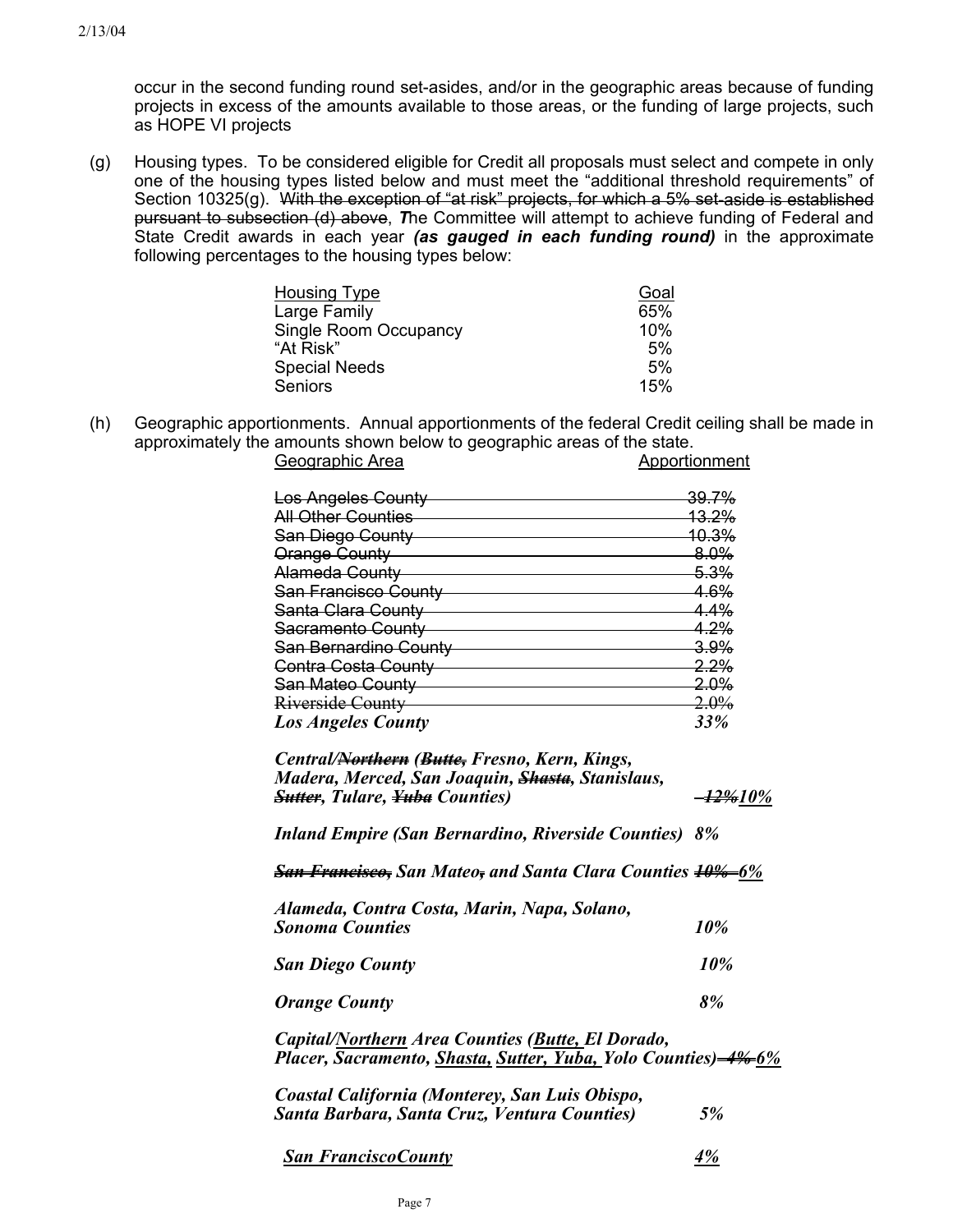occur in the second funding round set-asides, and/or in the geographic areas because of funding projects in excess of the amounts available to those areas, or the funding of large projects, such as HOPE VI projects

(g) Housing types. To be considered eligible for Credit all proposals must select and compete in only one of the housing types listed below and must meet the "additional threshold requirements" of Section 10325(g). ~~With the exception of "at risk" projects, for which a 5% set-aside is established pursuant to subsection (d) above~~, ***T***he Committee will attempt to achieve funding of Federal and State Credit awards in each year ***(as gauged in each funding round)*** in the approximate following percentages to the housing types below:

| Housing Type | Goal |
|---|---|
| Large Family | 65% |
| Single Room Occupancy | 10% |
| "At Risk" | 5% |
| Special Needs | 5% |
| Seniors | 15% |

(h) Geographic apportionments. Annual apportionments of the federal Credit ceiling shall be made in approximately the amounts shown below to geographic areas of the state.

| Geographic Area | Apportionment |
|---|---|
| ~~Los Angeles County~~ | ~~39.7%~~ |
| ~~All Other Counties~~ | ~~13.2%~~ |
| ~~San Diego County~~ | ~~10.3%~~ |
| ~~Orange County~~ | ~~8.0%~~ |
| ~~Alameda County~~ | ~~5.3%~~ |
| ~~San Francisco County~~ | ~~4.6%~~ |
| ~~Santa Clara County~~ | ~~4.4%~~ |
| ~~Sacramento County~~ | ~~4.2%~~ |
| ~~San Bernardino County~~ | ~~3.9%~~ |
| ~~Contra Costa County~~ | ~~2.2%~~ |
| ~~San Mateo County~~ | ~~2.0%~~ |
| ~~Riverside County~~ | ~~2.0%~~ |
| ***Los Angeles County*** | ***33%*** |
| ***Central/~~Northern~~ (~~Butte,~~ Fresno, Kern, Kings, Madera, Merced, San Joaquin, ~~Shasta~~, Stanislaus, ~~Sutter~~, Tulare, ~~Yuba~~ Counties)*** | ***~~12%~~10%*** |
| ***Inland Empire (San Bernardino, Riverside Counties)*** | ***8%*** |
| ***~~San Francisco,~~ San Mateo~~,~~ and Santa Clara Counties*** | ***~~10%~~ 6%*** |
| ***Alameda, Contra Costa, Marin, Napa, Solano, Sonoma Counties*** | ***10%*** |
| ***San Diego County*** | ***10%*** |
| ***Orange County*** | ***8%*** |
| ***Capital/Northern Area Counties (Butte, El Dorado, Placer, Sacramento, Shasta, Sutter, Yuba, Yolo Counties)*** | ***~~4%~~ 6%*** |
| ***Coastal California (Monterey, San Luis Obispo, Santa Barbara, Santa Cruz, Ventura Counties)*** | ***5%*** |
| ***San FranciscoCounty*** | ***4%*** |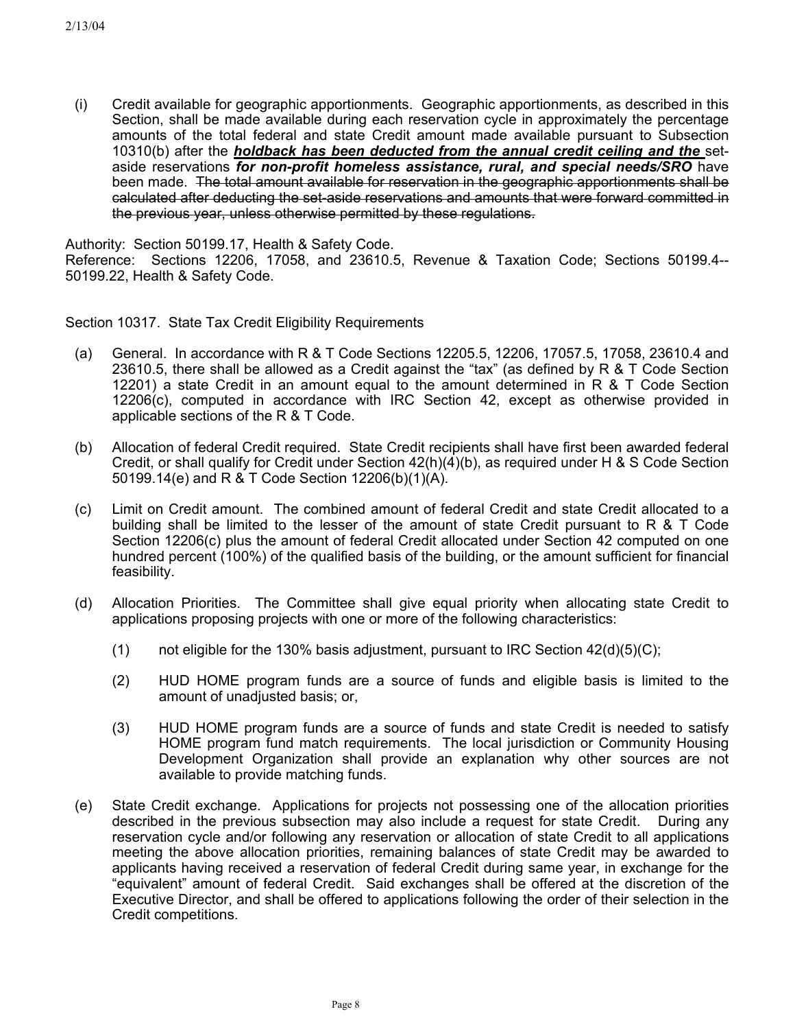(i) Credit available for geographic apportionments. Geographic apportionments, as described in this Section, shall be made available during each reservation cycle in approximately the percentage amounts of the total federal and state Credit amount made available pursuant to Subsection 10310(b) after the ***<u>holdback has been deducted from the annual credit ceiling and the</u>*** set-aside reservations ***for non-profit homeless assistance, rural, and special needs/SRO*** have been made. ~~The total amount available for reservation in the geographic apportionments shall be calculated after deducting the set-aside reservations and amounts that were forward committed in the previous year, unless otherwise permitted by these regulations.~~

Authority: Section 50199.17, Health & Safety Code.
Reference: Sections 12206, 17058, and 23610.5, Revenue & Taxation Code; Sections 50199.4--50199.22, Health & Safety Code.

Section 10317. State Tax Credit Eligibility Requirements

(a) General. In accordance with R & T Code Sections 12205.5, 12206, 17057.5, 17058, 23610.4 and 23610.5, there shall be allowed as a Credit against the "tax" (as defined by R & T Code Section 12201) a state Credit in an amount equal to the amount determined in R & T Code Section 12206(c), computed in accordance with IRC Section 42, except as otherwise provided in applicable sections of the R & T Code.

(b) Allocation of federal Credit required. State Credit recipients shall have first been awarded federal Credit, or shall qualify for Credit under Section 42(h)(4)(b), as required under H & S Code Section 50199.14(e) and R & T Code Section 12206(b)(1)(A).

(c) Limit on Credit amount. The combined amount of federal Credit and state Credit allocated to a building shall be limited to the lesser of the amount of state Credit pursuant to R & T Code Section 12206(c) plus the amount of federal Credit allocated under Section 42 computed on one hundred percent (100%) of the qualified basis of the building, or the amount sufficient for financial feasibility.

(d) Allocation Priorities. The Committee shall give equal priority when allocating state Credit to applications proposing projects with one or more of the following characteristics:

   (1) not eligible for the 130% basis adjustment, pursuant to IRC Section 42(d)(5)(C);

   (2) HUD HOME program funds are a source of funds and eligible basis is limited to the amount of unadjusted basis; or,

   (3) HUD HOME program funds are a source of funds and state Credit is needed to satisfy HOME program fund match requirements. The local jurisdiction or Community Housing Development Organization shall provide an explanation why other sources are not available to provide matching funds.

(e) State Credit exchange. Applications for projects not possessing one of the allocation priorities described in the previous subsection may also include a request for state Credit. During any reservation cycle and/or following any reservation or allocation of state Credit to all applications meeting the above allocation priorities, remaining balances of state Credit may be awarded to applicants having received a reservation of federal Credit during same year, in exchange for the "equivalent" amount of federal Credit. Said exchanges shall be offered at the discretion of the Executive Director, and shall be offered to applications following the order of their selection in the Credit competitions.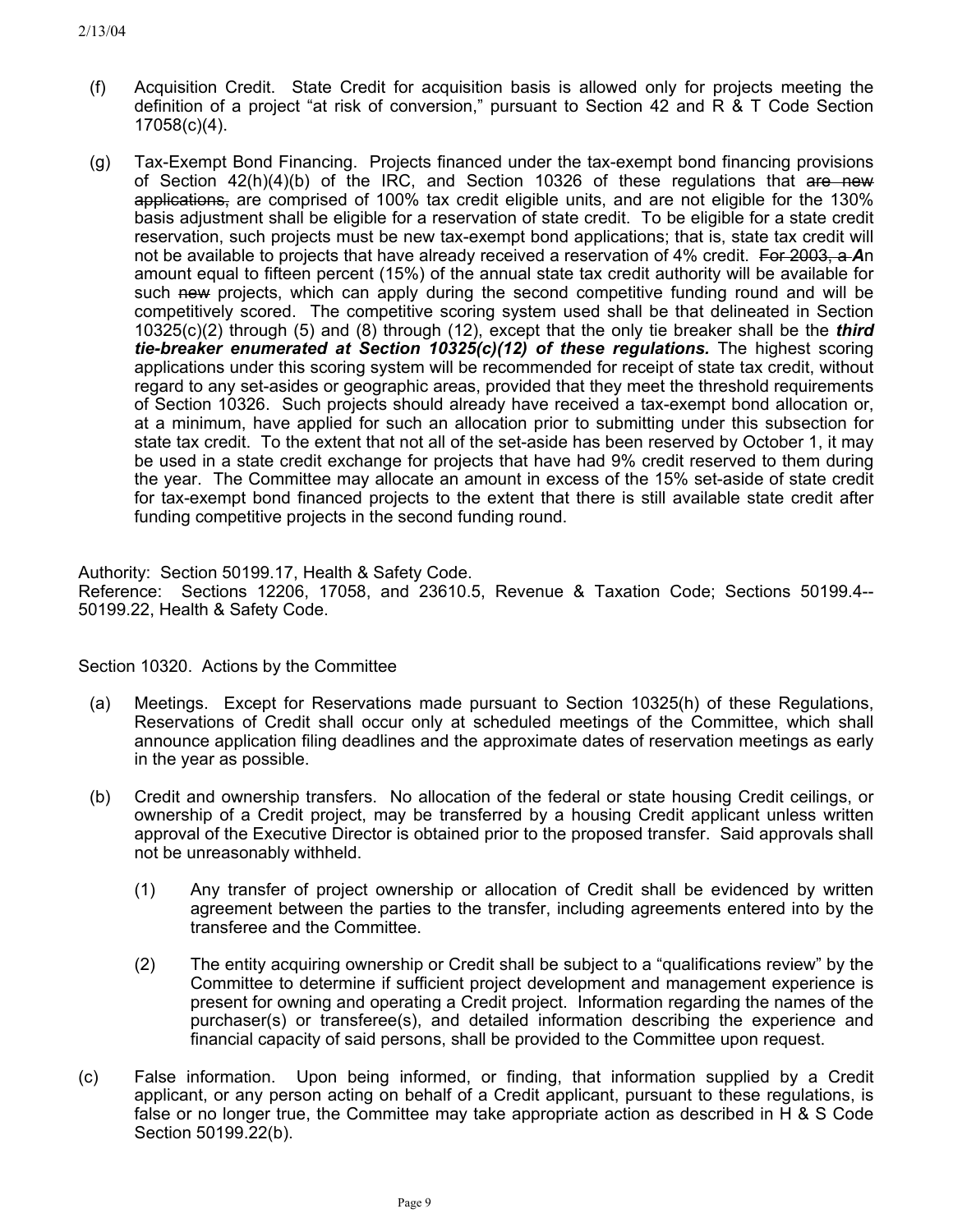(f) Acquisition Credit. State Credit for acquisition basis is allowed only for projects meeting the definition of a project "at risk of conversion," pursuant to Section 42 and R & T Code Section 17058(c)(4).

(g) Tax-Exempt Bond Financing. Projects financed under the tax-exempt bond financing provisions of Section 42(h)(4)(b) of the IRC, and Section 10326 of these regulations that ~~are new applications,~~ are comprised of 100% tax credit eligible units, and are not eligible for the 130% basis adjustment shall be eligible for a reservation of state credit. To be eligible for a state credit reservation, such projects must be new tax-exempt bond applications; that is, state tax credit will not be available to projects that have already received a reservation of 4% credit. ~~For 2003, a~~ ***A***n amount equal to fifteen percent (15%) of the annual state tax credit authority will be available for such ~~new~~ projects, which can apply during the second competitive funding round and will be competitively scored. The competitive scoring system used shall be that delineated in Section 10325(c)(2) through (5) and (8) through (12), except that the only tie breaker shall be the ***third tie-breaker enumerated at Section 10325(c)(12) of these regulations.*** The highest scoring applications under this scoring system will be recommended for receipt of state tax credit, without regard to any set-asides or geographic areas, provided that they meet the threshold requirements of Section 10326. Such projects should already have received a tax-exempt bond allocation or, at a minimum, have applied for such an allocation prior to submitting under this subsection for state tax credit. To the extent that not all of the set-aside has been reserved by October 1, it may be used in a state credit exchange for projects that have had 9% credit reserved to them during the year. The Committee may allocate an amount in excess of the 15% set-aside of state credit for tax-exempt bond financed projects to the extent that there is still available state credit after funding competitive projects in the second funding round.

Authority: Section 50199.17, Health & Safety Code.
Reference: Sections 12206, 17058, and 23610.5, Revenue & Taxation Code; Sections 50199.4--50199.22, Health & Safety Code.

Section 10320. Actions by the Committee

(a) Meetings. Except for Reservations made pursuant to Section 10325(h) of these Regulations, Reservations of Credit shall occur only at scheduled meetings of the Committee, which shall announce application filing deadlines and the approximate dates of reservation meetings as early in the year as possible.

(b) Credit and ownership transfers. No allocation of the federal or state housing Credit ceilings, or ownership of a Credit project, may be transferred by a housing Credit applicant unless written approval of the Executive Director is obtained prior to the proposed transfer. Said approvals shall not be unreasonably withheld.

(1) Any transfer of project ownership or allocation of Credit shall be evidenced by written agreement between the parties to the transfer, including agreements entered into by the transferee and the Committee.

(2) The entity acquiring ownership or Credit shall be subject to a "qualifications review" by the Committee to determine if sufficient project development and management experience is present for owning and operating a Credit project. Information regarding the names of the purchaser(s) or transferee(s), and detailed information describing the experience and financial capacity of said persons, shall be provided to the Committee upon request.

(c) False information. Upon being informed, or finding, that information supplied by a Credit applicant, or any person acting on behalf of a Credit applicant, pursuant to these regulations, is false or no longer true, the Committee may take appropriate action as described in H & S Code Section 50199.22(b).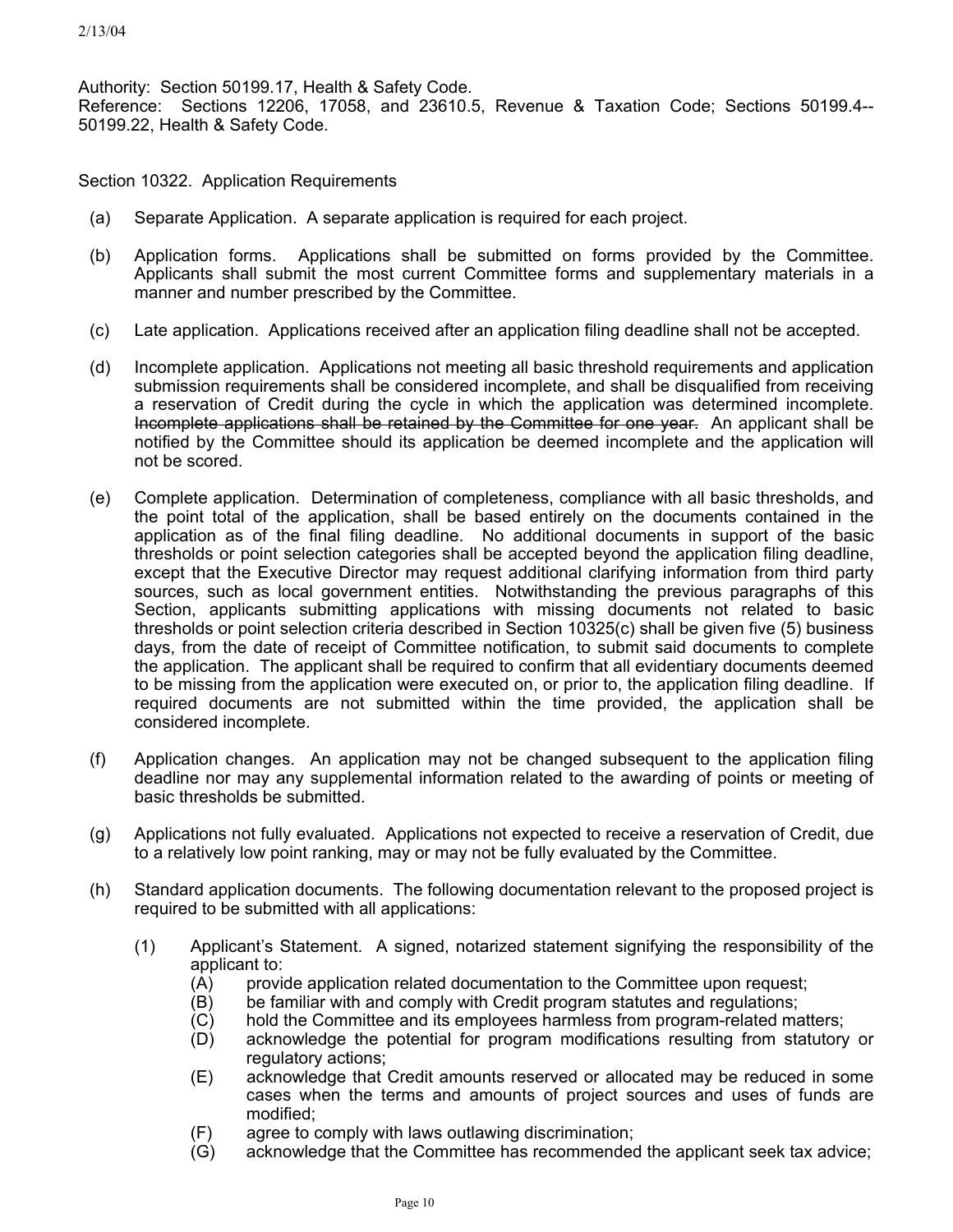Authority: Section 50199.17, Health & Safety Code.
Reference: Sections 12206, 17058, and 23610.5, Revenue & Taxation Code; Sections 50199.4--50199.22, Health & Safety Code.

Section 10322. Application Requirements

(a) Separate Application. A separate application is required for each project.

(b) Application forms. Applications shall be submitted on forms provided by the Committee. Applicants shall submit the most current Committee forms and supplementary materials in a manner and number prescribed by the Committee.

(c) Late application. Applications received after an application filing deadline shall not be accepted.

(d) Incomplete application. Applications not meeting all basic threshold requirements and application submission requirements shall be considered incomplete, and shall be disqualified from receiving a reservation of Credit during the cycle in which the application was determined incomplete. ~~Incomplete applications shall be retained by the Committee for one year.~~ An applicant shall be notified by the Committee should its application be deemed incomplete and the application will not be scored.

(e) Complete application. Determination of completeness, compliance with all basic thresholds, and the point total of the application, shall be based entirely on the documents contained in the application as of the final filing deadline. No additional documents in support of the basic thresholds or point selection categories shall be accepted beyond the application filing deadline, except that the Executive Director may request additional clarifying information from third party sources, such as local government entities. Notwithstanding the previous paragraphs of this Section, applicants submitting applications with missing documents not related to basic thresholds or point selection criteria described in Section 10325(c) shall be given five (5) business days, from the date of receipt of Committee notification, to submit said documents to complete the application. The applicant shall be required to confirm that all evidentiary documents deemed to be missing from the application were executed on, or prior to, the application filing deadline. If required documents are not submitted within the time provided, the application shall be considered incomplete.

(f) Application changes. An application may not be changed subsequent to the application filing deadline nor may any supplemental information related to the awarding of points or meeting of basic thresholds be submitted.

(g) Applications not fully evaluated. Applications not expected to receive a reservation of Credit, due to a relatively low point ranking, may or may not be fully evaluated by the Committee.

(h) Standard application documents. The following documentation relevant to the proposed project is required to be submitted with all applications:

   (1) Applicant's Statement. A signed, notarized statement signifying the responsibility of the applicant to:
      (A) provide application related documentation to the Committee upon request;
      (B) be familiar with and comply with Credit program statutes and regulations;
      (C) hold the Committee and its employees harmless from program-related matters;
      (D) acknowledge the potential for program modifications resulting from statutory or regulatory actions;
      (E) acknowledge that Credit amounts reserved or allocated may be reduced in some cases when the terms and amounts of project sources and uses of funds are modified;
      (F) agree to comply with laws outlawing discrimination;
      (G) acknowledge that the Committee has recommended the applicant seek tax advice;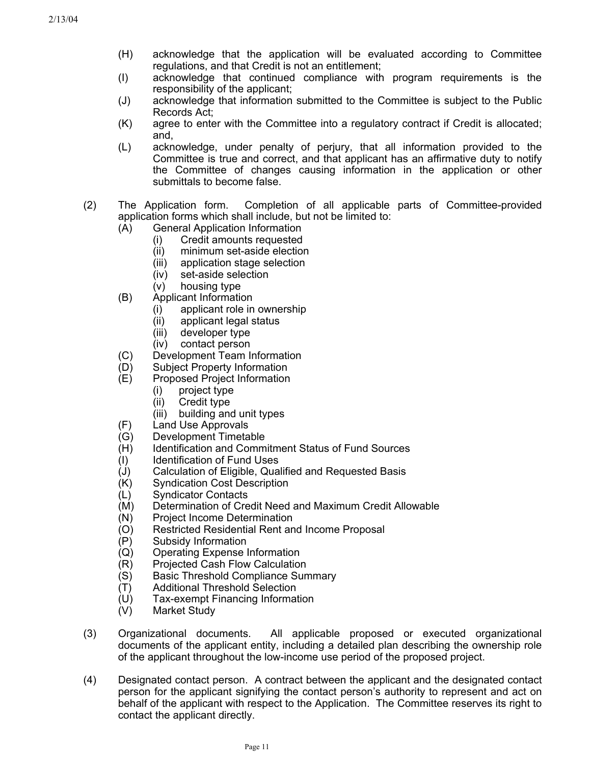(H) acknowledge that the application will be evaluated according to Committee regulations, and that Credit is not an entitlement;

(I) acknowledge that continued compliance with program requirements is the responsibility of the applicant;

(J) acknowledge that information submitted to the Committee is subject to the Public Records Act;

(K) agree to enter with the Committee into a regulatory contract if Credit is allocated; and,

(L) acknowledge, under penalty of perjury, that all information provided to the Committee is true and correct, and that applicant has an affirmative duty to notify the Committee of changes causing information in the application or other submittals to become false.

(2) The Application form. Completion of all applicable parts of Committee-provided application forms which shall include, but not be limited to:

- (A) General Application Information
  - (i) Credit amounts requested
  - (ii) minimum set-aside election
  - (iii) application stage selection
  - (iv) set-aside selection
  - (v) housing type
- (B) Applicant Information
  - (i) applicant role in ownership
  - (ii) applicant legal status
  - (iii) developer type
  - (iv) contact person
- (C) Development Team Information
- (D) Subject Property Information
- (E) Proposed Project Information
  - (i) project type
  - (ii) Credit type
  - (iii) building and unit types
- (F) Land Use Approvals
- (G) Development Timetable
- (H) Identification and Commitment Status of Fund Sources
- (I) Identification of Fund Uses
- (J) Calculation of Eligible, Qualified and Requested Basis
- (K) Syndication Cost Description
- (L) Syndicator Contacts
- (M) Determination of Credit Need and Maximum Credit Allowable
- (N) Project Income Determination
- (O) Restricted Residential Rent and Income Proposal
- (P) Subsidy Information
- (Q) Operating Expense Information
- (R) Projected Cash Flow Calculation
- (S) Basic Threshold Compliance Summary
- (T) Additional Threshold Selection
- (U) Tax-exempt Financing Information
- (V) Market Study

(3) Organizational documents. All applicable proposed or executed organizational documents of the applicant entity, including a detailed plan describing the ownership role of the applicant throughout the low-income use period of the proposed project.

(4) Designated contact person. A contract between the applicant and the designated contact person for the applicant signifying the contact person's authority to represent and act on behalf of the applicant with respect to the Application. The Committee reserves its right to contact the applicant directly.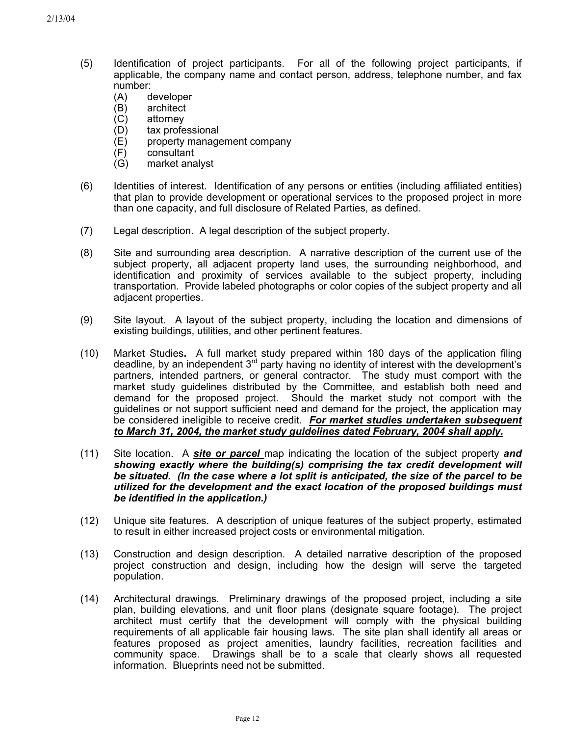(5) Identification of project participants. For all of the following project participants, if applicable, the company name and contact person, address, telephone number, and fax number:
   - (A) developer
   - (B) architect
   - (C) attorney
   - (D) tax professional
   - (E) property management company
   - (F) consultant
   - (G) market analyst

(6) Identities of interest. Identification of any persons or entities (including affiliated entities) that plan to provide development or operational services to the proposed project in more than one capacity, and full disclosure of Related Parties, as defined.

(7) Legal description. A legal description of the subject property.

(8) Site and surrounding area description. A narrative description of the current use of the subject property, all adjacent property land uses, the surrounding neighborhood, and identification and proximity of services available to the subject property, including transportation. Provide labeled photographs or color copies of the subject property and all adjacent properties.

(9) Site layout. A layout of the subject property, including the location and dimensions of existing buildings, utilities, and other pertinent features.

(10) Market Studies**.** A full market study prepared within 180 days of the application filing deadline, by an independent 3rd party having no identity of interest with the development's partners, intended partners, or general contractor. The study must comport with the market study guidelines distributed by the Committee, and establish both need and demand for the proposed project. Should the market study not comport with the guidelines or not support sufficient need and demand for the project, the application may be considered ineligible to receive credit. ***<u>For market studies undertaken subsequent to March 31, 2004, the market study guidelines dated February, 2004 shall apply.</u>***

(11) Site location. A ***<u>site or parcel</u>*** map indicating the location of the subject property ***and showing exactly where the building(s) comprising the tax credit development will be situated. (In the case where a lot split is anticipated, the size of the parcel to be utilized for the development and the exact location of the proposed buildings must be identified in the application.)***

(12) Unique site features. A description of unique features of the subject property, estimated to result in either increased project costs or environmental mitigation.

(13) Construction and design description. A detailed narrative description of the proposed project construction and design, including how the design will serve the targeted population.

(14) Architectural drawings. Preliminary drawings of the proposed project, including a site plan, building elevations, and unit floor plans (designate square footage). The project architect must certify that the development will comply with the physical building requirements of all applicable fair housing laws. The site plan shall identify all areas or features proposed as project amenities, laundry facilities, recreation facilities and community space. Drawings shall be to a scale that clearly shows all requested information. Blueprints need not be submitted.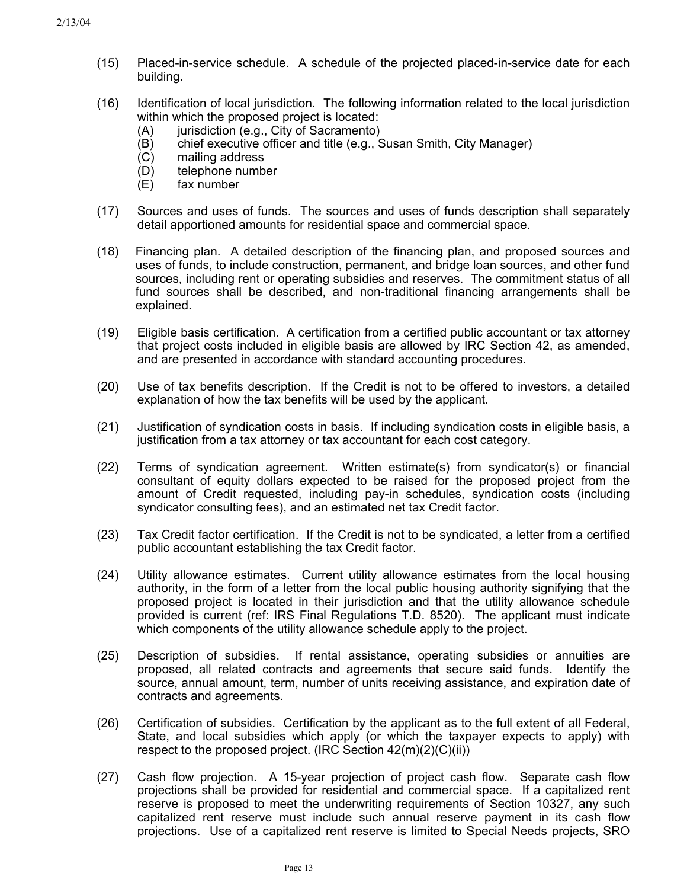(15) Placed-in-service schedule. A schedule of the projected placed-in-service date for each building.

(16) Identification of local jurisdiction. The following information related to the local jurisdiction within which the proposed project is located:
   - (A) jurisdiction (e.g., City of Sacramento)
   - (B) chief executive officer and title (e.g., Susan Smith, City Manager)
   - (C) mailing address
   - (D) telephone number
   - (E) fax number

(17) Sources and uses of funds. The sources and uses of funds description shall separately detail apportioned amounts for residential space and commercial space.

(18) Financing plan. A detailed description of the financing plan, and proposed sources and uses of funds, to include construction, permanent, and bridge loan sources, and other fund sources, including rent or operating subsidies and reserves. The commitment status of all fund sources shall be described, and non-traditional financing arrangements shall be explained.

(19) Eligible basis certification. A certification from a certified public accountant or tax attorney that project costs included in eligible basis are allowed by IRC Section 42, as amended, and are presented in accordance with standard accounting procedures.

(20) Use of tax benefits description. If the Credit is not to be offered to investors, a detailed explanation of how the tax benefits will be used by the applicant.

(21) Justification of syndication costs in basis. If including syndication costs in eligible basis, a justification from a tax attorney or tax accountant for each cost category.

(22) Terms of syndication agreement. Written estimate(s) from syndicator(s) or financial consultant of equity dollars expected to be raised for the proposed project from the amount of Credit requested, including pay-in schedules, syndication costs (including syndicator consulting fees), and an estimated net tax Credit factor.

(23) Tax Credit factor certification. If the Credit is not to be syndicated, a letter from a certified public accountant establishing the tax Credit factor.

(24) Utility allowance estimates. Current utility allowance estimates from the local housing authority, in the form of a letter from the local public housing authority signifying that the proposed project is located in their jurisdiction and that the utility allowance schedule provided is current (ref: IRS Final Regulations T.D. 8520). The applicant must indicate which components of the utility allowance schedule apply to the project.

(25) Description of subsidies. If rental assistance, operating subsidies or annuities are proposed, all related contracts and agreements that secure said funds. Identify the source, annual amount, term, number of units receiving assistance, and expiration date of contracts and agreements.

(26) Certification of subsidies. Certification by the applicant as to the full extent of all Federal, State, and local subsidies which apply (or which the taxpayer expects to apply) with respect to the proposed project. (IRC Section 42(m)(2)(C)(ii))

(27) Cash flow projection. A 15-year projection of project cash flow. Separate cash flow projections shall be provided for residential and commercial space. If a capitalized rent reserve is proposed to meet the underwriting requirements of Section 10327, any such capitalized rent reserve must include such annual reserve payment in its cash flow projections. Use of a capitalized rent reserve is limited to Special Needs projects, SRO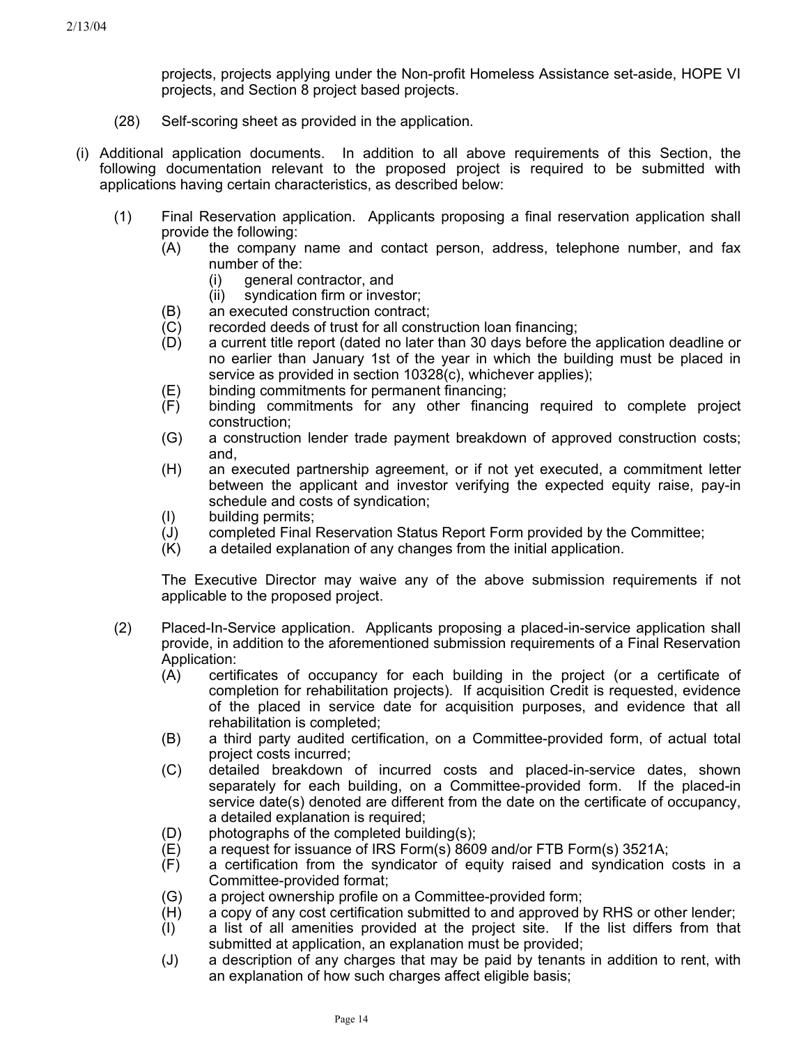projects, projects applying under the Non-profit Homeless Assistance set-aside, HOPE VI projects, and Section 8 project based projects.

(28) Self-scoring sheet as provided in the application.

(i) Additional application documents. In addition to all above requirements of this Section, the following documentation relevant to the proposed project is required to be submitted with applications having certain characteristics, as described below:

(1) Final Reservation application. Applicants proposing a final reservation application shall provide the following:

(A) the company name and contact person, address, telephone number, and fax number of the:

(i) general contractor, and

(ii) syndication firm or investor;

(B) an executed construction contract;

(C) recorded deeds of trust for all construction loan financing;

(D) a current title report (dated no later than 30 days before the application deadline or no earlier than January 1st of the year in which the building must be placed in service as provided in section 10328(c), whichever applies);

(E) binding commitments for permanent financing;

(F) binding commitments for any other financing required to complete project construction;

(G) a construction lender trade payment breakdown of approved construction costs; and,

(H) an executed partnership agreement, or if not yet executed, a commitment letter between the applicant and investor verifying the expected equity raise, pay-in schedule and costs of syndication;

(I) building permits;

(J) completed Final Reservation Status Report Form provided by the Committee;

(K) a detailed explanation of any changes from the initial application.

The Executive Director may waive any of the above submission requirements if not applicable to the proposed project.

(2) Placed-In-Service application. Applicants proposing a placed-in-service application shall provide, in addition to the aforementioned submission requirements of a Final Reservation Application:

(A) certificates of occupancy for each building in the project (or a certificate of completion for rehabilitation projects). If acquisition Credit is requested, evidence of the placed in service date for acquisition purposes, and evidence that all rehabilitation is completed;

(B) a third party audited certification, on a Committee-provided form, of actual total project costs incurred;

(C) detailed breakdown of incurred costs and placed-in-service dates, shown separately for each building, on a Committee-provided form. If the placed-in service date(s) denoted are different from the date on the certificate of occupancy, a detailed explanation is required;

(D) photographs of the completed building(s);

(E) a request for issuance of IRS Form(s) 8609 and/or FTB Form(s) 3521A;

(F) a certification from the syndicator of equity raised and syndication costs in a Committee-provided format;

(G) a project ownership profile on a Committee-provided form;

(H) a copy of any cost certification submitted to and approved by RHS or other lender;

(I) a list of all amenities provided at the project site. If the list differs from that submitted at application, an explanation must be provided;

(J) a description of any charges that may be paid by tenants in addition to rent, with an explanation of how such charges affect eligible basis;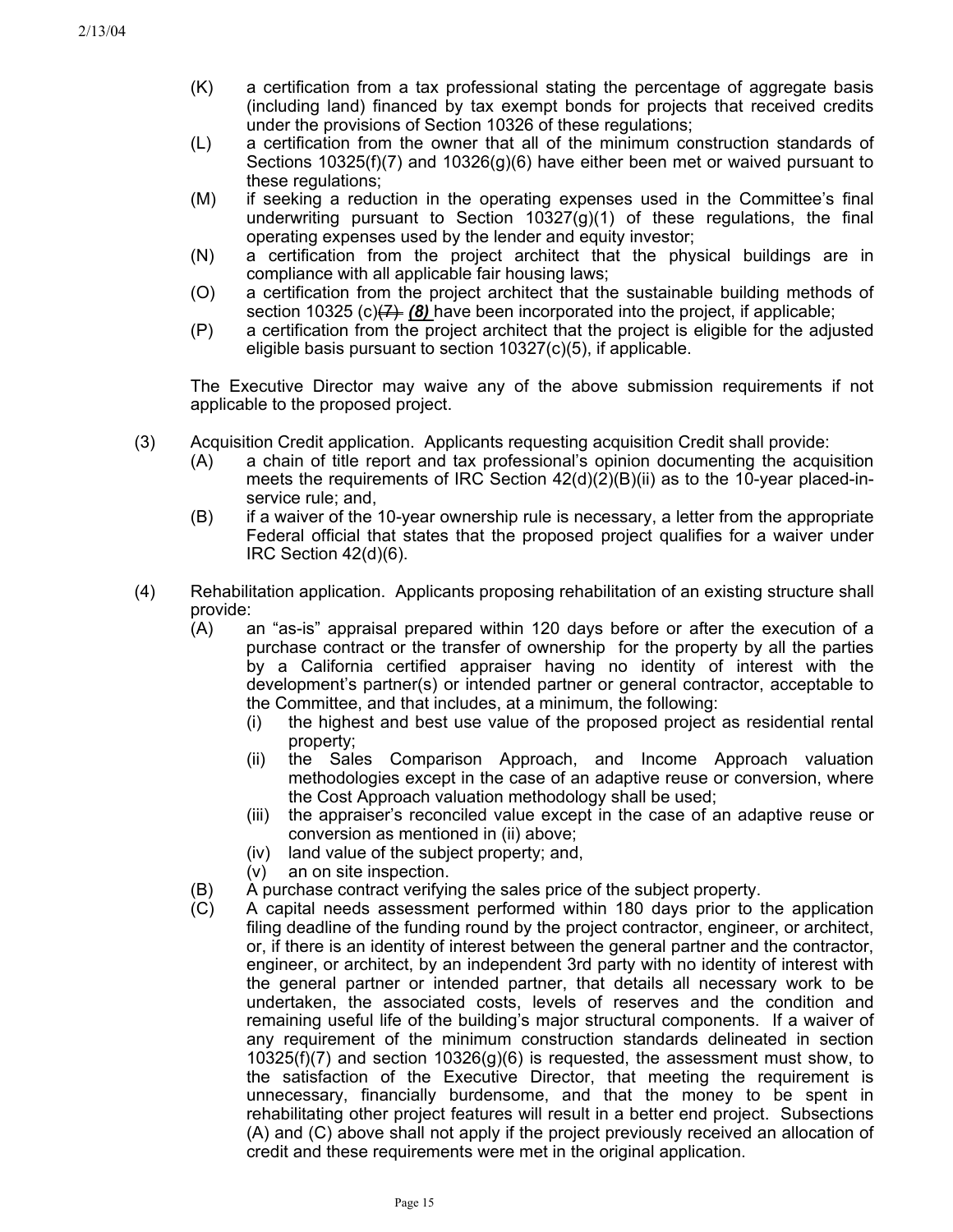(K) a certification from a tax professional stating the percentage of aggregate basis (including land) financed by tax exempt bonds for projects that received credits under the provisions of Section 10326 of these regulations;

(L) a certification from the owner that all of the minimum construction standards of Sections 10325(f)(7) and 10326(g)(6) have either been met or waived pursuant to these regulations;

(M) if seeking a reduction in the operating expenses used in the Committee's final underwriting pursuant to Section 10327(g)(1) of these regulations, the final operating expenses used by the lender and equity investor;

(N) a certification from the project architect that the physical buildings are in compliance with all applicable fair housing laws;

(O) a certification from the project architect that the sustainable building methods of section 10325 (c)~~(7)~~ ***(8)*** have been incorporated into the project, if applicable;

(P) a certification from the project architect that the project is eligible for the adjusted eligible basis pursuant to section 10327(c)(5), if applicable.

The Executive Director may waive any of the above submission requirements if not applicable to the proposed project.

(3) Acquisition Credit application. Applicants requesting acquisition Credit shall provide:

(A) a chain of title report and tax professional's opinion documenting the acquisition meets the requirements of IRC Section 42(d)(2)(B)(ii) as to the 10-year placed-in-service rule; and,

(B) if a waiver of the 10-year ownership rule is necessary, a letter from the appropriate Federal official that states that the proposed project qualifies for a waiver under IRC Section 42(d)(6).

(4) Rehabilitation application. Applicants proposing rehabilitation of an existing structure shall provide:

(A) an "as-is" appraisal prepared within 120 days before or after the execution of a purchase contract or the transfer of ownership for the property by all the parties by a California certified appraiser having no identity of interest with the development's partner(s) or intended partner or general contractor, acceptable to the Committee, and that includes, at a minimum, the following:

(i) the highest and best use value of the proposed project as residential rental property;

(ii) the Sales Comparison Approach, and Income Approach valuation methodologies except in the case of an adaptive reuse or conversion, where the Cost Approach valuation methodology shall be used;

(iii) the appraiser's reconciled value except in the case of an adaptive reuse or conversion as mentioned in (ii) above;

(iv) land value of the subject property; and,

(v) an on site inspection.

(B) A purchase contract verifying the sales price of the subject property.

(C) A capital needs assessment performed within 180 days prior to the application filing deadline of the funding round by the project contractor, engineer, or architect, or, if there is an identity of interest between the general partner and the contractor, engineer, or architect, by an independent 3rd party with no identity of interest with the general partner or intended partner, that details all necessary work to be undertaken, the associated costs, levels of reserves and the condition and remaining useful life of the building's major structural components. If a waiver of any requirement of the minimum construction standards delineated in section 10325(f)(7) and section 10326(g)(6) is requested, the assessment must show, to the satisfaction of the Executive Director, that meeting the requirement is unnecessary, financially burdensome, and that the money to be spent in rehabilitating other project features will result in a better end project. Subsections (A) and (C) above shall not apply if the project previously received an allocation of credit and these requirements were met in the original application.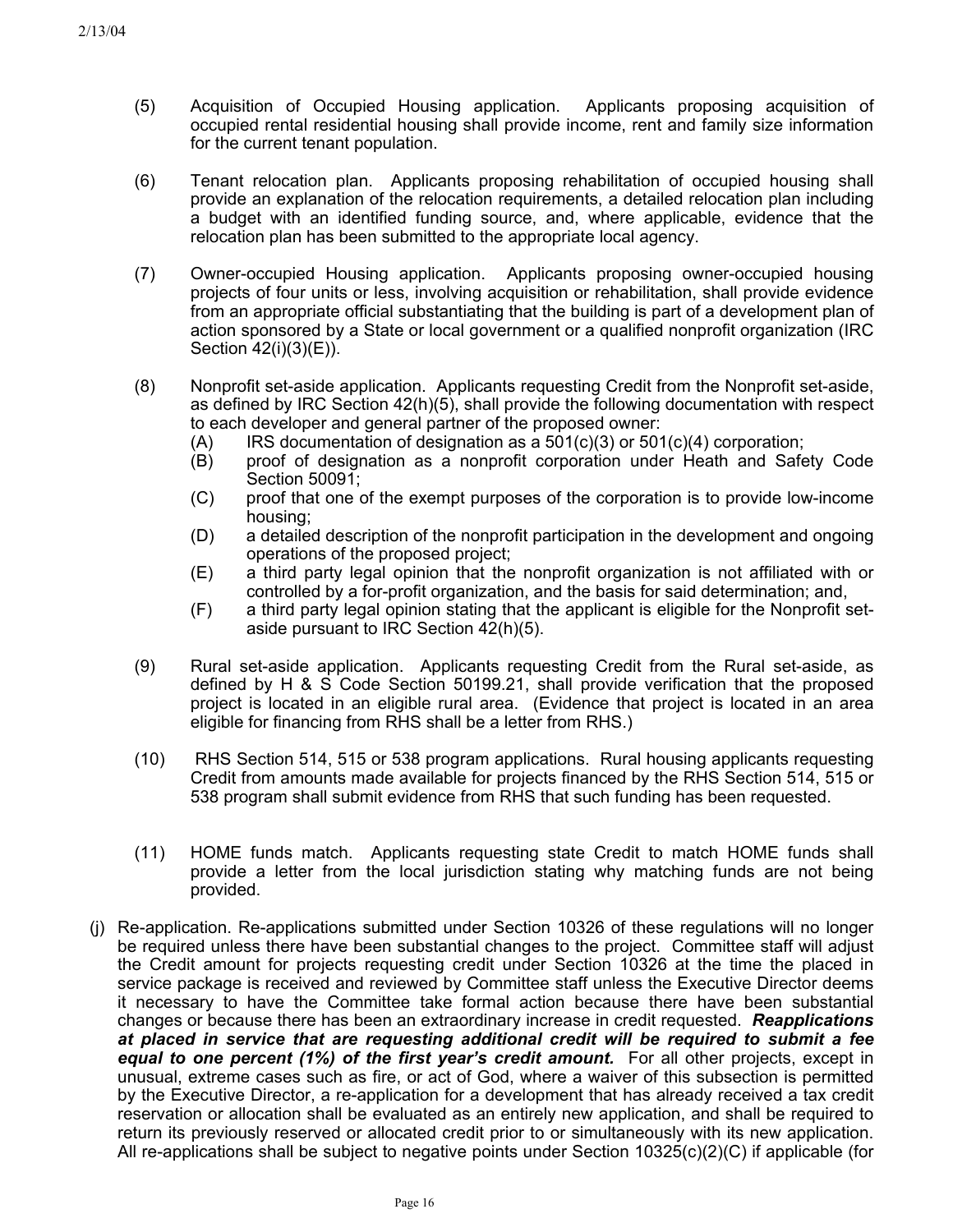(5) Acquisition of Occupied Housing application. Applicants proposing acquisition of occupied rental residential housing shall provide income, rent and family size information for the current tenant population.

(6) Tenant relocation plan. Applicants proposing rehabilitation of occupied housing shall provide an explanation of the relocation requirements, a detailed relocation plan including a budget with an identified funding source, and, where applicable, evidence that the relocation plan has been submitted to the appropriate local agency.

(7) Owner-occupied Housing application. Applicants proposing owner-occupied housing projects of four units or less, involving acquisition or rehabilitation, shall provide evidence from an appropriate official substantiating that the building is part of a development plan of action sponsored by a State or local government or a qualified nonprofit organization (IRC Section 42(i)(3)(E)).

(8) Nonprofit set-aside application. Applicants requesting Credit from the Nonprofit set-aside, as defined by IRC Section 42(h)(5), shall provide the following documentation with respect to each developer and general partner of the proposed owner:
   - (A) IRS documentation of designation as a 501(c)(3) or 501(c)(4) corporation;
   - (B) proof of designation as a nonprofit corporation under Heath and Safety Code Section 50091;
   - (C) proof that one of the exempt purposes of the corporation is to provide low-income housing;
   - (D) a detailed description of the nonprofit participation in the development and ongoing operations of the proposed project;
   - (E) a third party legal opinion that the nonprofit organization is not affiliated with or controlled by a for-profit organization, and the basis for said determination; and,
   - (F) a third party legal opinion stating that the applicant is eligible for the Nonprofit set-aside pursuant to IRC Section 42(h)(5).

(9) Rural set-aside application. Applicants requesting Credit from the Rural set-aside, as defined by H & S Code Section 50199.21, shall provide verification that the proposed project is located in an eligible rural area. (Evidence that project is located in an area eligible for financing from RHS shall be a letter from RHS.)

(10) RHS Section 514, 515 or 538 program applications. Rural housing applicants requesting Credit from amounts made available for projects financed by the RHS Section 514, 515 or 538 program shall submit evidence from RHS that such funding has been requested.

(11) HOME funds match. Applicants requesting state Credit to match HOME funds shall provide a letter from the local jurisdiction stating why matching funds are not being provided.

(j) Re-application. Re-applications submitted under Section 10326 of these regulations will no longer be required unless there have been substantial changes to the project. Committee staff will adjust the Credit amount for projects requesting credit under Section 10326 at the time the placed in service package is received and reviewed by Committee staff unless the Executive Director deems it necessary to have the Committee take formal action because there have been substantial changes or because there has been an extraordinary increase in credit requested. ***Reapplications at placed in service that are requesting additional credit will be required to submit a fee equal to one percent (1%) of the first year's credit amount.*** For all other projects, except in unusual, extreme cases such as fire, or act of God, where a waiver of this subsection is permitted by the Executive Director, a re-application for a development that has already received a tax credit reservation or allocation shall be evaluated as an entirely new application, and shall be required to return its previously reserved or allocated credit prior to or simultaneously with its new application. All re-applications shall be subject to negative points under Section 10325(c)(2)(C) if applicable (for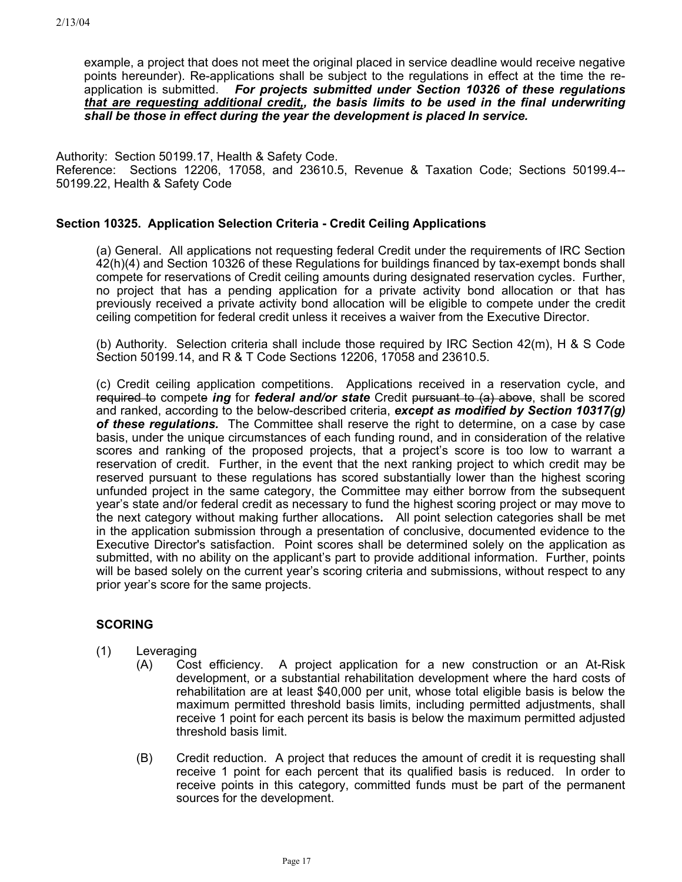example, a project that does not meet the original placed in service deadline would receive negative points hereunder). Re-applications shall be subject to the regulations in effect at the time the re-application is submitted. ***For projects submitted under Section 10326 of these regulations <u>that are requesting additional credit,</u>, the basis limits to be used in the final underwriting shall be those in effect during the year the development is placed In service.***

Authority: Section 50199.17, Health & Safety Code.
Reference: Sections 12206, 17058, and 23610.5, Revenue & Taxation Code; Sections 50199.4--50199.22, Health & Safety Code

### Section 10325. Application Selection Criteria - Credit Ceiling Applications

(a) General. All applications not requesting federal Credit under the requirements of IRC Section 42(h)(4) and Section 10326 of these Regulations for buildings financed by tax-exempt bonds shall compete for reservations of Credit ceiling amounts during designated reservation cycles. Further, no project that has a pending application for a private activity bond allocation or that has previously received a private activity bond allocation will be eligible to compete under the credit ceiling competition for federal credit unless it receives a waiver from the Executive Director.

(b) Authority. Selection criteria shall include those required by IRC Section 42(m), H & S Code Section 50199.14, and R & T Code Sections 12206, 17058 and 23610.5.

(c) Credit ceiling application competitions. Applications received in a reservation cycle, and ~~required to~~ compet~~e~~ ***ing*** for ***federal and/or state*** Credit ~~pursuant to (a) above~~, shall be scored and ranked, according to the below-described criteria, ***except as modified by Section 10317(g) of these regulations.*** The Committee shall reserve the right to determine, on a case by case basis, under the unique circumstances of each funding round, and in consideration of the relative scores and ranking of the proposed projects, that a project's score is too low to warrant a reservation of credit. Further, in the event that the next ranking project to which credit may be reserved pursuant to these regulations has scored substantially lower than the highest scoring unfunded project in the same category, the Committee may either borrow from the subsequent year's state and/or federal credit as necessary to fund the highest scoring project or may move to the next category without making further allocations**.** All point selection categories shall be met in the application submission through a presentation of conclusive, documented evidence to the Executive Director's satisfaction. Point scores shall be determined solely on the application as submitted, with no ability on the applicant's part to provide additional information. Further, points will be based solely on the current year's scoring criteria and submissions, without respect to any prior year's score for the same projects.

#### SCORING

(1) Leveraging

(A) Cost efficiency. A project application for a new construction or an At-Risk development, or a substantial rehabilitation development where the hard costs of rehabilitation are at least $40,000 per unit, whose total eligible basis is below the maximum permitted threshold basis limits, including permitted adjustments, shall receive 1 point for each percent its basis is below the maximum permitted adjusted threshold basis limit.

(B) Credit reduction. A project that reduces the amount of credit it is requesting shall receive 1 point for each percent that its qualified basis is reduced. In order to receive points in this category, committed funds must be part of the permanent sources for the development.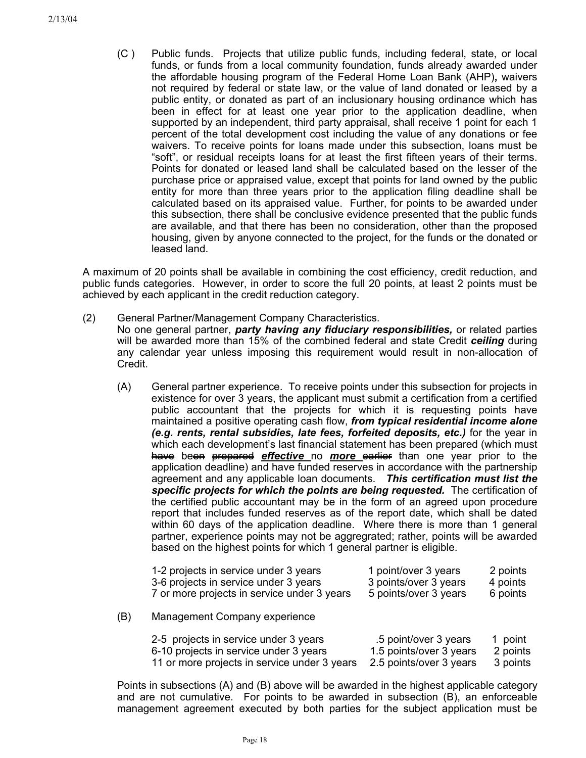(C ) Public funds. Projects that utilize public funds, including federal, state, or local funds, or funds from a local community foundation, funds already awarded under the affordable housing program of the Federal Home Loan Bank (AHP)**,** waivers not required by federal or state law, or the value of land donated or leased by a public entity, or donated as part of an inclusionary housing ordinance which has been in effect for at least one year prior to the application deadline, when supported by an independent, third party appraisal, shall receive 1 point for each 1 percent of the total development cost including the value of any donations or fee waivers. To receive points for loans made under this subsection, loans must be "soft", or residual receipts loans for at least the first fifteen years of their terms. Points for donated or leased land shall be calculated based on the lesser of the purchase price or appraised value, except that points for land owned by the public entity for more than three years prior to the application filing deadline shall be calculated based on its appraised value. Further, for points to be awarded under this subsection, there shall be conclusive evidence presented that the public funds are available, and that there has been no consideration, other than the proposed housing, given by anyone connected to the project, for the funds or the donated or leased land.

A maximum of 20 points shall be available in combining the cost efficiency, credit reduction, and public funds categories. However, in order to score the full 20 points, at least 2 points must be achieved by each applicant in the credit reduction category.

(2) General Partner/Management Company Characteristics.
No one general partner, ***party having any fiduciary responsibilities,*** or related parties will be awarded more than 15% of the combined federal and state Credit ***ceiling*** during any calendar year unless imposing this requirement would result in non-allocation of Credit.

(A) General partner experience. To receive points under this subsection for projects in existence for over 3 years, the applicant must submit a certification from a certified public accountant that the projects for which it is requesting points have maintained a positive operating cash flow, ***from typical residential income alone (e.g. rents, rental subsidies, late fees, forfeited deposits, etc.)*** for the year in which each development's last financial statement has been prepared (which must ~~have~~ be~~en~~ ~~prepared~~ ***effective*** no ***more*** ~~earlier~~ than one year prior to the application deadline) and have funded reserves in accordance with the partnership agreement and any applicable loan documents. ***This certification must list the specific projects for which the points are being requested.*** The certification of the certified public accountant may be in the form of an agreed upon procedure report that includes funded reserves as of the report date, which shall be dated within 60 days of the application deadline. Where there is more than 1 general partner, experience points may not be aggregrated; rather, points will be awarded based on the highest points for which 1 general partner is eligible.

| | | |
|---|---|---|
| 1-2 projects in service under 3 years | 1 point/over 3 years | 2 points |
| 3-6 projects in service under 3 years | 3 points/over 3 years | 4 points |
| 7 or more projects in service under 3 years | 5 points/over 3 years | 6 points |

(B) Management Company experience

| | | |
|---|---|---|
| 2-5 projects in service under 3 years | .5 point/over 3 years | 1 point |
| 6-10 projects in service under 3 years | 1.5 points/over 3 years | 2 points |
| 11 or more projects in service under 3 years | 2.5 points/over 3 years | 3 points |

Points in subsections (A) and (B) above will be awarded in the highest applicable category and are not cumulative. For points to be awarded in subsection (B), an enforceable management agreement executed by both parties for the subject application must be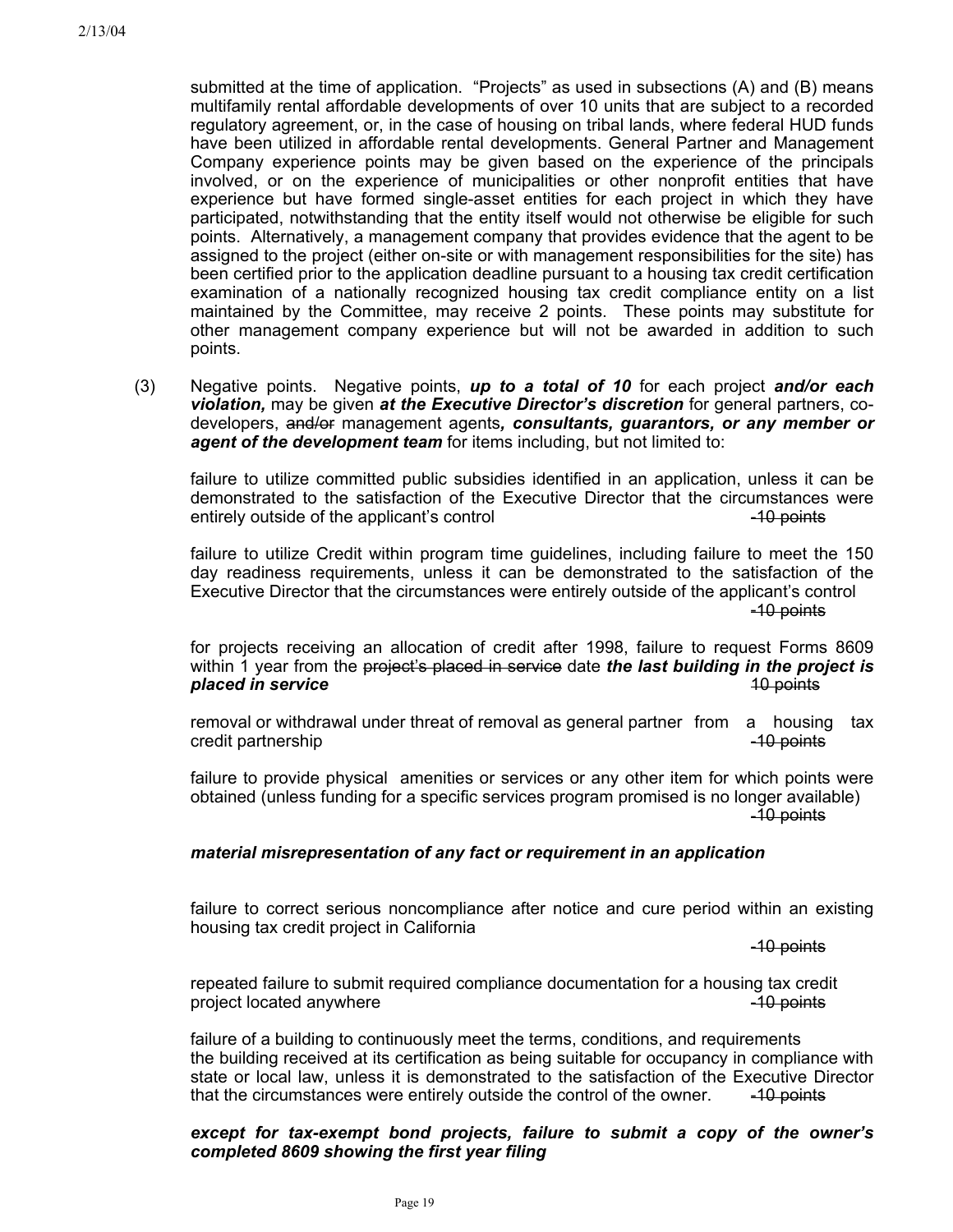submitted at the time of application. "Projects" as used in subsections (A) and (B) means multifamily rental affordable developments of over 10 units that are subject to a recorded regulatory agreement, or, in the case of housing on tribal lands, where federal HUD funds have been utilized in affordable rental developments. General Partner and Management Company experience points may be given based on the experience of the principals involved, or on the experience of municipalities or other nonprofit entities that have experience but have formed single-asset entities for each project in which they have participated, notwithstanding that the entity itself would not otherwise be eligible for such points. Alternatively, a management company that provides evidence that the agent to be assigned to the project (either on-site or with management responsibilities for the site) has been certified prior to the application deadline pursuant to a housing tax credit certification examination of a nationally recognized housing tax credit compliance entity on a list maintained by the Committee, may receive 2 points. These points may substitute for other management company experience but will not be awarded in addition to such points.

(3) Negative points. Negative points, ***up to a total of 10*** for each project ***and/or each violation,*** may be given ***at the Executive Director's discretion*** for general partners, co-developers, ~~and/or~~ management agents***, consultants, guarantors, or any member or agent of the development team*** for items including, but not limited to:

failure to utilize committed public subsidies identified in an application, unless it can be demonstrated to the satisfaction of the Executive Director that the circumstances were entirely outside of the applicant's control ~~-10 points~~

failure to utilize Credit within program time guidelines, including failure to meet the 150 day readiness requirements, unless it can be demonstrated to the satisfaction of the Executive Director that the circumstances were entirely outside of the applicant's control ~~-10 points~~

for projects receiving an allocation of credit after 1998, failure to request Forms 8609 within 1 year from the ~~project's placed in service~~ date ***the last building in the project is placed in service*** ~~10 points~~

removal or withdrawal under threat of removal as general partner from a housing tax credit partnership ~~-10 points~~

failure to provide physical amenities or services or any other item for which points were obtained (unless funding for a specific services program promised is no longer available) ~~-10 points~~

***material misrepresentation of any fact or requirement in an application***

failure to correct serious noncompliance after notice and cure period within an existing housing tax credit project in California ~~-10 points~~

repeated failure to submit required compliance documentation for a housing tax credit project located anywhere ~~-10 points~~

failure of a building to continuously meet the terms, conditions, and requirements the building received at its certification as being suitable for occupancy in compliance with state or local law, unless it is demonstrated to the satisfaction of the Executive Director that the circumstances were entirely outside the control of the owner. ~~-10 points~~

***except for tax-exempt bond projects, failure to submit a copy of the owner's completed 8609 showing the first year filing***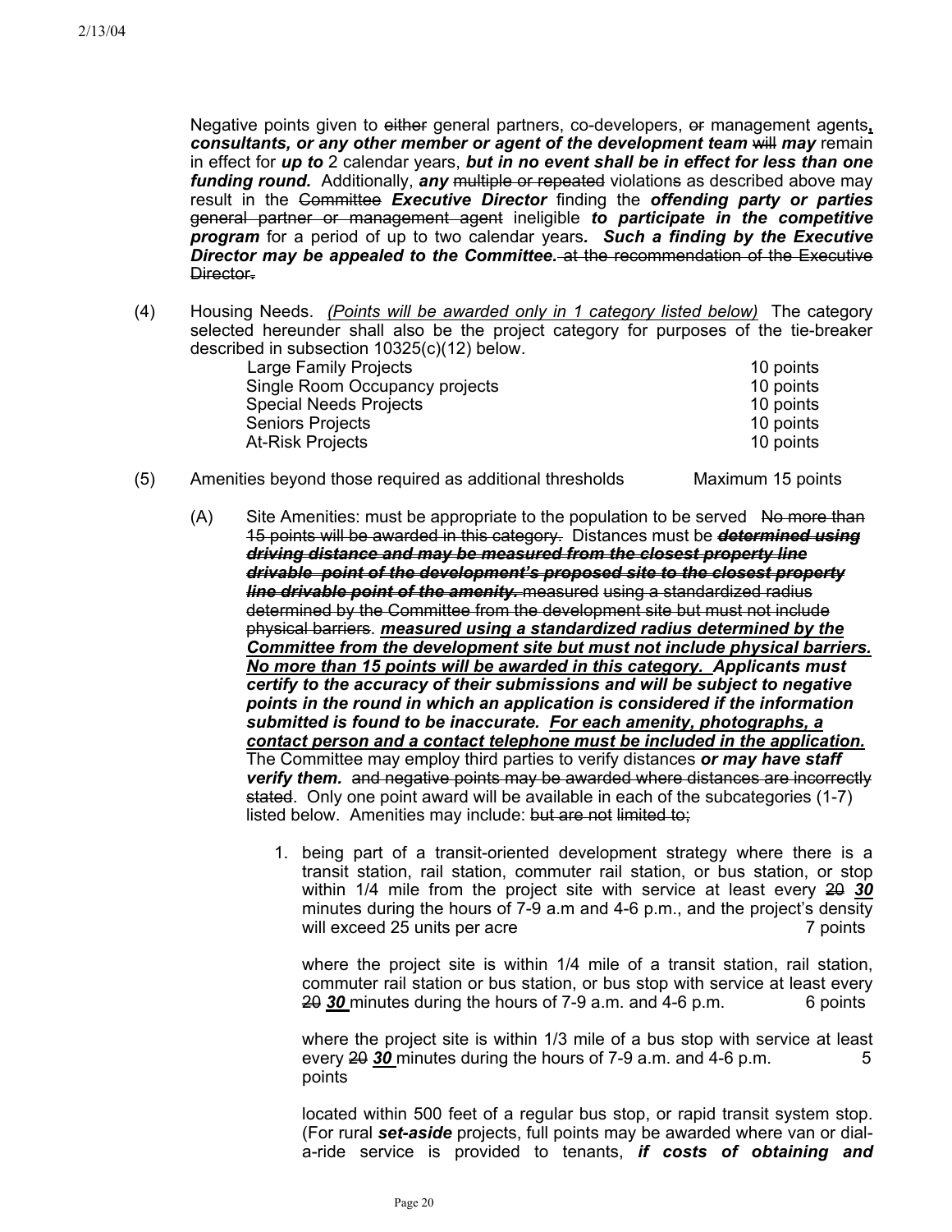Negative points given to ~~either~~ general partners, co-developers, ~~or~~ management agents***, consultants, or any other member or agent of the development team*** ~~will~~ ***may*** remain in effect for ***up to*** 2 calendar years, ***but in no event shall be in effect for less than one funding round.*** Additionally, ***any*** ~~multiple or repeated~~ violation~~s~~ as described above may result in the ~~Committee~~ ***Executive Director*** finding the ***offending party or parties*** ~~general partner or management agent~~ ineligible ***to participate in the competitive program*** for a period of up to two calendar years***. Such a finding by the Executive Director may be appealed to the Committee.*** ~~at the recommendation of the Executive Director.~~

(4) Housing Needs. <u>*(Points will be awarded only in 1 category listed below)*</u> The category selected hereunder shall also be the project category for purposes of the tie-breaker described in subsection 10325(c)(12) below.

| | |
|---|---|
| Large Family Projects | 10 points |
| Single Room Occupancy projects | 10 points |
| Special Needs Projects | 10 points |
| Seniors Projects | 10 points |
| At-Risk Projects | 10 points |

(5) Amenities beyond those required as additional thresholds — Maximum 15 points

(A) Site Amenities: must be appropriate to the population to be served ~~No more than 15 points will be awarded in this category.~~ Distances must be ~~***determined using driving distance and may be measured from the closest property line drivable point of the development's proposed site to the closest property line drivable point of the amenity.***~~ ~~measured using a standardized radius determined by the Committee from the development site but must not include physical barriers~~. <u>***measured using a standardized radius determined by the Committee from the development site but must not include physical barriers. No more than 15 points will be awarded in this category.***</u> ***Applicants must certify to the accuracy of their submissions and will be subject to negative points in the round in which an application is considered if the information submitted is found to be inaccurate.*** <u>***For each amenity, photographs, a contact person and a contact telephone must be included in the application.***</u> The Committee may employ third parties to verify distances ***or may have staff verify them.*** ~~and negative points may be awarded where distances are incorrectly stated~~. Only one point award will be available in each of the subcategories (1-7) listed below. Amenities may include: ~~but are not limited to;~~

1. being part of a transit-oriented development strategy where there is a transit station, rail station, commuter rail station, or bus station, or stop within 1/4 mile from the project site with service at least every ~~20~~ <u>***30***</u> minutes during the hours of 7-9 a.m and 4-6 p.m., and the project's density will exceed 25 units per acre — 7 points

   where the project site is within 1/4 mile of a transit station, rail station, commuter rail station or bus station, or bus stop with service at least every ~~20~~ <u>***30***</u> minutes during the hours of 7-9 a.m. and 4-6 p.m. — 6 points

   where the project site is within 1/3 mile of a bus stop with service at least every ~~20~~ <u>***30***</u> minutes during the hours of 7-9 a.m. and 4-6 p.m. — 5 points

   located within 500 feet of a regular bus stop, or rapid transit system stop. (For rural ***set-aside*** projects, full points may be awarded where van or dial-a-ride service is provided to tenants, ***if costs of obtaining and***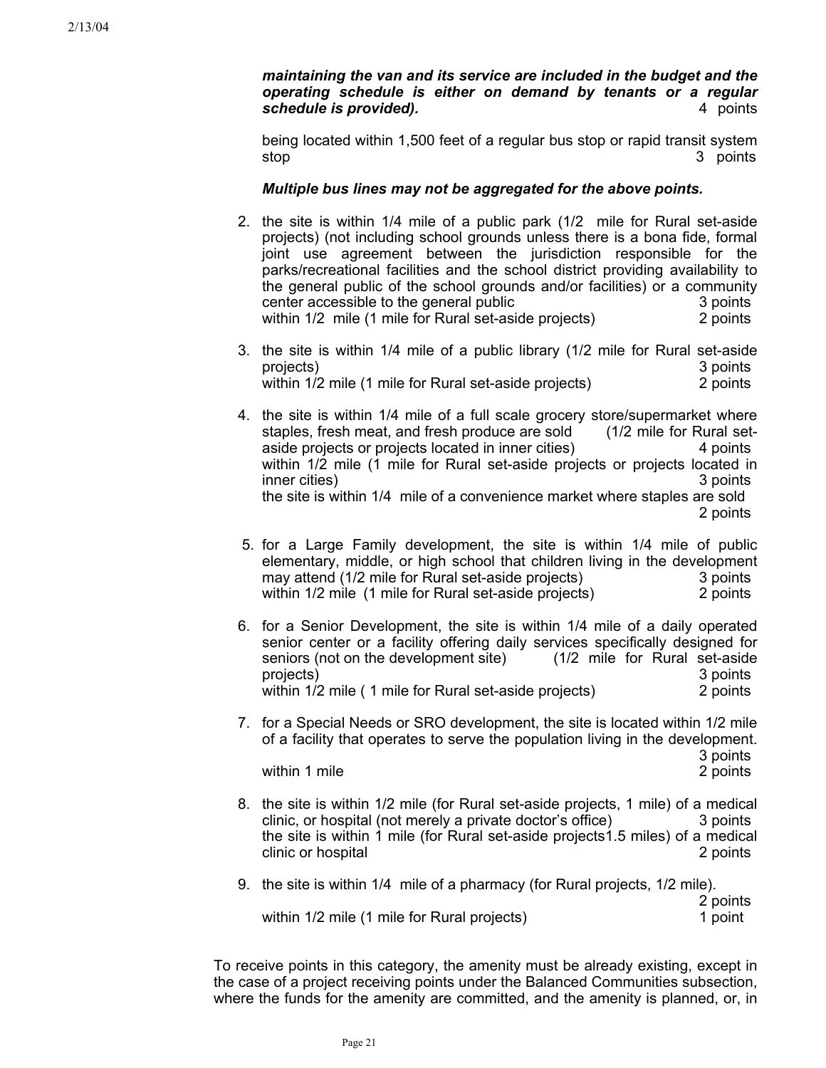***maintaining the van and its service are included in the budget and the operating schedule is either on demand by tenants or a regular schedule is provided).*** 4 points

being located within 1,500 feet of a regular bus stop or rapid transit system stop 3 points

***Multiple bus lines may not be aggregated for the above points.***

2. the site is within 1/4 mile of a public park (1/2 mile for Rural set-aside projects) (not including school grounds unless there is a bona fide, formal joint use agreement between the jurisdiction responsible for the parks/recreational facilities and the school district providing availability to the general public of the school grounds and/or facilities) or a community center accessible to the general public 3 points
   within 1/2 mile (1 mile for Rural set-aside projects) 2 points

3. the site is within 1/4 mile of a public library (1/2 mile for Rural set-aside projects) 3 points
   within 1/2 mile (1 mile for Rural set-aside projects) 2 points

4. the site is within 1/4 mile of a full scale grocery store/supermarket where staples, fresh meat, and fresh produce are sold (1/2 mile for Rural set-aside projects or projects located in inner cities) 4 points
   within 1/2 mile (1 mile for Rural set-aside projects or projects located in inner cities) 3 points
   the site is within 1/4 mile of a convenience market where staples are sold 2 points

5. for a Large Family development, the site is within 1/4 mile of public elementary, middle, or high school that children living in the development may attend (1/2 mile for Rural set-aside projects) 3 points
   within 1/2 mile (1 mile for Rural set-aside projects) 2 points

6. for a Senior Development, the site is within 1/4 mile of a daily operated senior center or a facility offering daily services specifically designed for seniors (not on the development site) (1/2 mile for Rural set-aside projects) 3 points
   within 1/2 mile ( 1 mile for Rural set-aside projects) 2 points

7. for a Special Needs or SRO development, the site is located within 1/2 mile of a facility that operates to serve the population living in the development. 3 points
   within 1 mile 2 points

8. the site is within 1/2 mile (for Rural set-aside projects, 1 mile) of a medical clinic, or hospital (not merely a private doctor's office) 3 points
   the site is within 1 mile (for Rural set-aside projects1.5 miles) of a medical clinic or hospital 2 points

9. the site is within 1/4 mile of a pharmacy (for Rural projects, 1/2 mile). 2 points
   within 1/2 mile (1 mile for Rural projects) 1 point

To receive points in this category, the amenity must be already existing, except in the case of a project receiving points under the Balanced Communities subsection, where the funds for the amenity are committed, and the amenity is planned, or, in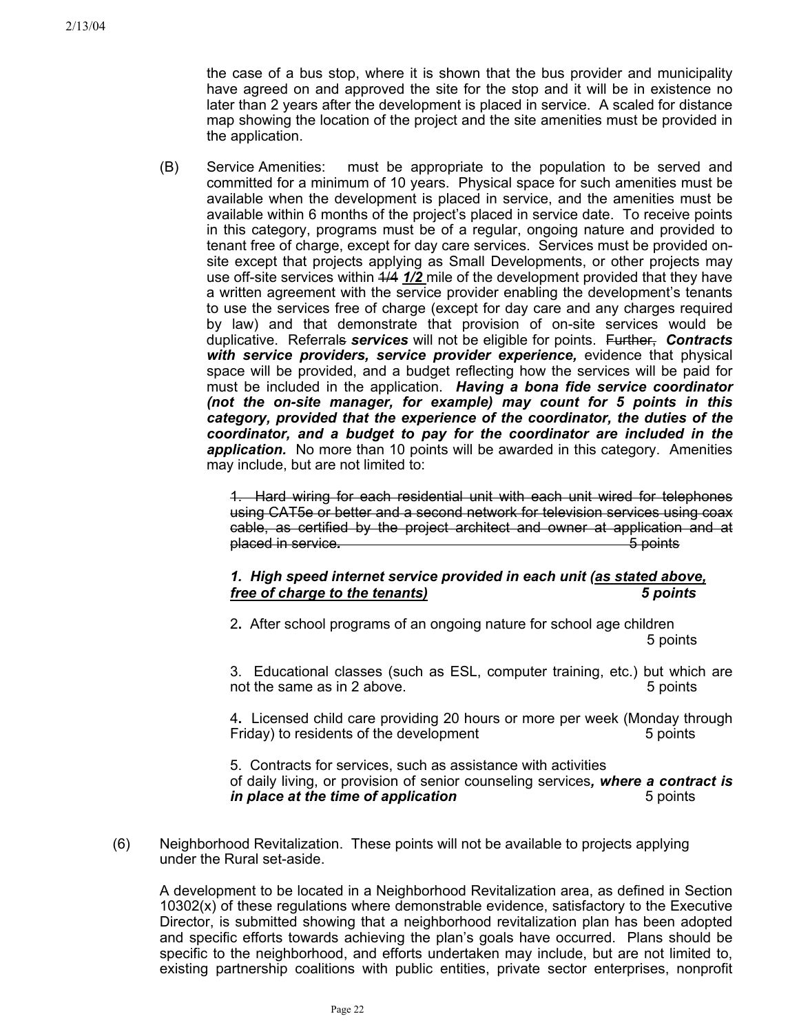the case of a bus stop, where it is shown that the bus provider and municipality have agreed on and approved the site for the stop and it will be in existence no later than 2 years after the development is placed in service. A scaled for distance map showing the location of the project and the site amenities must be provided in the application.

(B) Service Amenities: must be appropriate to the population to be served and committed for a minimum of 10 years. Physical space for such amenities must be available when the development is placed in service, and the amenities must be available within 6 months of the project's placed in service date. To receive points in this category, programs must be of a regular, ongoing nature and provided to tenant free of charge, except for day care services. Services must be provided on-site except that projects applying as Small Developments, or other projects may use off-site services within ~~1/4~~ ***1/2*** mile of the development provided that they have a written agreement with the service provider enabling the development's tenants to use the services free of charge (except for day care and any charges required by law) and that demonstrate that provision of on-site services would be duplicative. Referral~~s~~ ***services*** will not be eligible for points. ~~Further,~~ ***Contracts with service providers, service provider experience,*** evidence that physical space will be provided, and a budget reflecting how the services will be paid for must be included in the application. ***Having a bona fide service coordinator (not the on-site manager, for example) may count for 5 points in this category, provided that the experience of the coordinator, the duties of the coordinator, and a budget to pay for the coordinator are included in the application.*** No more than 10 points will be awarded in this category. Amenities may include, but are not limited to:

~~1. Hard wiring for each residential unit with each unit wired for telephones using CAT5e or better and a second network for television services using coax cable, as certified by the project architect and owner at application and at placed in service. 5 points~~

***1. High speed internet service provided in each unit (<u>as stated above, free of charge to the tenants</u>) 5 points***

2. After school programs of an ongoing nature for school age children 5 points

3. Educational classes (such as ESL, computer training, etc.) but which are not the same as in 2 above. 5 points

4. Licensed child care providing 20 hours or more per week (Monday through Friday) to residents of the development 5 points

5. Contracts for services, such as assistance with activities of daily living, or provision of senior counseling services***, where a contract is in place at the time of application*** 5 points

(6) Neighborhood Revitalization. These points will not be available to projects applying under the Rural set-aside.

A development to be located in a Neighborhood Revitalization area, as defined in Section 10302(x) of these regulations where demonstrable evidence, satisfactory to the Executive Director, is submitted showing that a neighborhood revitalization plan has been adopted and specific efforts towards achieving the plan's goals have occurred. Plans should be specific to the neighborhood, and efforts undertaken may include, but are not limited to, existing partnership coalitions with public entities, private sector enterprises, nonprofit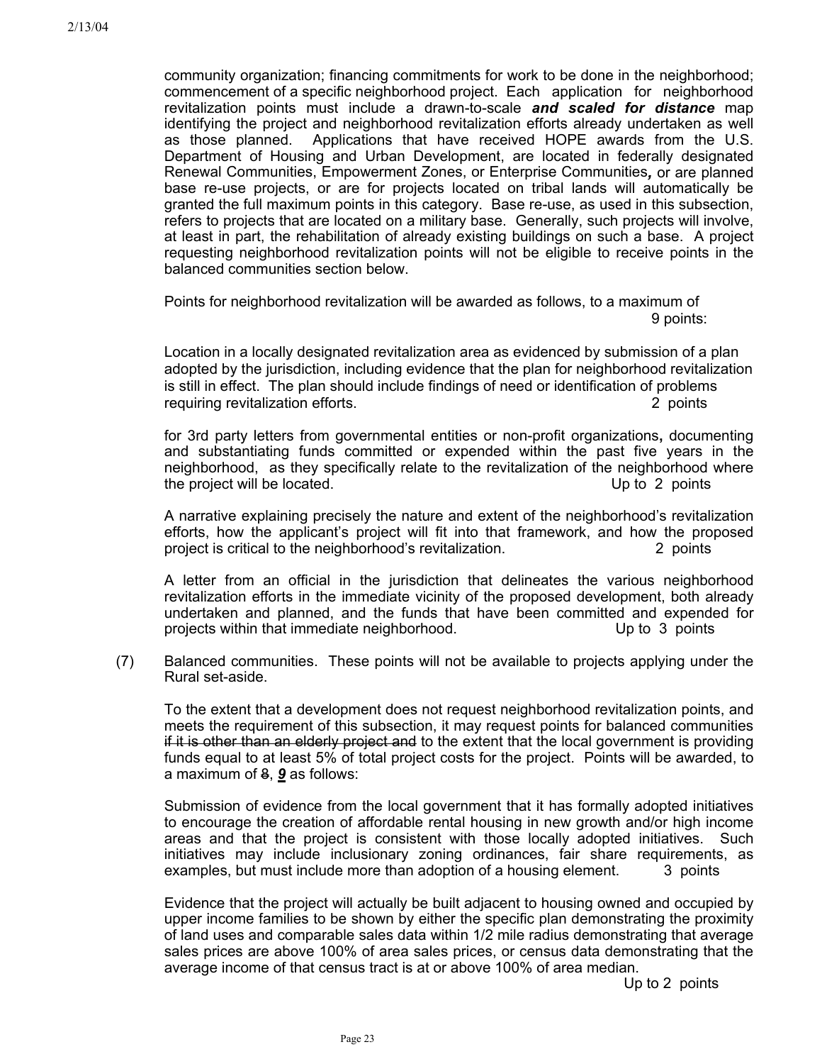community organization; financing commitments for work to be done in the neighborhood; commencement of a specific neighborhood project. Each application for neighborhood revitalization points must include a drawn-to-scale ***and scaled for distance*** map identifying the project and neighborhood revitalization efforts already undertaken as well as those planned. Applications that have received HOPE awards from the U.S. Department of Housing and Urban Development, are located in federally designated Renewal Communities, Empowerment Zones, or Enterprise Communities***,*** or are planned base re-use projects, or are for projects located on tribal lands will automatically be granted the full maximum points in this category. Base re-use, as used in this subsection, refers to projects that are located on a military base. Generally, such projects will involve, at least in part, the rehabilitation of already existing buildings on such a base. A project requesting neighborhood revitalization points will not be eligible to receive points in the balanced communities section below.

Points for neighborhood revitalization will be awarded as follows, to a maximum of 9 points:

Location in a locally designated revitalization area as evidenced by submission of a plan adopted by the jurisdiction, including evidence that the plan for neighborhood revitalization is still in effect. The plan should include findings of need or identification of problems requiring revitalization efforts. 2 points

for 3rd party letters from governmental entities or non-profit organizations**,** documenting and substantiating funds committed or expended within the past five years in the neighborhood, as they specifically relate to the revitalization of the neighborhood where the project will be located. Up to 2 points

A narrative explaining precisely the nature and extent of the neighborhood's revitalization efforts, how the applicant's project will fit into that framework, and how the proposed project is critical to the neighborhood's revitalization. 2 points

A letter from an official in the jurisdiction that delineates the various neighborhood revitalization efforts in the immediate vicinity of the proposed development, both already undertaken and planned, and the funds that have been committed and expended for projects within that immediate neighborhood. Up to 3 points

(7) Balanced communities. These points will not be available to projects applying under the Rural set-aside.

To the extent that a development does not request neighborhood revitalization points, and meets the requirement of this subsection, it may request points for balanced communities ~~if it is other than an elderly project and~~ to the extent that the local government is providing funds equal to at least 5% of total project costs for the project. Points will be awarded, to a maximum of ~~8~~, ***9*** as follows:

Submission of evidence from the local government that it has formally adopted initiatives to encourage the creation of affordable rental housing in new growth and/or high income areas and that the project is consistent with those locally adopted initiatives. Such initiatives may include inclusionary zoning ordinances, fair share requirements, as examples, but must include more than adoption of a housing element. 3 points

Evidence that the project will actually be built adjacent to housing owned and occupied by upper income families to be shown by either the specific plan demonstrating the proximity of land uses and comparable sales data within 1/2 mile radius demonstrating that average sales prices are above 100% of area sales prices, or census data demonstrating that the average income of that census tract is at or above 100% of area median. Up to 2 points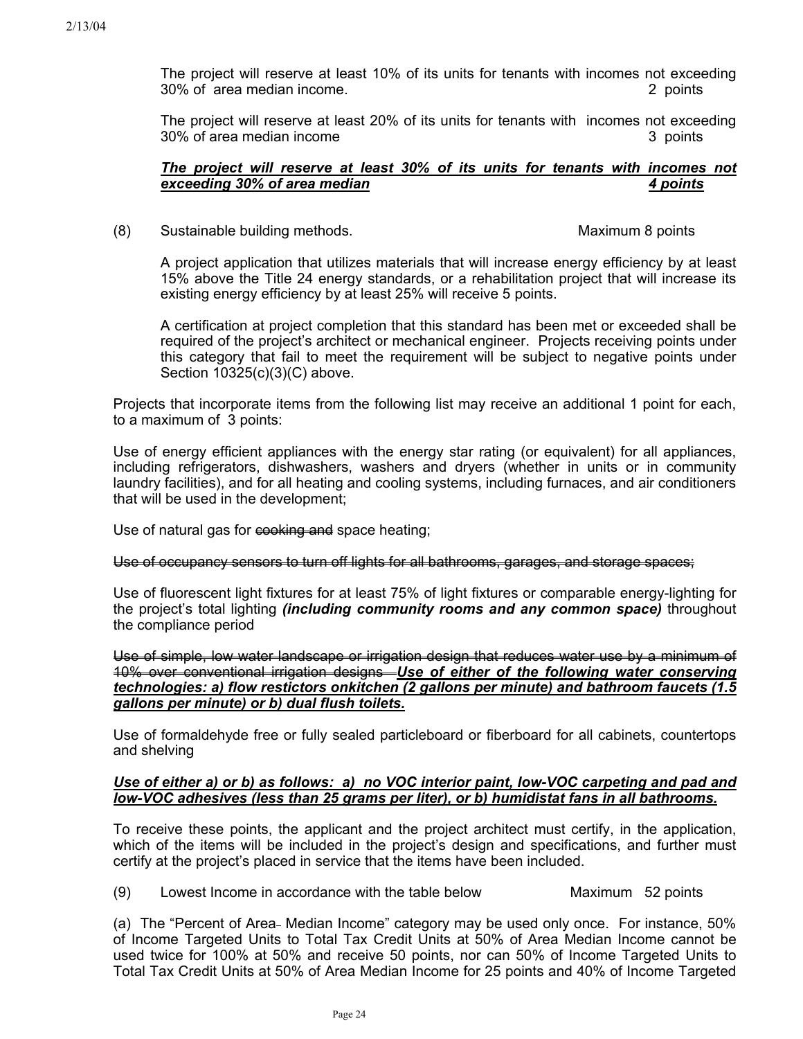The project will reserve at least 10% of its units for tenants with incomes not exceeding 30% of area median income. 2 points

The project will reserve at least 20% of its units for tenants with incomes not exceeding 30% of area median income 3 points

***The project will reserve at least 30% of its units for tenants with incomes not exceeding 30% of area median 4 points***

(8) Sustainable building methods. Maximum 8 points

A project application that utilizes materials that will increase energy efficiency by at least 15% above the Title 24 energy standards, or a rehabilitation project that will increase its existing energy efficiency by at least 25% will receive 5 points.

A certification at project completion that this standard has been met or exceeded shall be required of the project's architect or mechanical engineer. Projects receiving points under this category that fail to meet the requirement will be subject to negative points under Section 10325(c)(3)(C) above.

Projects that incorporate items from the following list may receive an additional 1 point for each, to a maximum of 3 points:

Use of energy efficient appliances with the energy star rating (or equivalent) for all appliances, including refrigerators, dishwashers, washers and dryers (whether in units or in community laundry facilities), and for all heating and cooling systems, including furnaces, and air conditioners that will be used in the development;

Use of natural gas for ~~cooking and~~ space heating;

~~Use of occupancy sensors to turn off lights for all bathrooms, garages, and storage spaces;~~

Use of fluorescent light fixtures for at least 75% of light fixtures or comparable energy-lighting for the project's total lighting ***(including community rooms and any common space)*** throughout the compliance period

~~Use of simple, low water landscape or irrigation design that reduces water use by a minimum of 10% over conventional irrigation designs~~ ***Use of either of the following water conserving technologies: a) flow restictors onkitchen (2 gallons per minute) and bathroom faucets (1.5 gallons per minute) or b) dual flush toilets.***

Use of formaldehyde free or fully sealed particleboard or fiberboard for all cabinets, countertops and shelving

***Use of either a) or b) as follows: a) no VOC interior paint, low-VOC carpeting and pad and low-VOC adhesives (less than 25 grams per liter), or b) humidistat fans in all bathrooms.***

To receive these points, the applicant and the project architect must certify, in the application, which of the items will be included in the project's design and specifications, and further must certify at the project's placed in service that the items have been included.

(9) Lowest Income in accordance with the table below Maximum 52 points

(a) The "Percent of Area Median Income" category may be used only once. For instance, 50% of Income Targeted Units to Total Tax Credit Units at 50% of Area Median Income cannot be used twice for 100% at 50% and receive 50 points, nor can 50% of Income Targeted Units to Total Tax Credit Units at 50% of Area Median Income for 25 points and 40% of Income Targeted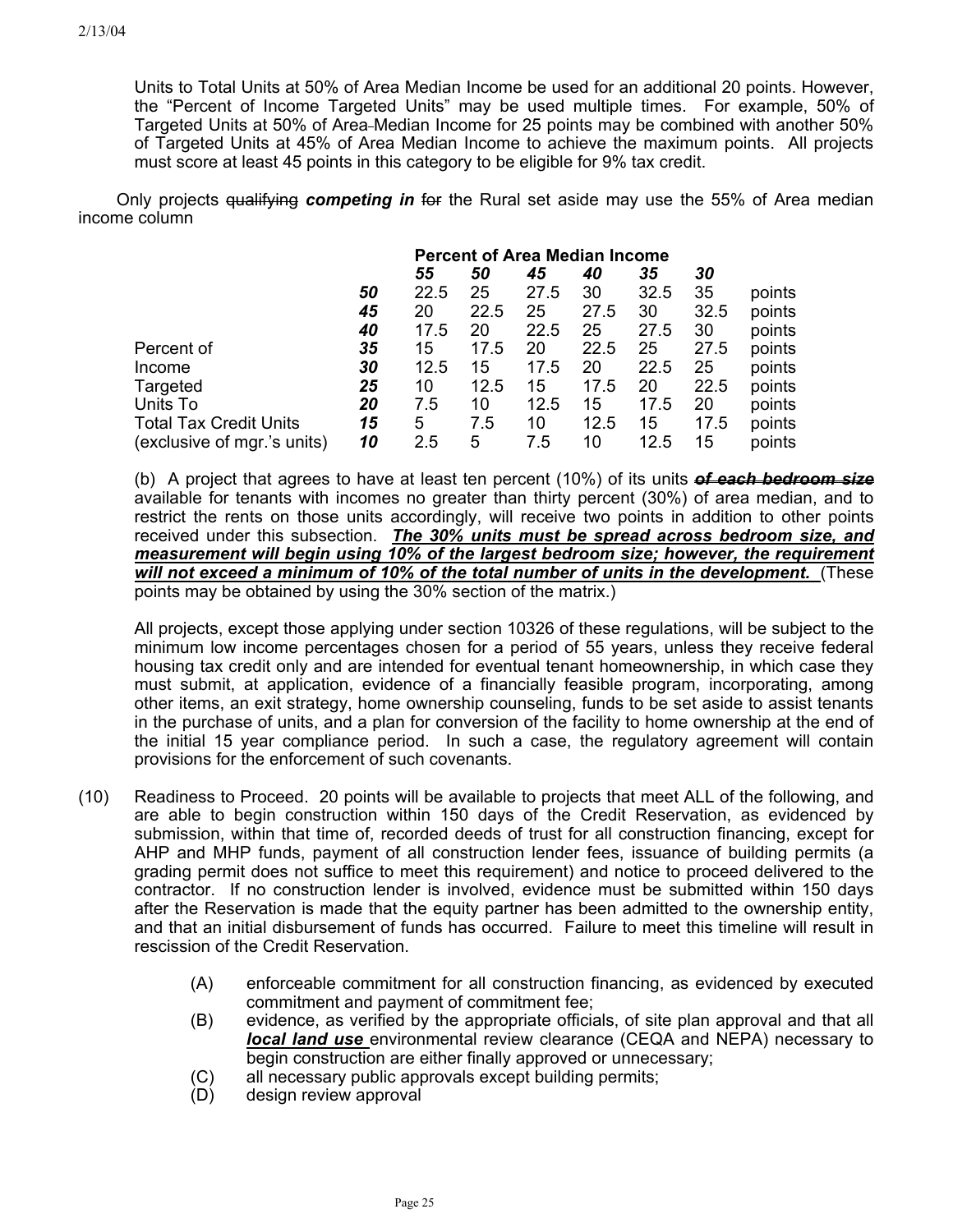Units to Total Units at 50% of Area Median Income be used for an additional 20 points. However, the "Percent of Income Targeted Units" may be used multiple times. For example, 50% of Targeted Units at 50% of Area Median Income for 25 points may be combined with another 50% of Targeted Units at 45% of Area Median Income to achieve the maximum points. All projects must score at least 45 points in this category to be eligible for 9% tax credit.

Only projects ~~qualifying~~ ***competing in*** ~~for~~ the Rural set aside may use the 55% of Area median income column

| | | Percent of Area Median Income | | | | | | |
|---|---|---|---|---|---|---|---|---|
| | | ***55*** | ***50*** | ***45*** | ***40*** | ***35*** | ***30*** | |
| | ***50*** | 22.5 | 25 | 27.5 | 30 | 32.5 | 35 | points |
| | ***45*** | 20 | 22.5 | 25 | 27.5 | 30 | 32.5 | points |
| | ***40*** | 17.5 | 20 | 22.5 | 25 | 27.5 | 30 | points |
| Percent of | ***35*** | 15 | 17.5 | 20 | 22.5 | 25 | 27.5 | points |
| Income | ***30*** | 12.5 | 15 | 17.5 | 20 | 22.5 | 25 | points |
| Targeted | ***25*** | 10 | 12.5 | 15 | 17.5 | 20 | 22.5 | points |
| Units To | ***20*** | 7.5 | 10 | 12.5 | 15 | 17.5 | 20 | points |
| Total Tax Credit Units | ***15*** | 5 | 7.5 | 10 | 12.5 | 15 | 17.5 | points |
| (exclusive of mgr.'s units) | ***10*** | 2.5 | 5 | 7.5 | 10 | 12.5 | 15 | points |

(b) A project that agrees to have at least ten percent (10%) of its units ~~***of each bedroom size***~~ available for tenants with incomes no greater than thirty percent (30%) of area median, and to restrict the rents on those units accordingly, will receive two points in addition to other points received under this subsection. ***The 30% units must be spread across bedroom size, and measurement will begin using 10% of the largest bedroom size; however, the requirement will not exceed a minimum of 10% of the total number of units in the development.*** (These points may be obtained by using the 30% section of the matrix.)

All projects, except those applying under section 10326 of these regulations, will be subject to the minimum low income percentages chosen for a period of 55 years, unless they receive federal housing tax credit only and are intended for eventual tenant homeownership, in which case they must submit, at application, evidence of a financially feasible program, incorporating, among other items, an exit strategy, home ownership counseling, funds to be set aside to assist tenants in the purchase of units, and a plan for conversion of the facility to home ownership at the end of the initial 15 year compliance period. In such a case, the regulatory agreement will contain provisions for the enforcement of such covenants.

(10) Readiness to Proceed. 20 points will be available to projects that meet ALL of the following, and are able to begin construction within 150 days of the Credit Reservation, as evidenced by submission, within that time of, recorded deeds of trust for all construction financing, except for AHP and MHP funds, payment of all construction lender fees, issuance of building permits (a grading permit does not suffice to meet this requirement) and notice to proceed delivered to the contractor. If no construction lender is involved, evidence must be submitted within 150 days after the Reservation is made that the equity partner has been admitted to the ownership entity, and that an initial disbursement of funds has occurred. Failure to meet this timeline will result in rescission of the Credit Reservation.

(A) enforceable commitment for all construction financing, as evidenced by executed commitment and payment of commitment fee;

(B) evidence, as verified by the appropriate officials, of site plan approval and that all ***local land use*** environmental review clearance (CEQA and NEPA) necessary to begin construction are either finally approved or unnecessary;

(C) all necessary public approvals except building permits;

(D) design review approval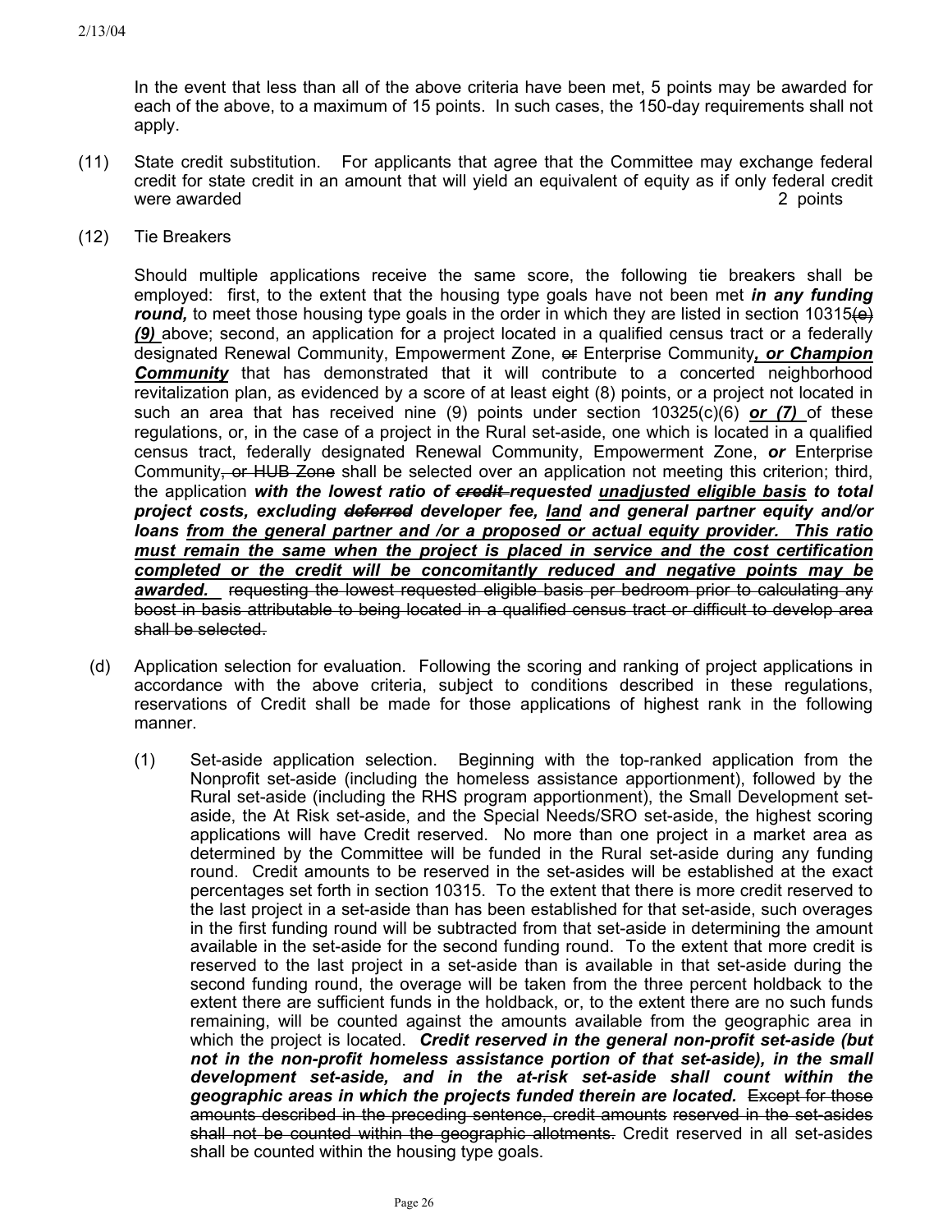In the event that less than all of the above criteria have been met, 5 points may be awarded for each of the above, to a maximum of 15 points. In such cases, the 150-day requirements shall not apply.

(11) State credit substitution. For applicants that agree that the Committee may exchange federal credit for state credit in an amount that will yield an equivalent of equity as if only federal credit were awarded 2 points

(12) Tie Breakers

Should multiple applications receive the same score, the following tie breakers shall be employed: first, to the extent that the housing type goals have not been met ***in any funding round,*** to meet those housing type goals in the order in which they are listed in section 10315~~(e)~~ ***(9)*** above; second, an application for a project located in a qualified census tract or a federally designated Renewal Community, Empowerment Zone, ~~or~~ Enterprise Community***, or Champion Community*** that has demonstrated that it will contribute to a concerted neighborhood revitalization plan, as evidenced by a score of at least eight (8) points, or a project not located in such an area that has received nine (9) points under section 10325(c)(6) ***or (7)*** of these regulations, or, in the case of a project in the Rural set-aside, one which is located in a qualified census tract, federally designated Renewal Community, Empowerment Zone, ***or*** Enterprise Community~~, or HUB Zone~~ shall be selected over an application not meeting this criterion; third, the application ***with the lowest ratio of ~~credit~~ requested unadjusted eligible basis to total project costs, excluding ~~deferred~~ developer fee, land and general partner equity and/or loans from the general partner and /or a proposed or actual equity provider. This ratio must remain the same when the project is placed in service and the cost certification completed or the credit will be concomitantly reduced and negative points may be awarded.*** ~~requesting the lowest requested eligible basis per bedroom prior to calculating any boost in basis attributable to being located in a qualified census tract or difficult to develop area shall be selected.~~

(d) Application selection for evaluation. Following the scoring and ranking of project applications in accordance with the above criteria, subject to conditions described in these regulations, reservations of Credit shall be made for those applications of highest rank in the following manner.

(1) Set-aside application selection. Beginning with the top-ranked application from the Nonprofit set-aside (including the homeless assistance apportionment), followed by the Rural set-aside (including the RHS program apportionment), the Small Development set-aside, the At Risk set-aside, and the Special Needs/SRO set-aside, the highest scoring applications will have Credit reserved. No more than one project in a market area as determined by the Committee will be funded in the Rural set-aside during any funding round. Credit amounts to be reserved in the set-asides will be established at the exact percentages set forth in section 10315. To the extent that there is more credit reserved to the last project in a set-aside than has been established for that set-aside, such overages in the first funding round will be subtracted from that set-aside in determining the amount available in the set-aside for the second funding round. To the extent that more credit is reserved to the last project in a set-aside than is available in that set-aside during the second funding round, the overage will be taken from the three percent holdback to the extent there are sufficient funds in the holdback, or, to the extent there are no such funds remaining, will be counted against the amounts available from the geographic area in which the project is located. ***Credit reserved in the general non-profit set-aside (but not in the non-profit homeless assistance portion of that set-aside), in the small development set-aside, and in the at-risk set-aside shall count within the geographic areas in which the projects funded therein are located.*** ~~Except for those amounts described in the preceding sentence, credit amounts reserved in the set-asides shall not be counted within the geographic allotments.~~ Credit reserved in all set-asides shall be counted within the housing type goals.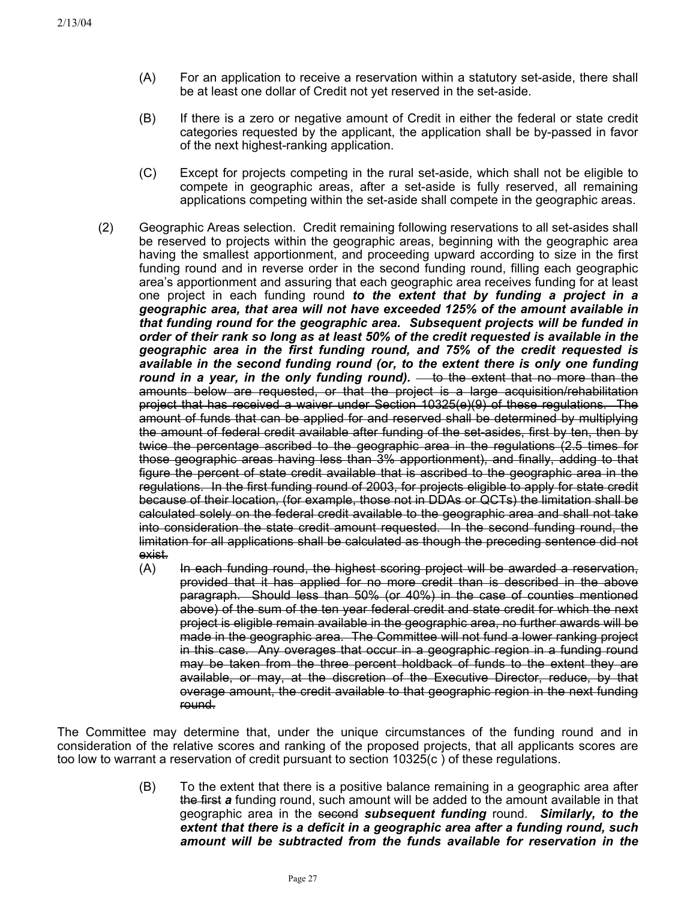(A) For an application to receive a reservation within a statutory set-aside, there shall be at least one dollar of Credit not yet reserved in the set-aside.

(B) If there is a zero or negative amount of Credit in either the federal or state credit categories requested by the applicant, the application shall be by-passed in favor of the next highest-ranking application.

(C) Except for projects competing in the rural set-aside, which shall not be eligible to compete in geographic areas, after a set-aside is fully reserved, all remaining applications competing within the set-aside shall compete in the geographic areas.

(2) Geographic Areas selection. Credit remaining following reservations to all set-asides shall be reserved to projects within the geographic areas, beginning with the geographic area having the smallest apportionment, and proceeding upward according to size in the first funding round and in reverse order in the second funding round, filling each geographic area's apportionment and assuring that each geographic area receives funding for at least one project in each funding round ***to the extent that by funding a project in a geographic area, that area will not have exceeded 125% of the amount available in that funding round for the geographic area. Subsequent projects will be funded in order of their rank so long as at least 50% of the credit requested is available in the geographic area in the first funding round, and 75% of the credit requested is available in the second funding round (or, to the extent there is only one funding round in a year, in the only funding round).*** ~~to the extent that no more than the amounts below are requested, or that the project is a large acquisition/rehabilitation project that has received a waiver under Section 10325(e)(9) of these regulations. The amount of funds that can be applied for and reserved shall be determined by multiplying the amount of federal credit available after funding of the set-asides, first by ten, then by twice the percentage ascribed to the geographic area in the regulations (2.5 times for those geographic areas having less than 3% apportionment), and finally, adding to that figure the percent of state credit available that is ascribed to the geographic area in the regulations. In the first funding round of 2003, for projects eligible to apply for state credit because of their location, (for example, those not in DDAs or QCTs) the limitation shall be calculated solely on the federal credit available to the geographic area and shall not take into consideration the state credit amount requested. In the second funding round, the limitation for all applications shall be calculated as though the preceding sentence did not exist.~~

(A) ~~In each funding round, the highest scoring project will be awarded a reservation, provided that it has applied for no more credit than is described in the above paragraph. Should less than 50% (or 40%) in the case of counties mentioned above) of the sum of the ten year federal credit and state credit for which the next project is eligible remain available in the geographic area, no further awards will be made in the geographic area. The Committee will not fund a lower ranking project in this case. Any overages that occur in a geographic region in a funding round may be taken from the three percent holdback of funds to the extent they are available, or may, at the discretion of the Executive Director, reduce, by that overage amount, the credit available to that geographic region in the next funding round.~~

The Committee may determine that, under the unique circumstances of the funding round and in consideration of the relative scores and ranking of the proposed projects, that all applicants scores are too low to warrant a reservation of credit pursuant to section 10325(c ) of these regulations.

(B) To the extent that there is a positive balance remaining in a geographic area after ~~the first~~ ***a*** funding round, such amount will be added to the amount available in that geographic area in the ~~second~~ ***subsequent funding*** round. ***Similarly, to the extent that there is a deficit in a geographic area after a funding round, such amount will be subtracted from the funds available for reservation in the***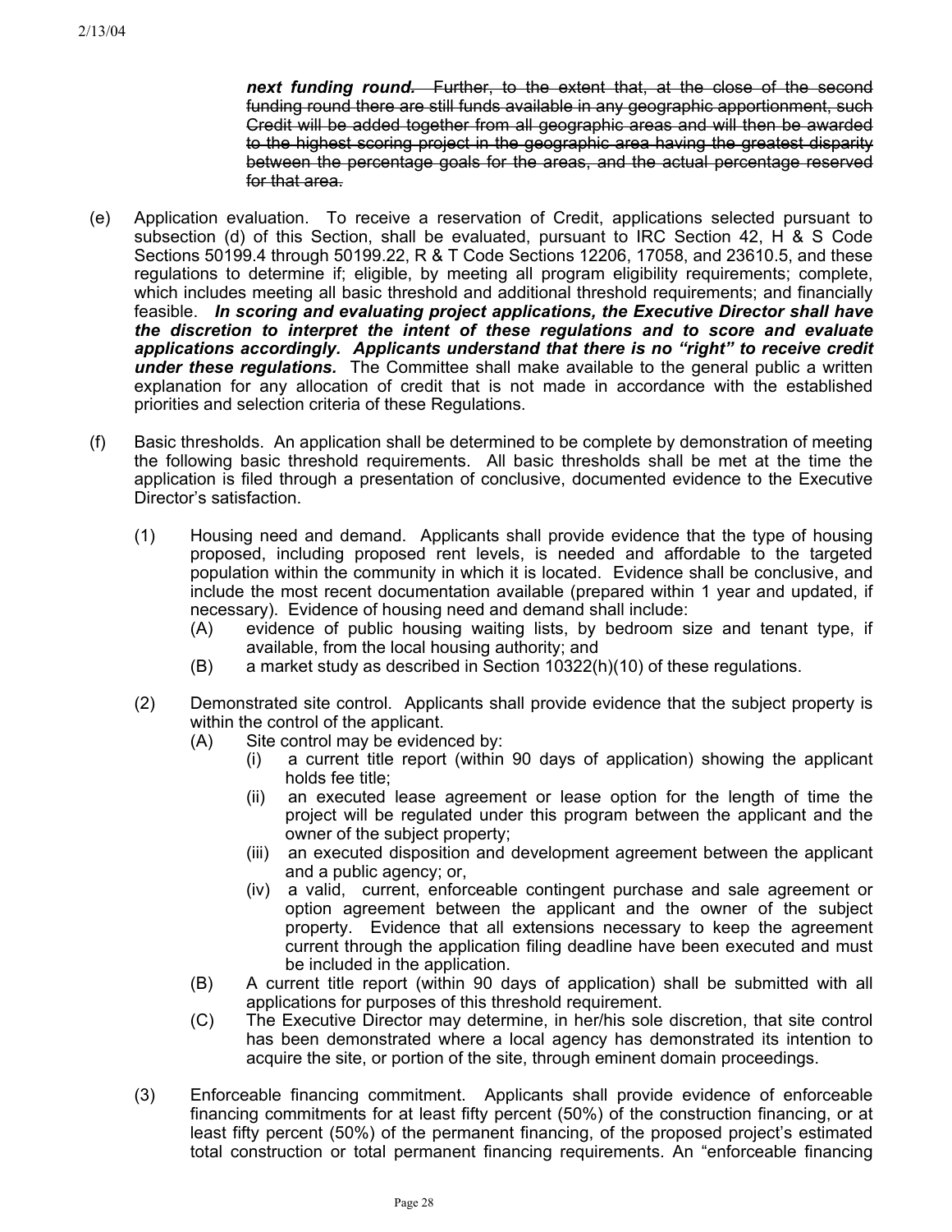***next funding round.*** ~~Further, to the extent that, at the close of the second funding round there are still funds available in any geographic apportionment, such Credit will be added together from all geographic areas and will then be awarded to the highest scoring project in the geographic area having the greatest disparity between the percentage goals for the areas, and the actual percentage reserved for that area.~~

(e) Application evaluation. To receive a reservation of Credit, applications selected pursuant to subsection (d) of this Section, shall be evaluated, pursuant to IRC Section 42, H & S Code Sections 50199.4 through 50199.22, R & T Code Sections 12206, 17058, and 23610.5, and these regulations to determine if; eligible, by meeting all program eligibility requirements; complete, which includes meeting all basic threshold and additional threshold requirements; and financially feasible. ***In scoring and evaluating project applications, the Executive Director shall have the discretion to interpret the intent of these regulations and to score and evaluate applications accordingly. Applicants understand that there is no "right" to receive credit under these regulations.*** The Committee shall make available to the general public a written explanation for any allocation of credit that is not made in accordance with the established priorities and selection criteria of these Regulations.

(f) Basic thresholds. An application shall be determined to be complete by demonstration of meeting the following basic threshold requirements. All basic thresholds shall be met at the time the application is filed through a presentation of conclusive, documented evidence to the Executive Director's satisfaction.

(1) Housing need and demand. Applicants shall provide evidence that the type of housing proposed, including proposed rent levels, is needed and affordable to the targeted population within the community in which it is located. Evidence shall be conclusive, and include the most recent documentation available (prepared within 1 year and updated, if necessary). Evidence of housing need and demand shall include:

(A) evidence of public housing waiting lists, by bedroom size and tenant type, if available, from the local housing authority; and

(B) a market study as described in Section 10322(h)(10) of these regulations.

(2) Demonstrated site control. Applicants shall provide evidence that the subject property is within the control of the applicant.

(A) Site control may be evidenced by:

(i) a current title report (within 90 days of application) showing the applicant holds fee title;

(ii) an executed lease agreement or lease option for the length of time the project will be regulated under this program between the applicant and the owner of the subject property;

(iii) an executed disposition and development agreement between the applicant and a public agency; or,

(iv) a valid, current, enforceable contingent purchase and sale agreement or option agreement between the applicant and the owner of the subject property. Evidence that all extensions necessary to keep the agreement current through the application filing deadline have been executed and must be included in the application.

(B) A current title report (within 90 days of application) shall be submitted with all applications for purposes of this threshold requirement.

(C) The Executive Director may determine, in her/his sole discretion, that site control has been demonstrated where a local agency has demonstrated its intention to acquire the site, or portion of the site, through eminent domain proceedings.

(3) Enforceable financing commitment. Applicants shall provide evidence of enforceable financing commitments for at least fifty percent (50%) of the construction financing, or at least fifty percent (50%) of the permanent financing, of the proposed project's estimated total construction or total permanent financing requirements. An "enforceable financing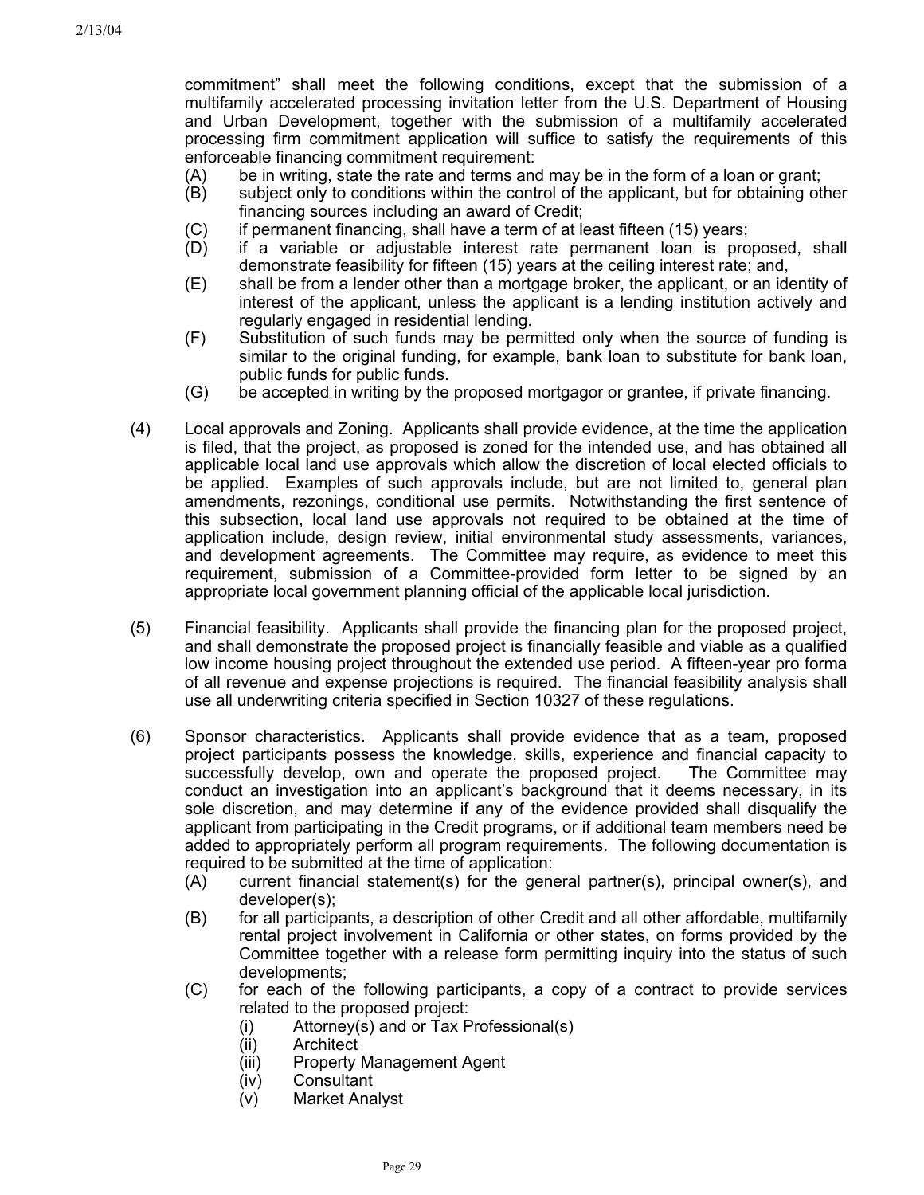commitment" shall meet the following conditions, except that the submission of a multifamily accelerated processing invitation letter from the U.S. Department of Housing and Urban Development, together with the submission of a multifamily accelerated processing firm commitment application will suffice to satisfy the requirements of this enforceable financing commitment requirement:

- (A) be in writing, state the rate and terms and may be in the form of a loan or grant;
- (B) subject only to conditions within the control of the applicant, but for obtaining other financing sources including an award of Credit;
- (C) if permanent financing, shall have a term of at least fifteen (15) years;
- (D) if a variable or adjustable interest rate permanent loan is proposed, shall demonstrate feasibility for fifteen (15) years at the ceiling interest rate; and,
- (E) shall be from a lender other than a mortgage broker, the applicant, or an identity of interest of the applicant, unless the applicant is a lending institution actively and regularly engaged in residential lending.
- (F) Substitution of such funds may be permitted only when the source of funding is similar to the original funding, for example, bank loan to substitute for bank loan, public funds for public funds.
- (G) be accepted in writing by the proposed mortgagor or grantee, if private financing.

(4) Local approvals and Zoning. Applicants shall provide evidence, at the time the application is filed, that the project, as proposed is zoned for the intended use, and has obtained all applicable local land use approvals which allow the discretion of local elected officials to be applied. Examples of such approvals include, but are not limited to, general plan amendments, rezonings, conditional use permits. Notwithstanding the first sentence of this subsection, local land use approvals not required to be obtained at the time of application include, design review, initial environmental study assessments, variances, and development agreements. The Committee may require, as evidence to meet this requirement, submission of a Committee-provided form letter to be signed by an appropriate local government planning official of the applicable local jurisdiction.

(5) Financial feasibility. Applicants shall provide the financing plan for the proposed project, and shall demonstrate the proposed project is financially feasible and viable as a qualified low income housing project throughout the extended use period. A fifteen-year pro forma of all revenue and expense projections is required. The financial feasibility analysis shall use all underwriting criteria specified in Section 10327 of these regulations.

(6) Sponsor characteristics. Applicants shall provide evidence that as a team, proposed project participants possess the knowledge, skills, experience and financial capacity to successfully develop, own and operate the proposed project. The Committee may conduct an investigation into an applicant's background that it deems necessary, in its sole discretion, and may determine if any of the evidence provided shall disqualify the applicant from participating in the Credit programs, or if additional team members need be added to appropriately perform all program requirements. The following documentation is required to be submitted at the time of application:

- (A) current financial statement(s) for the general partner(s), principal owner(s), and developer(s);
- (B) for all participants, a description of other Credit and all other affordable, multifamily rental project involvement in California or other states, on forms provided by the Committee together with a release form permitting inquiry into the status of such developments;
- (C) for each of the following participants, a copy of a contract to provide services related to the proposed project:
  - (i) Attorney(s) and or Tax Professional(s)
  - (ii) Architect
  - (iii) Property Management Agent
  - (iv) Consultant
  - (v) Market Analyst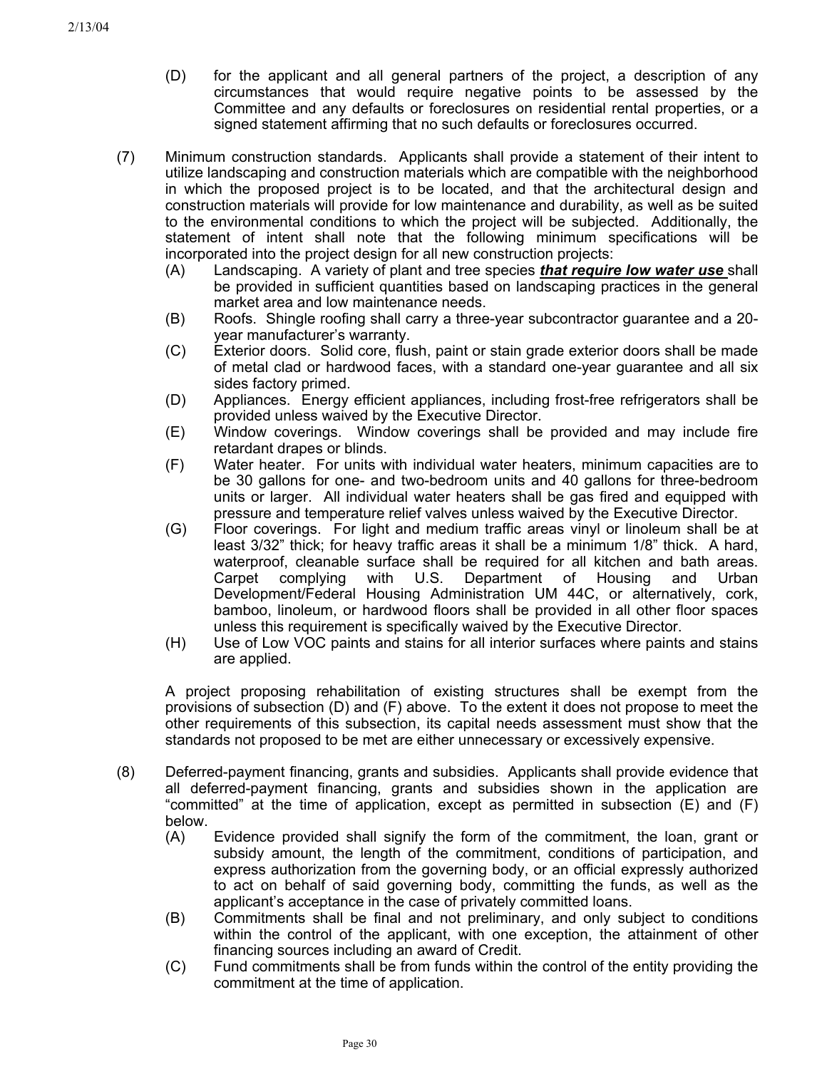(D) for the applicant and all general partners of the project, a description of any circumstances that would require negative points to be assessed by the Committee and any defaults or foreclosures on residential rental properties, or a signed statement affirming that no such defaults or foreclosures occurred.

(7) Minimum construction standards. Applicants shall provide a statement of their intent to utilize landscaping and construction materials which are compatible with the neighborhood in which the proposed project is to be located, and that the architectural design and construction materials will provide for low maintenance and durability, as well as be suited to the environmental conditions to which the project will be subjected. Additionally, the statement of intent shall note that the following minimum specifications will be incorporated into the project design for all new construction projects:

(A) Landscaping. A variety of plant and tree species ***<u>that require low water use</u>*** shall be provided in sufficient quantities based on landscaping practices in the general market area and low maintenance needs.

(B) Roofs. Shingle roofing shall carry a three-year subcontractor guarantee and a 20-year manufacturer's warranty.

(C) Exterior doors. Solid core, flush, paint or stain grade exterior doors shall be made of metal clad or hardwood faces, with a standard one-year guarantee and all six sides factory primed.

(D) Appliances. Energy efficient appliances, including frost-free refrigerators shall be provided unless waived by the Executive Director.

(E) Window coverings. Window coverings shall be provided and may include fire retardant drapes or blinds.

(F) Water heater. For units with individual water heaters, minimum capacities are to be 30 gallons for one- and two-bedroom units and 40 gallons for three-bedroom units or larger. All individual water heaters shall be gas fired and equipped with pressure and temperature relief valves unless waived by the Executive Director.

(G) Floor coverings. For light and medium traffic areas vinyl or linoleum shall be at least 3/32" thick; for heavy traffic areas it shall be a minimum 1/8" thick. A hard, waterproof, cleanable surface shall be required for all kitchen and bath areas. Carpet complying with U.S. Department of Housing and Urban Development/Federal Housing Administration UM 44C, or alternatively, cork, bamboo, linoleum, or hardwood floors shall be provided in all other floor spaces unless this requirement is specifically waived by the Executive Director.

(H) Use of Low VOC paints and stains for all interior surfaces where paints and stains are applied.

A project proposing rehabilitation of existing structures shall be exempt from the provisions of subsection (D) and (F) above. To the extent it does not propose to meet the other requirements of this subsection, its capital needs assessment must show that the standards not proposed to be met are either unnecessary or excessively expensive.

(8) Deferred-payment financing, grants and subsidies. Applicants shall provide evidence that all deferred-payment financing, grants and subsidies shown in the application are "committed" at the time of application, except as permitted in subsection (E) and (F) below.

(A) Evidence provided shall signify the form of the commitment, the loan, grant or subsidy amount, the length of the commitment, conditions of participation, and express authorization from the governing body, or an official expressly authorized to act on behalf of said governing body, committing the funds, as well as the applicant's acceptance in the case of privately committed loans.

(B) Commitments shall be final and not preliminary, and only subject to conditions within the control of the applicant, with one exception, the attainment of other financing sources including an award of Credit.

(C) Fund commitments shall be from funds within the control of the entity providing the commitment at the time of application.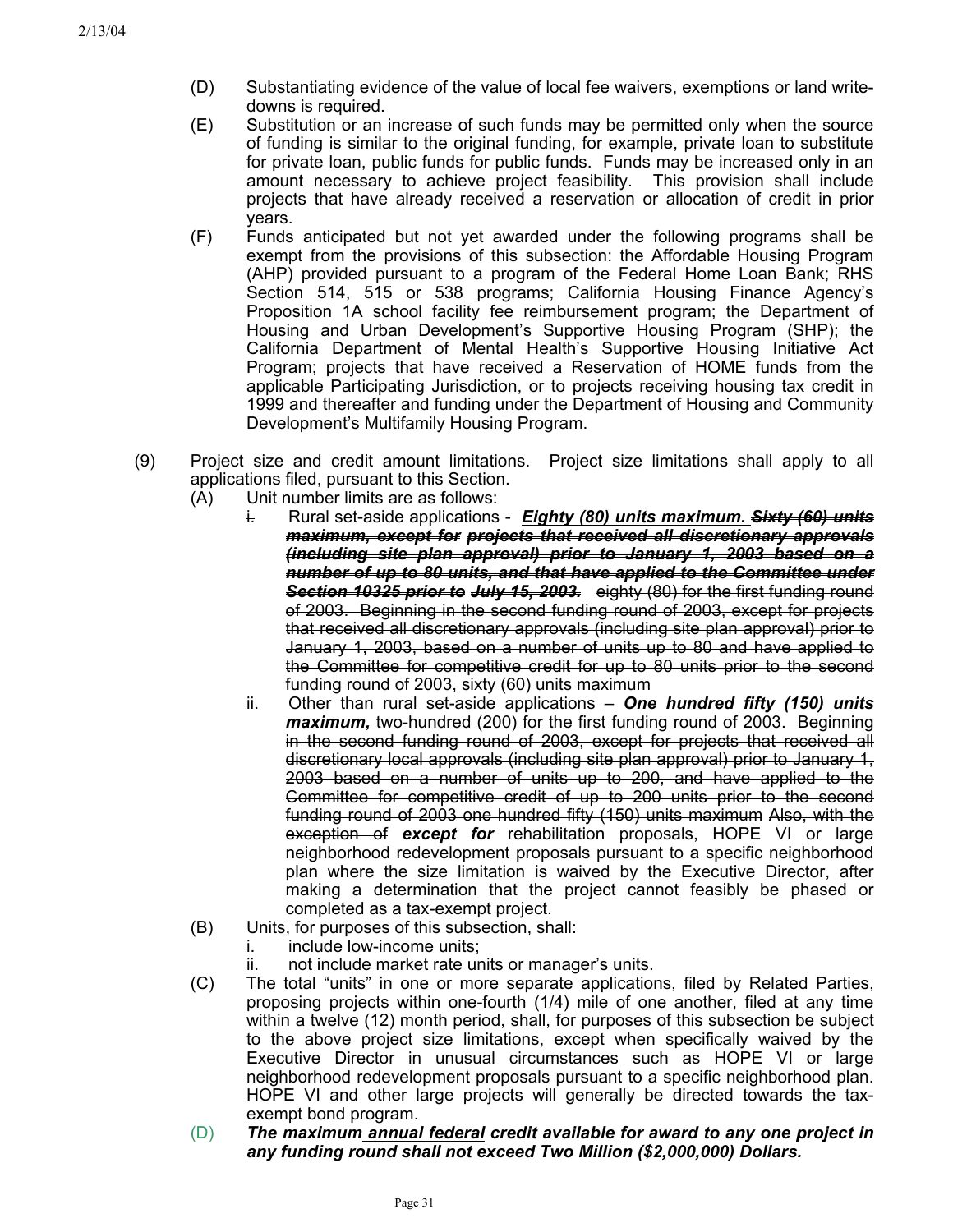(D) Substantiating evidence of the value of local fee waivers, exemptions or land write-downs is required.

(E) Substitution or an increase of such funds may be permitted only when the source of funding is similar to the original funding, for example, private loan to substitute for private loan, public funds for public funds. Funds may be increased only in an amount necessary to achieve project feasibility. This provision shall include projects that have already received a reservation or allocation of credit in prior years.

(F) Funds anticipated but not yet awarded under the following programs shall be exempt from the provisions of this subsection: the Affordable Housing Program (AHP) provided pursuant to a program of the Federal Home Loan Bank; RHS Section 514, 515 or 538 programs; California Housing Finance Agency's Proposition 1A school facility fee reimbursement program; the Department of Housing and Urban Development's Supportive Housing Program (SHP); the California Department of Mental Health's Supportive Housing Initiative Act Program; projects that have received a Reservation of HOME funds from the applicable Participating Jurisdiction, or to projects receiving housing tax credit in 1999 and thereafter and funding under the Department of Housing and Community Development's Multifamily Housing Program.

(9) Project size and credit amount limitations. Project size limitations shall apply to all applications filed, pursuant to this Section.

(A) Unit number limits are as follows:

~~i.~~ Rural set-aside applications - ***<u>Eighty (80) units maximum.</u>*** ***~~Sixty (60) units maximum, except for projects that received all discretionary approvals (including site plan approval) prior to January 1, 2003 based on a number of up to 80 units, and that have applied to the Committee under Section 10325 prior to July 15, 2003.~~*** ~~eighty (80) for the first funding round of 2003. Beginning in the second funding round of 2003, except for projects that received all discretionary approvals (including site plan approval) prior to January 1, 2003, based on a number of units up to 80 and have applied to the Committee for competitive credit for up to 80 units prior to the second funding round of 2003, sixty (60) units maximum~~

ii. Other than rural set-aside applications – ***One hundred fifty (150) units maximum,*** ~~two-hundred (200) for the first funding round of 2003. Beginning in the second funding round of 2003, except for projects that received all discretionary local approvals (including site plan approval) prior to January 1, 2003 based on a number of units up to 200, and have applied to the Committee for competitive credit of up to 200 units prior to the second funding round of 2003 one hundred fifty (150) units maximum~~ ~~Also, with the exception of~~ ***except for*** rehabilitation proposals, HOPE VI or large neighborhood redevelopment proposals pursuant to a specific neighborhood plan where the size limitation is waived by the Executive Director, after making a determination that the project cannot feasibly be phased or completed as a tax-exempt project.

(B) Units, for purposes of this subsection, shall:

i. include low-income units;

ii. not include market rate units or manager's units.

(C) The total "units" in one or more separate applications, filed by Related Parties, proposing projects within one-fourth (1/4) mile of one another, filed at any time within a twelve (12) month period, shall, for purposes of this subsection be subject to the above project size limitations, except when specifically waived by the Executive Director in unusual circumstances such as HOPE VI or large neighborhood redevelopment proposals pursuant to a specific neighborhood plan. HOPE VI and other large projects will generally be directed towards the tax-exempt bond program.

(D) ***The maximum <u>annual federal</u> credit available for award to any one project in any funding round shall not exceed Two Million ($2,000,000) Dollars.***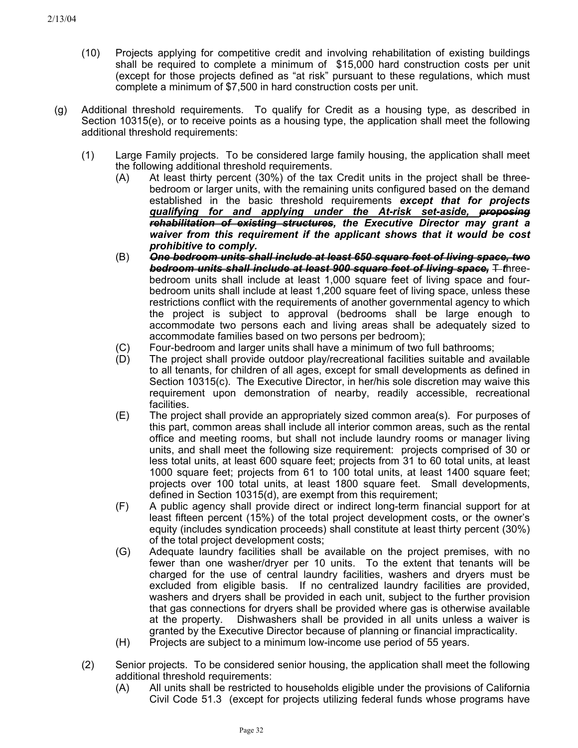(10) Projects applying for competitive credit and involving rehabilitation of existing buildings shall be required to complete a minimum of $15,000 hard construction costs per unit (except for those projects defined as "at risk" pursuant to these regulations, which must complete a minimum of $7,500 in hard construction costs per unit.

(g) Additional threshold requirements. To qualify for Credit as a housing type, as described in Section 10315(e), or to receive points as a housing type, the application shall meet the following additional threshold requirements:

(1) Large Family projects. To be considered large family housing, the application shall meet the following additional threshold requirements.

(A) At least thirty percent (30%) of the tax Credit units in the project shall be three-bedroom or larger units, with the remaining units configured based on the demand established in the basic threshold requirements ***except that for projects <u>qualifying for and applying under the At-risk set-aside,</u> ~~proposing rehabilitation of existing structures~~, the Executive Director may grant a waiver from this requirement if the applicant shows that it would be cost prohibitive to comply.***

(B) ***~~One bedroom units shall include at least 650 square feet of living space, two bedroom units shall include at least 900 square feet of living space,~~*** ~~T~~ ***t***hree-bedroom units shall include at least 1,000 square feet of living space and four-bedroom units shall include at least 1,200 square feet of living space, unless these restrictions conflict with the requirements of another governmental agency to which the project is subject to approval (bedrooms shall be large enough to accommodate two persons each and living areas shall be adequately sized to accommodate families based on two persons per bedroom);

(C) Four-bedroom and larger units shall have a minimum of two full bathrooms;

(D) The project shall provide outdoor play/recreational facilities suitable and available to all tenants, for children of all ages, except for small developments as defined in Section 10315(c). The Executive Director, in her/his sole discretion may waive this requirement upon demonstration of nearby, readily accessible, recreational facilities.

(E) The project shall provide an appropriately sized common area(s). For purposes of this part, common areas shall include all interior common areas, such as the rental office and meeting rooms, but shall not include laundry rooms or manager living units, and shall meet the following size requirement: projects comprised of 30 or less total units, at least 600 square feet; projects from 31 to 60 total units, at least 1000 square feet; projects from 61 to 100 total units, at least 1400 square feet; projects over 100 total units, at least 1800 square feet. Small developments, defined in Section 10315(d), are exempt from this requirement;

(F) A public agency shall provide direct or indirect long-term financial support for at least fifteen percent (15%) of the total project development costs, or the owner's equity (includes syndication proceeds) shall constitute at least thirty percent (30%) of the total project development costs;

(G) Adequate laundry facilities shall be available on the project premises, with no fewer than one washer/dryer per 10 units. To the extent that tenants will be charged for the use of central laundry facilities, washers and dryers must be excluded from eligible basis. If no centralized laundry facilities are provided, washers and dryers shall be provided in each unit, subject to the further provision that gas connections for dryers shall be provided where gas is otherwise available at the property. Dishwashers shall be provided in all units unless a waiver is granted by the Executive Director because of planning or financial impracticality.

(H) Projects are subject to a minimum low-income use period of 55 years.

(2) Senior projects. To be considered senior housing, the application shall meet the following additional threshold requirements:

(A) All units shall be restricted to households eligible under the provisions of California Civil Code 51.3 (except for projects utilizing federal funds whose programs have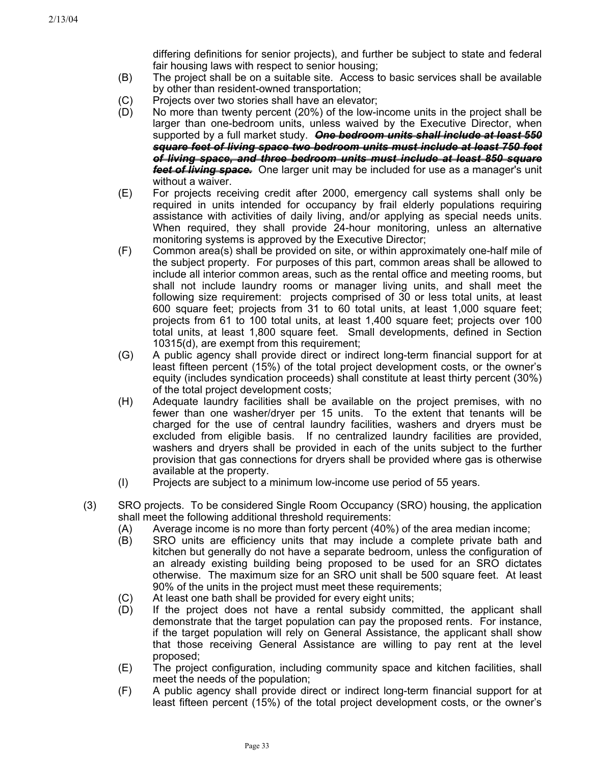differing definitions for senior projects), and further be subject to state and federal fair housing laws with respect to senior housing;

(B) The project shall be on a suitable site. Access to basic services shall be available by other than resident-owned transportation;

(C) Projects over two stories shall have an elevator;

(D) No more than twenty percent (20%) of the low-income units in the project shall be larger than one-bedroom units, unless waived by the Executive Director, when supported by a full market study. ***~~One bedroom units shall include at least 550 square feet of living space two bedroom units must include at least 750 feet of living space, and three bedroom units must include at least 850 square feet of living space.~~*** One larger unit may be included for use as a manager's unit without a waiver.

(E) For projects receiving credit after 2000, emergency call systems shall only be required in units intended for occupancy by frail elderly populations requiring assistance with activities of daily living, and/or applying as special needs units. When required, they shall provide 24-hour monitoring, unless an alternative monitoring systems is approved by the Executive Director;

(F) Common area(s) shall be provided on site, or within approximately one-half mile of the subject property. For purposes of this part, common areas shall be allowed to include all interior common areas, such as the rental office and meeting rooms, but shall not include laundry rooms or manager living units, and shall meet the following size requirement: projects comprised of 30 or less total units, at least 600 square feet; projects from 31 to 60 total units, at least 1,000 square feet; projects from 61 to 100 total units, at least 1,400 square feet; projects over 100 total units, at least 1,800 square feet. Small developments, defined in Section 10315(d), are exempt from this requirement;

(G) A public agency shall provide direct or indirect long-term financial support for at least fifteen percent (15%) of the total project development costs, or the owner's equity (includes syndication proceeds) shall constitute at least thirty percent (30%) of the total project development costs;

(H) Adequate laundry facilities shall be available on the project premises, with no fewer than one washer/dryer per 15 units. To the extent that tenants will be charged for the use of central laundry facilities, washers and dryers must be excluded from eligible basis. If no centralized laundry facilities are provided, washers and dryers shall be provided in each of the units subject to the further provision that gas connections for dryers shall be provided where gas is otherwise available at the property.

(I) Projects are subject to a minimum low-income use period of 55 years.

(3) SRO projects. To be considered Single Room Occupancy (SRO) housing, the application shall meet the following additional threshold requirements:

(A) Average income is no more than forty percent (40%) of the area median income;

(B) SRO units are efficiency units that may include a complete private bath and kitchen but generally do not have a separate bedroom, unless the configuration of an already existing building being proposed to be used for an SRO dictates otherwise. The maximum size for an SRO unit shall be 500 square feet. At least 90% of the units in the project must meet these requirements;

(C) At least one bath shall be provided for every eight units;

(D) If the project does not have a rental subsidy committed, the applicant shall demonstrate that the target population can pay the proposed rents. For instance, if the target population will rely on General Assistance, the applicant shall show that those receiving General Assistance are willing to pay rent at the level proposed;

(E) The project configuration, including community space and kitchen facilities, shall meet the needs of the population;

(F) A public agency shall provide direct or indirect long-term financial support for at least fifteen percent (15%) of the total project development costs, or the owner's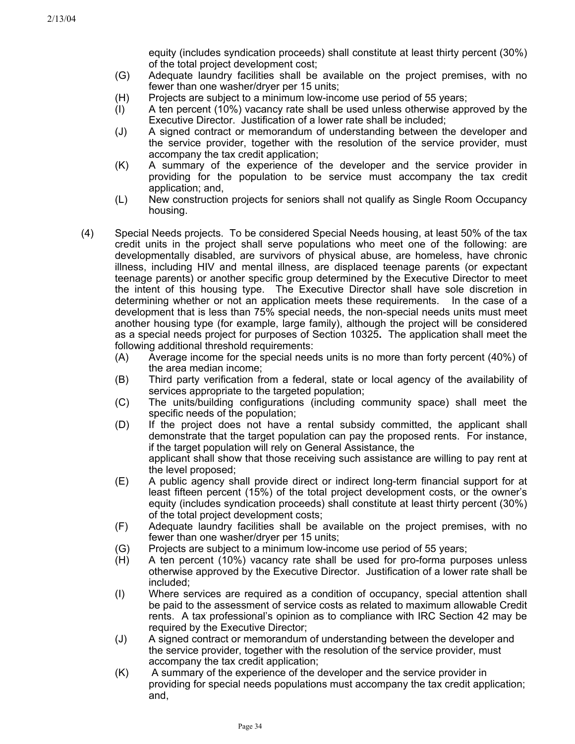equity (includes syndication proceeds) shall constitute at least thirty percent (30%) of the total project development cost;

(G) Adequate laundry facilities shall be available on the project premises, with no fewer than one washer/dryer per 15 units;

(H) Projects are subject to a minimum low-income use period of 55 years;

(I) A ten percent (10%) vacancy rate shall be used unless otherwise approved by the Executive Director. Justification of a lower rate shall be included;

(J) A signed contract or memorandum of understanding between the developer and the service provider, together with the resolution of the service provider, must accompany the tax credit application;

(K) A summary of the experience of the developer and the service provider in providing for the population to be service must accompany the tax credit application; and,

(L) New construction projects for seniors shall not qualify as Single Room Occupancy housing.

(4) Special Needs projects. To be considered Special Needs housing, at least 50% of the tax credit units in the project shall serve populations who meet one of the following: are developmentally disabled, are survivors of physical abuse, are homeless, have chronic illness, including HIV and mental illness, are displaced teenage parents (or expectant teenage parents) or another specific group determined by the Executive Director to meet the intent of this housing type. The Executive Director shall have sole discretion in determining whether or not an application meets these requirements. In the case of a development that is less than 75% special needs, the non-special needs units must meet another housing type (for example, large family), although the project will be considered as a special needs project for purposes of Section 10325**.** The application shall meet the following additional threshold requirements:

(A) Average income for the special needs units is no more than forty percent (40%) of the area median income;

(B) Third party verification from a federal, state or local agency of the availability of services appropriate to the targeted population;

(C) The units/building configurations (including community space) shall meet the specific needs of the population;

(D) If the project does not have a rental subsidy committed, the applicant shall demonstrate that the target population can pay the proposed rents. For instance, if the target population will rely on General Assistance, the applicant shall show that those receiving such assistance are willing to pay rent at the level proposed;

(E) A public agency shall provide direct or indirect long-term financial support for at least fifteen percent (15%) of the total project development costs, or the owner's equity (includes syndication proceeds) shall constitute at least thirty percent (30%) of the total project development costs;

(F) Adequate laundry facilities shall be available on the project premises, with no fewer than one washer/dryer per 15 units;

(G) Projects are subject to a minimum low-income use period of 55 years;

(H) A ten percent (10%) vacancy rate shall be used for pro-forma purposes unless otherwise approved by the Executive Director. Justification of a lower rate shall be included;

(I) Where services are required as a condition of occupancy, special attention shall be paid to the assessment of service costs as related to maximum allowable Credit rents. A tax professional's opinion as to compliance with IRC Section 42 may be required by the Executive Director;

(J) A signed contract or memorandum of understanding between the developer and the service provider, together with the resolution of the service provider, must accompany the tax credit application;

(K) A summary of the experience of the developer and the service provider in providing for special needs populations must accompany the tax credit application; and,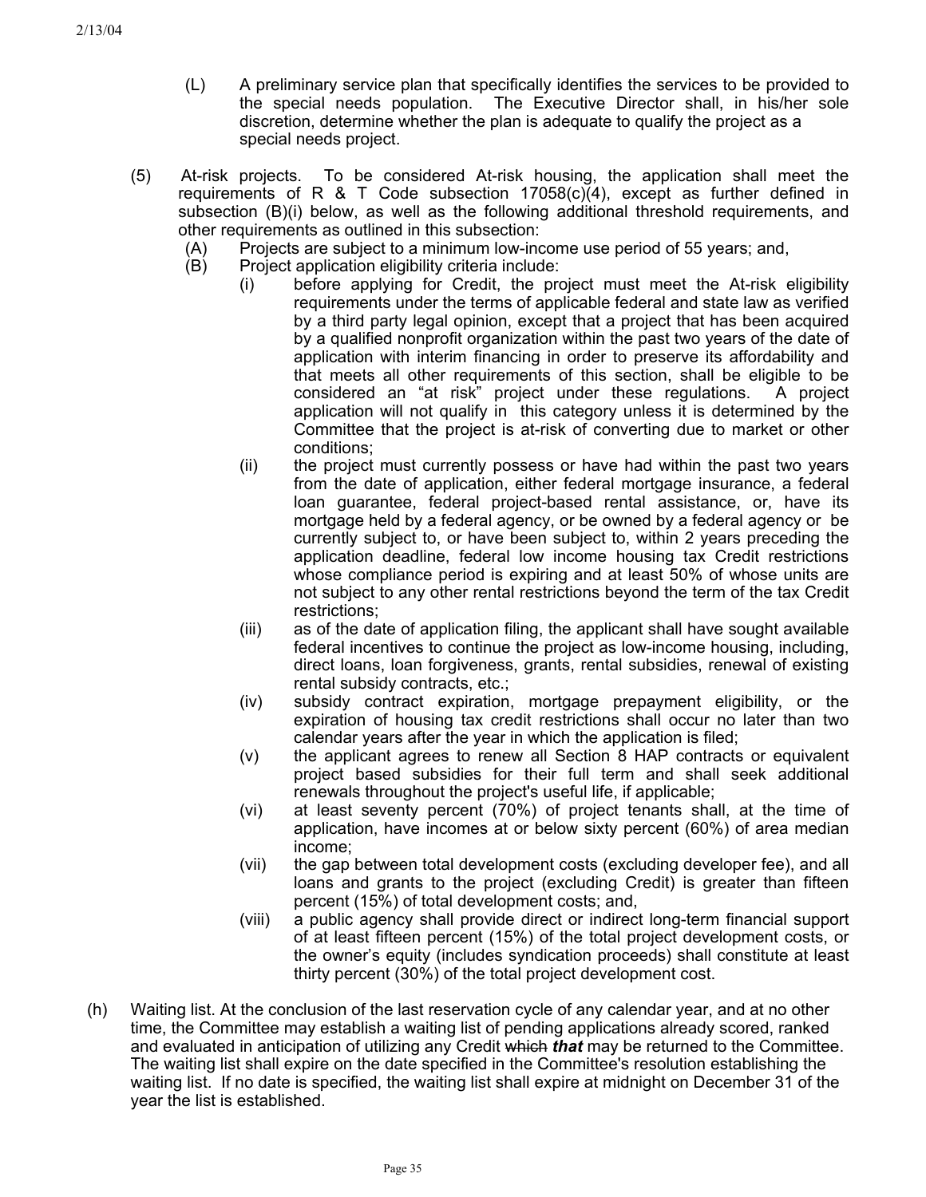(L) A preliminary service plan that specifically identifies the services to be provided to the special needs population. The Executive Director shall, in his/her sole discretion, determine whether the plan is adequate to qualify the project as a special needs project.

(5) At-risk projects. To be considered At-risk housing, the application shall meet the requirements of R & T Code subsection 17058(c)(4), except as further defined in subsection (B)(i) below, as well as the following additional threshold requirements, and other requirements as outlined in this subsection:

(A) Projects are subject to a minimum low-income use period of 55 years; and,

(B) Project application eligibility criteria include:

(i) before applying for Credit, the project must meet the At-risk eligibility requirements under the terms of applicable federal and state law as verified by a third party legal opinion, except that a project that has been acquired by a qualified nonprofit organization within the past two years of the date of application with interim financing in order to preserve its affordability and that meets all other requirements of this section, shall be eligible to be considered an "at risk" project under these regulations. A project application will not qualify in this category unless it is determined by the Committee that the project is at-risk of converting due to market or other conditions;

(ii) the project must currently possess or have had within the past two years from the date of application, either federal mortgage insurance, a federal loan guarantee, federal project-based rental assistance, or, have its mortgage held by a federal agency, or be owned by a federal agency or be currently subject to, or have been subject to, within 2 years preceding the application deadline, federal low income housing tax Credit restrictions whose compliance period is expiring and at least 50% of whose units are not subject to any other rental restrictions beyond the term of the tax Credit restrictions;

(iii) as of the date of application filing, the applicant shall have sought available federal incentives to continue the project as low-income housing, including, direct loans, loan forgiveness, grants, rental subsidies, renewal of existing rental subsidy contracts, etc.;

(iv) subsidy contract expiration, mortgage prepayment eligibility, or the expiration of housing tax credit restrictions shall occur no later than two calendar years after the year in which the application is filed;

(v) the applicant agrees to renew all Section 8 HAP contracts or equivalent project based subsidies for their full term and shall seek additional renewals throughout the project's useful life, if applicable;

(vi) at least seventy percent (70%) of project tenants shall, at the time of application, have incomes at or below sixty percent (60%) of area median income;

(vii) the gap between total development costs (excluding developer fee), and all loans and grants to the project (excluding Credit) is greater than fifteen percent (15%) of total development costs; and,

(viii) a public agency shall provide direct or indirect long-term financial support of at least fifteen percent (15%) of the total project development costs, or the owner's equity (includes syndication proceeds) shall constitute at least thirty percent (30%) of the total project development cost.

(h) Waiting list. At the conclusion of the last reservation cycle of any calendar year, and at no other time, the Committee may establish a waiting list of pending applications already scored, ranked and evaluated in anticipation of utilizing any Credit ~~which~~ ***that*** may be returned to the Committee. The waiting list shall expire on the date specified in the Committee's resolution establishing the waiting list. If no date is specified, the waiting list shall expire at midnight on December 31 of the year the list is established.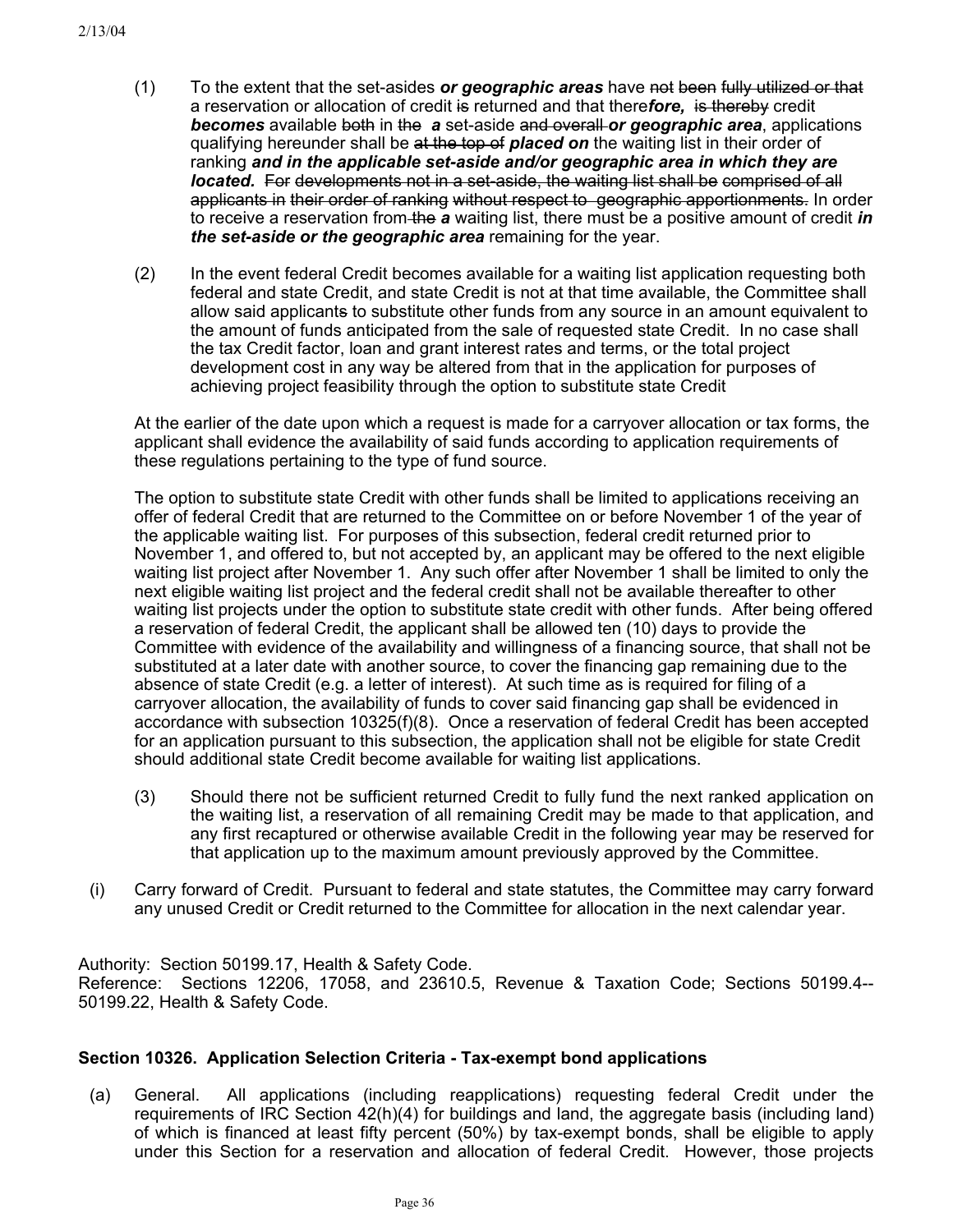(1) To the extent that the set-asides ***or geographic areas*** have ~~not been fully utilized or that~~ a reservation or allocation of credit ~~is~~ returned and that there***fore,*** ~~is thereby~~ credit ***becomes*** available ~~both~~ in ~~the~~ ***a*** set-aside ~~and overall~~ ***or geographic area***, applications qualifying hereunder shall be ~~at the top of~~ ***placed on*** the waiting list in their order of ranking ***and in the applicable set-aside and/or geographic area in which they are located.*** ~~For developments not in a set-aside, the waiting list shall be comprised of all applicants in their order of ranking without respect to geographic apportionments.~~ In order to receive a reservation from ~~the~~ ***a*** waiting list, there must be a positive amount of credit ***in the set-aside or the geographic area*** remaining for the year.

(2) In the event federal Credit becomes available for a waiting list application requesting both federal and state Credit, and state Credit is not at that time available, the Committee shall allow said applicant~~s~~ to substitute other funds from any source in an amount equivalent to the amount of funds anticipated from the sale of requested state Credit. In no case shall the tax Credit factor, loan and grant interest rates and terms, or the total project development cost in any way be altered from that in the application for purposes of achieving project feasibility through the option to substitute state Credit

At the earlier of the date upon which a request is made for a carryover allocation or tax forms, the applicant shall evidence the availability of said funds according to application requirements of these regulations pertaining to the type of fund source.

The option to substitute state Credit with other funds shall be limited to applications receiving an offer of federal Credit that are returned to the Committee on or before November 1 of the year of the applicable waiting list. For purposes of this subsection, federal credit returned prior to November 1, and offered to, but not accepted by, an applicant may be offered to the next eligible waiting list project after November 1. Any such offer after November 1 shall be limited to only the next eligible waiting list project and the federal credit shall not be available thereafter to other waiting list projects under the option to substitute state credit with other funds. After being offered a reservation of federal Credit, the applicant shall be allowed ten (10) days to provide the Committee with evidence of the availability and willingness of a financing source, that shall not be substituted at a later date with another source, to cover the financing gap remaining due to the absence of state Credit (e.g. a letter of interest). At such time as is required for filing of a carryover allocation, the availability of funds to cover said financing gap shall be evidenced in accordance with subsection 10325(f)(8). Once a reservation of federal Credit has been accepted for an application pursuant to this subsection, the application shall not be eligible for state Credit should additional state Credit become available for waiting list applications.

(3) Should there not be sufficient returned Credit to fully fund the next ranked application on the waiting list, a reservation of all remaining Credit may be made to that application, and any first recaptured or otherwise available Credit in the following year may be reserved for that application up to the maximum amount previously approved by the Committee.

(i) Carry forward of Credit. Pursuant to federal and state statutes, the Committee may carry forward any unused Credit or Credit returned to the Committee for allocation in the next calendar year.

Authority: Section 50199.17, Health & Safety Code.
Reference: Sections 12206, 17058, and 23610.5, Revenue & Taxation Code; Sections 50199.4--50199.22, Health & Safety Code.

### Section 10326. Application Selection Criteria - Tax-exempt bond applications

(a) General. All applications (including reapplications) requesting federal Credit under the requirements of IRC Section 42(h)(4) for buildings and land, the aggregate basis (including land) of which is financed at least fifty percent (50%) by tax-exempt bonds, shall be eligible to apply under this Section for a reservation and allocation of federal Credit. However, those projects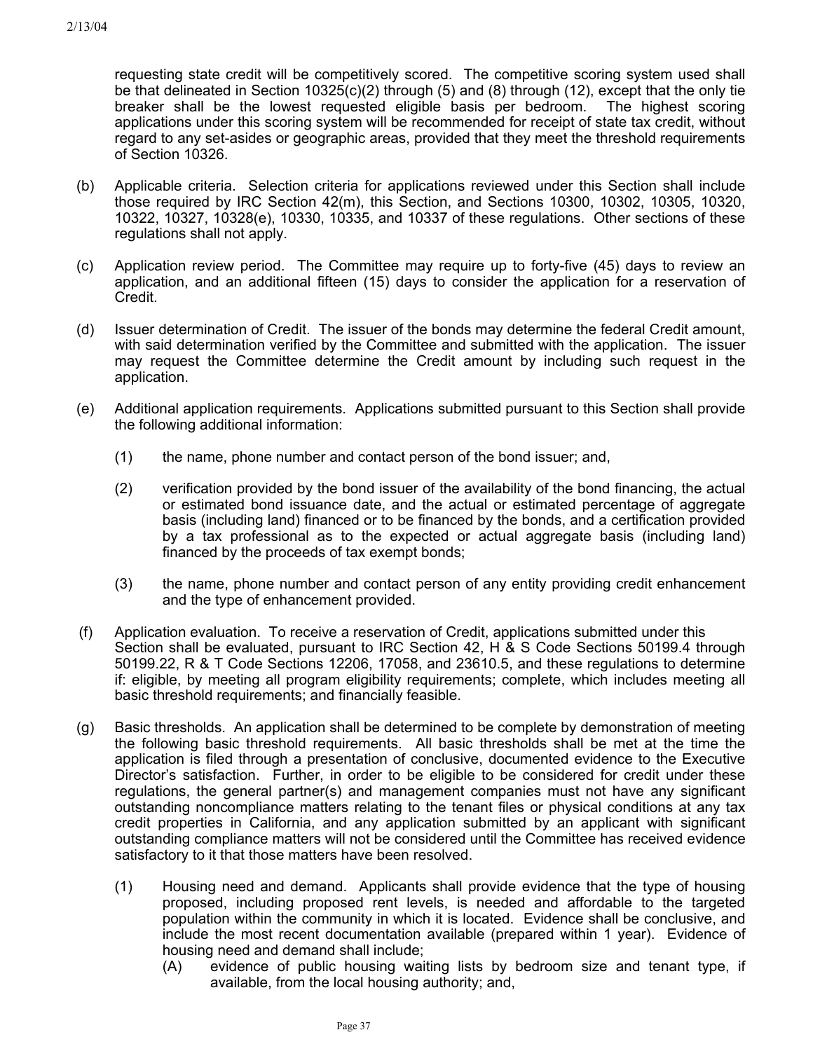requesting state credit will be competitively scored. The competitive scoring system used shall be that delineated in Section 10325(c)(2) through (5) and (8) through (12), except that the only tie breaker shall be the lowest requested eligible basis per bedroom. The highest scoring applications under this scoring system will be recommended for receipt of state tax credit, without regard to any set-asides or geographic areas, provided that they meet the threshold requirements of Section 10326.

(b) Applicable criteria. Selection criteria for applications reviewed under this Section shall include those required by IRC Section 42(m), this Section, and Sections 10300, 10302, 10305, 10320, 10322, 10327, 10328(e), 10330, 10335, and 10337 of these regulations. Other sections of these regulations shall not apply.

(c) Application review period. The Committee may require up to forty-five (45) days to review an application, and an additional fifteen (15) days to consider the application for a reservation of Credit.

(d) Issuer determination of Credit. The issuer of the bonds may determine the federal Credit amount, with said determination verified by the Committee and submitted with the application. The issuer may request the Committee determine the Credit amount by including such request in the application.

(e) Additional application requirements. Applications submitted pursuant to this Section shall provide the following additional information:

(1) the name, phone number and contact person of the bond issuer; and,

(2) verification provided by the bond issuer of the availability of the bond financing, the actual or estimated bond issuance date, and the actual or estimated percentage of aggregate basis (including land) financed or to be financed by the bonds, and a certification provided by a tax professional as to the expected or actual aggregate basis (including land) financed by the proceeds of tax exempt bonds;

(3) the name, phone number and contact person of any entity providing credit enhancement and the type of enhancement provided.

(f) Application evaluation. To receive a reservation of Credit, applications submitted under this Section shall be evaluated, pursuant to IRC Section 42, H & S Code Sections 50199.4 through 50199.22, R & T Code Sections 12206, 17058, and 23610.5, and these regulations to determine if: eligible, by meeting all program eligibility requirements; complete, which includes meeting all basic threshold requirements; and financially feasible.

(g) Basic thresholds. An application shall be determined to be complete by demonstration of meeting the following basic threshold requirements. All basic thresholds shall be met at the time the application is filed through a presentation of conclusive, documented evidence to the Executive Director's satisfaction. Further, in order to be eligible to be considered for credit under these regulations, the general partner(s) and management companies must not have any significant outstanding noncompliance matters relating to the tenant files or physical conditions at any tax credit properties in California, and any application submitted by an applicant with significant outstanding compliance matters will not be considered until the Committee has received evidence satisfactory to it that those matters have been resolved.

(1) Housing need and demand. Applicants shall provide evidence that the type of housing proposed, including proposed rent levels, is needed and affordable to the targeted population within the community in which it is located. Evidence shall be conclusive, and include the most recent documentation available (prepared within 1 year). Evidence of housing need and demand shall include;

(A) evidence of public housing waiting lists by bedroom size and tenant type, if available, from the local housing authority; and,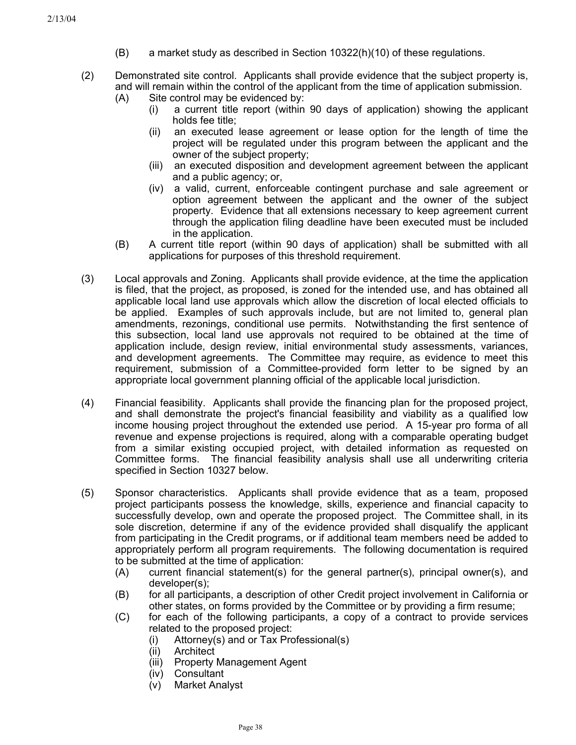(B) a market study as described in Section 10322(h)(10) of these regulations.

(2) Demonstrated site control. Applicants shall provide evidence that the subject property is, and will remain within the control of the applicant from the time of application submission.

(A) Site control may be evidenced by:

(i) a current title report (within 90 days of application) showing the applicant holds fee title;

(ii) an executed lease agreement or lease option for the length of time the project will be regulated under this program between the applicant and the owner of the subject property;

(iii) an executed disposition and development agreement between the applicant and a public agency; or,

(iv) a valid, current, enforceable contingent purchase and sale agreement or option agreement between the applicant and the owner of the subject property. Evidence that all extensions necessary to keep agreement current through the application filing deadline have been executed must be included in the application.

(B) A current title report (within 90 days of application) shall be submitted with all applications for purposes of this threshold requirement.

(3) Local approvals and Zoning. Applicants shall provide evidence, at the time the application is filed, that the project, as proposed, is zoned for the intended use, and has obtained all applicable local land use approvals which allow the discretion of local elected officials to be applied. Examples of such approvals include, but are not limited to, general plan amendments, rezonings, conditional use permits. Notwithstanding the first sentence of this subsection, local land use approvals not required to be obtained at the time of application include, design review, initial environmental study assessments, variances, and development agreements. The Committee may require, as evidence to meet this requirement, submission of a Committee-provided form letter to be signed by an appropriate local government planning official of the applicable local jurisdiction.

(4) Financial feasibility. Applicants shall provide the financing plan for the proposed project, and shall demonstrate the project's financial feasibility and viability as a qualified low income housing project throughout the extended use period. A 15-year pro forma of all revenue and expense projections is required, along with a comparable operating budget from a similar existing occupied project, with detailed information as requested on Committee forms. The financial feasibility analysis shall use all underwriting criteria specified in Section 10327 below.

(5) Sponsor characteristics. Applicants shall provide evidence that as a team, proposed project participants possess the knowledge, skills, experience and financial capacity to successfully develop, own and operate the proposed project. The Committee shall, in its sole discretion, determine if any of the evidence provided shall disqualify the applicant from participating in the Credit programs, or if additional team members need be added to appropriately perform all program requirements. The following documentation is required to be submitted at the time of application:

(A) current financial statement(s) for the general partner(s), principal owner(s), and developer(s);

(B) for all participants, a description of other Credit project involvement in California or other states, on forms provided by the Committee or by providing a firm resume;

(C) for each of the following participants, a copy of a contract to provide services related to the proposed project:

(i) Attorney(s) and or Tax Professional(s)

(ii) Architect

(iii) Property Management Agent

(iv) Consultant

(v) Market Analyst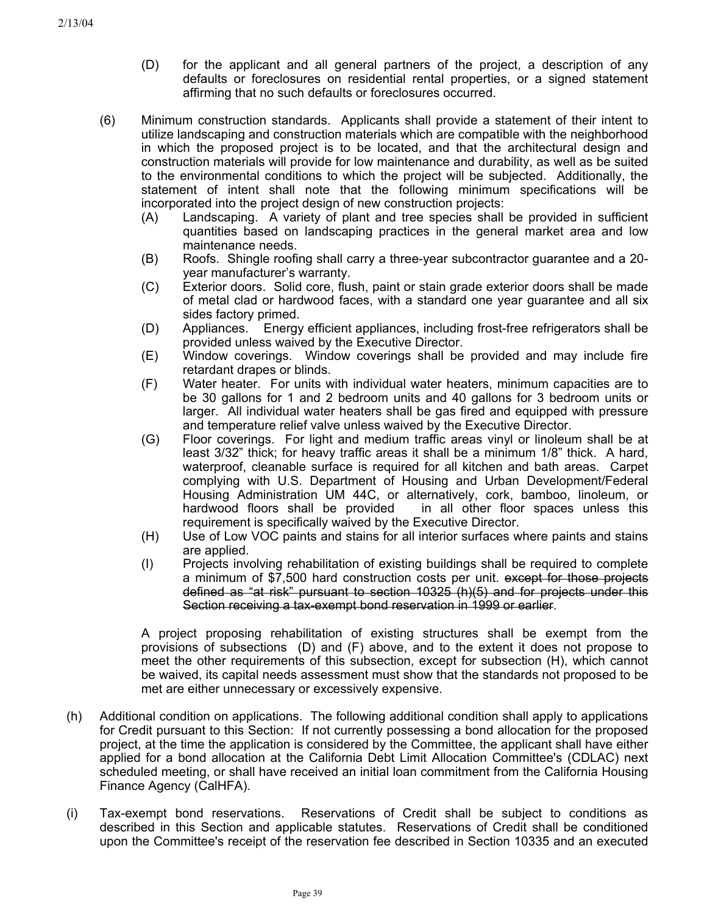(D) for the applicant and all general partners of the project, a description of any defaults or foreclosures on residential rental properties, or a signed statement affirming that no such defaults or foreclosures occurred.

(6) Minimum construction standards. Applicants shall provide a statement of their intent to utilize landscaping and construction materials which are compatible with the neighborhood in which the proposed project is to be located, and that the architectural design and construction materials will provide for low maintenance and durability, as well as be suited to the environmental conditions to which the project will be subjected. Additionally, the statement of intent shall note that the following minimum specifications will be incorporated into the project design of new construction projects:

(A) Landscaping. A variety of plant and tree species shall be provided in sufficient quantities based on landscaping practices in the general market area and low maintenance needs.

(B) Roofs. Shingle roofing shall carry a three-year subcontractor guarantee and a 20-year manufacturer's warranty.

(C) Exterior doors. Solid core, flush, paint or stain grade exterior doors shall be made of metal clad or hardwood faces, with a standard one year guarantee and all six sides factory primed.

(D) Appliances. Energy efficient appliances, including frost-free refrigerators shall be provided unless waived by the Executive Director.

(E) Window coverings. Window coverings shall be provided and may include fire retardant drapes or blinds.

(F) Water heater. For units with individual water heaters, minimum capacities are to be 30 gallons for 1 and 2 bedroom units and 40 gallons for 3 bedroom units or larger. All individual water heaters shall be gas fired and equipped with pressure and temperature relief valve unless waived by the Executive Director.

(G) Floor coverings. For light and medium traffic areas vinyl or linoleum shall be at least 3/32" thick; for heavy traffic areas it shall be a minimum 1/8" thick. A hard, waterproof, cleanable surface is required for all kitchen and bath areas. Carpet complying with U.S. Department of Housing and Urban Development/Federal Housing Administration UM 44C, or alternatively, cork, bamboo, linoleum, or hardwood floors shall be provided in all other floor spaces unless this requirement is specifically waived by the Executive Director.

(H) Use of Low VOC paints and stains for all interior surfaces where paints and stains are applied.

(I) Projects involving rehabilitation of existing buildings shall be required to complete a minimum of $7,500 hard construction costs per unit. ~~except for those projects defined as "at risk" pursuant to section 10325 (h)(5) and for projects under this Section receiving a tax-exempt bond reservation in 1999 or earlier~~.

A project proposing rehabilitation of existing structures shall be exempt from the provisions of subsections (D) and (F) above, and to the extent it does not propose to meet the other requirements of this subsection, except for subsection (H), which cannot be waived, its capital needs assessment must show that the standards not proposed to be met are either unnecessary or excessively expensive.

(h) Additional condition on applications. The following additional condition shall apply to applications for Credit pursuant to this Section: If not currently possessing a bond allocation for the proposed project, at the time the application is considered by the Committee, the applicant shall have either applied for a bond allocation at the California Debt Limit Allocation Committee's (CDLAC) next scheduled meeting, or shall have received an initial loan commitment from the California Housing Finance Agency (CalHFA).

(i) Tax-exempt bond reservations. Reservations of Credit shall be subject to conditions as described in this Section and applicable statutes. Reservations of Credit shall be conditioned upon the Committee's receipt of the reservation fee described in Section 10335 and an executed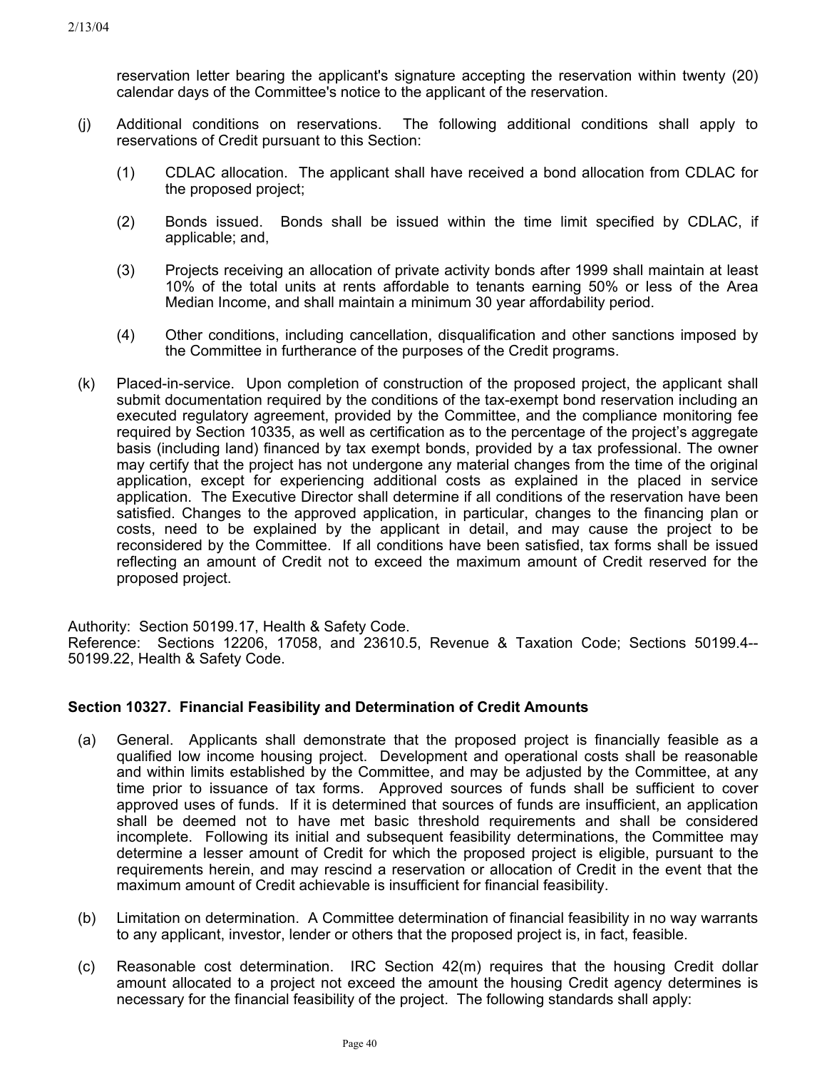reservation letter bearing the applicant's signature accepting the reservation within twenty (20) calendar days of the Committee's notice to the applicant of the reservation.

(j) Additional conditions on reservations. The following additional conditions shall apply to reservations of Credit pursuant to this Section:

(1) CDLAC allocation. The applicant shall have received a bond allocation from CDLAC for the proposed project;

(2) Bonds issued. Bonds shall be issued within the time limit specified by CDLAC, if applicable; and,

(3) Projects receiving an allocation of private activity bonds after 1999 shall maintain at least 10% of the total units at rents affordable to tenants earning 50% or less of the Area Median Income, and shall maintain a minimum 30 year affordability period.

(4) Other conditions, including cancellation, disqualification and other sanctions imposed by the Committee in furtherance of the purposes of the Credit programs.

(k) Placed-in-service. Upon completion of construction of the proposed project, the applicant shall submit documentation required by the conditions of the tax-exempt bond reservation including an executed regulatory agreement, provided by the Committee, and the compliance monitoring fee required by Section 10335, as well as certification as to the percentage of the project's aggregate basis (including land) financed by tax exempt bonds, provided by a tax professional. The owner may certify that the project has not undergone any material changes from the time of the original application, except for experiencing additional costs as explained in the placed in service application. The Executive Director shall determine if all conditions of the reservation have been satisfied. Changes to the approved application, in particular, changes to the financing plan or costs, need to be explained by the applicant in detail, and may cause the project to be reconsidered by the Committee. If all conditions have been satisfied, tax forms shall be issued reflecting an amount of Credit not to exceed the maximum amount of Credit reserved for the proposed project.

Authority: Section 50199.17, Health & Safety Code.
Reference: Sections 12206, 17058, and 23610.5, Revenue & Taxation Code; Sections 50199.4--50199.22, Health & Safety Code.

### Section 10327. Financial Feasibility and Determination of Credit Amounts

(a) General. Applicants shall demonstrate that the proposed project is financially feasible as a qualified low income housing project. Development and operational costs shall be reasonable and within limits established by the Committee, and may be adjusted by the Committee, at any time prior to issuance of tax forms. Approved sources of funds shall be sufficient to cover approved uses of funds. If it is determined that sources of funds are insufficient, an application shall be deemed not to have met basic threshold requirements and shall be considered incomplete. Following its initial and subsequent feasibility determinations, the Committee may determine a lesser amount of Credit for which the proposed project is eligible, pursuant to the requirements herein, and may rescind a reservation or allocation of Credit in the event that the maximum amount of Credit achievable is insufficient for financial feasibility.

(b) Limitation on determination. A Committee determination of financial feasibility in no way warrants to any applicant, investor, lender or others that the proposed project is, in fact, feasible.

(c) Reasonable cost determination. IRC Section 42(m) requires that the housing Credit dollar amount allocated to a project not exceed the amount the housing Credit agency determines is necessary for the financial feasibility of the project. The following standards shall apply: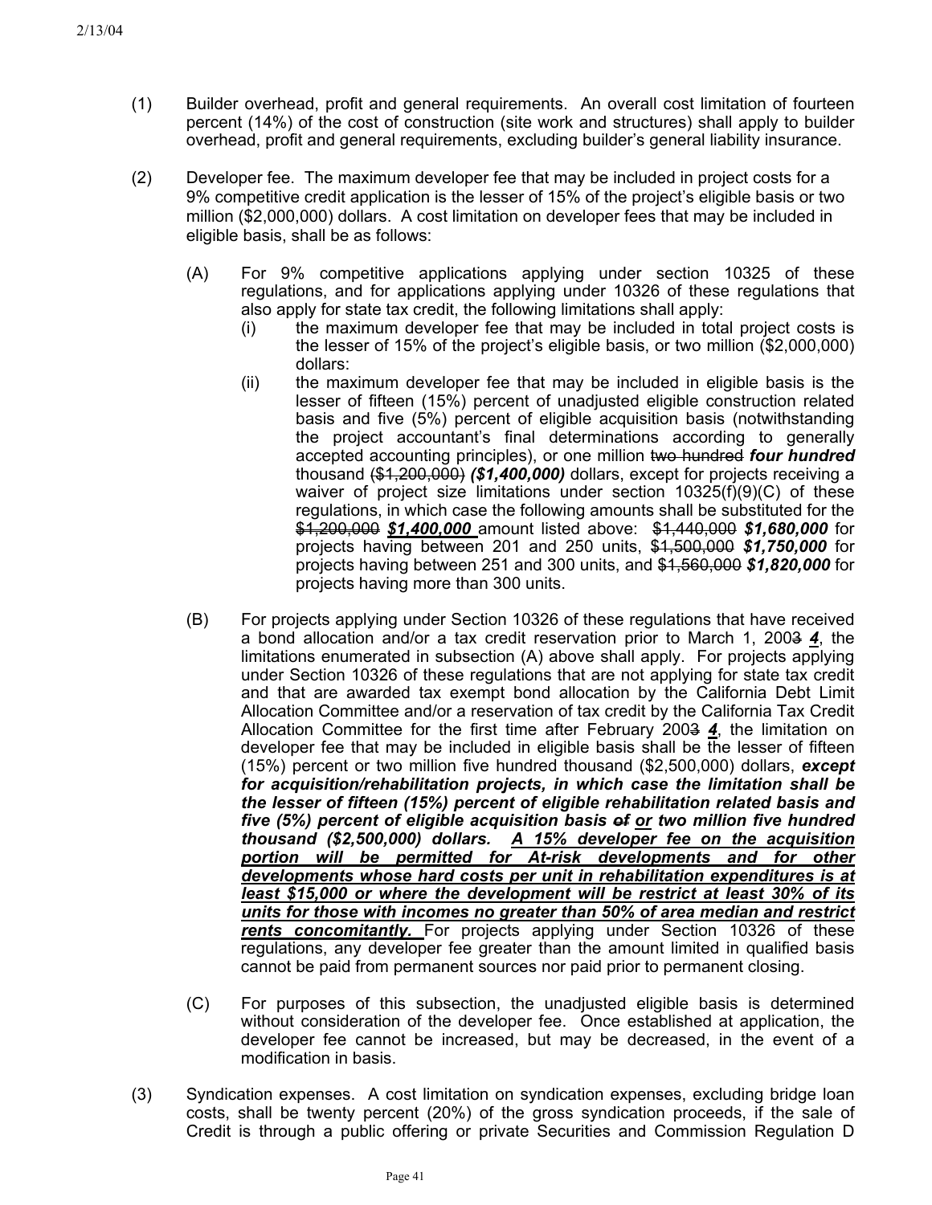(1) Builder overhead, profit and general requirements. An overall cost limitation of fourteen percent (14%) of the cost of construction (site work and structures) shall apply to builder overhead, profit and general requirements, excluding builder's general liability insurance.

(2) Developer fee. The maximum developer fee that may be included in project costs for a 9% competitive credit application is the lesser of 15% of the project's eligible basis or two million ($2,000,000) dollars. A cost limitation on developer fees that may be included in eligible basis, shall be as follows:

(A) For 9% competitive applications applying under section 10325 of these regulations, and for applications applying under 10326 of these regulations that also apply for state tax credit, the following limitations shall apply:

(i) the maximum developer fee that may be included in total project costs is the lesser of 15% of the project's eligible basis, or two million ($2,000,000) dollars:

(ii) the maximum developer fee that may be included in eligible basis is the lesser of fifteen (15%) percent of unadjusted eligible construction related basis and five (5%) percent of eligible acquisition basis (notwithstanding the project accountant's final determinations according to generally accepted accounting principles), or one million ~~two hundred~~ ***four hundred*** thousand ~~($1,200,000)~~ ***($1,400,000)*** dollars, except for projects receiving a waiver of project size limitations under section 10325(f)(9)(C) of these regulations, in which case the following amounts shall be substituted for the ~~$1,200,000~~ ***$1,400,000*** amount listed above: ~~$1,440,000~~ ***$1,680,000*** for projects having between 201 and 250 units, ~~$1,500,000~~ ***$1,750,000*** for projects having between 251 and 300 units, and ~~$1,560,000~~ ***$1,820,000*** for projects having more than 300 units.

(B) For projects applying under Section 10326 of these regulations that have received a bond allocation and/or a tax credit reservation prior to March 1, 200~~3~~ ***4***, the limitations enumerated in subsection (A) above shall apply. For projects applying under Section 10326 of these regulations that are not applying for state tax credit and that are awarded tax exempt bond allocation by the California Debt Limit Allocation Committee and/or a reservation of tax credit by the California Tax Credit Allocation Committee for the first time after February 200~~3~~ ***4***, the limitation on developer fee that may be included in eligible basis shall be the lesser of fifteen (15%) percent or two million five hundred thousand ($2,500,000) dollars, ***except for acquisition/rehabilitation projects, in which case the limitation shall be the lesser of fifteen (15%) percent of eligible rehabilitation related basis and five (5%) percent of eligible acquisition basis ~~of~~ or two million five hundred thousand ($2,500,000) dollars. A 15% developer fee on the acquisition portion will be permitted for At-risk developments and for other developments whose hard costs per unit in rehabilitation expenditures is at least $15,000 or where the development will be restrict at least 30% of its units for those with incomes no greater than 50% of area median and restrict rents concomitantly.*** For projects applying under Section 10326 of these regulations, any developer fee greater than the amount limited in qualified basis cannot be paid from permanent sources nor paid prior to permanent closing.

(C) For purposes of this subsection, the unadjusted eligible basis is determined without consideration of the developer fee. Once established at application, the developer fee cannot be increased, but may be decreased, in the event of a modification in basis.

(3) Syndication expenses. A cost limitation on syndication expenses, excluding bridge loan costs, shall be twenty percent (20%) of the gross syndication proceeds, if the sale of Credit is through a public offering or private Securities and Commission Regulation D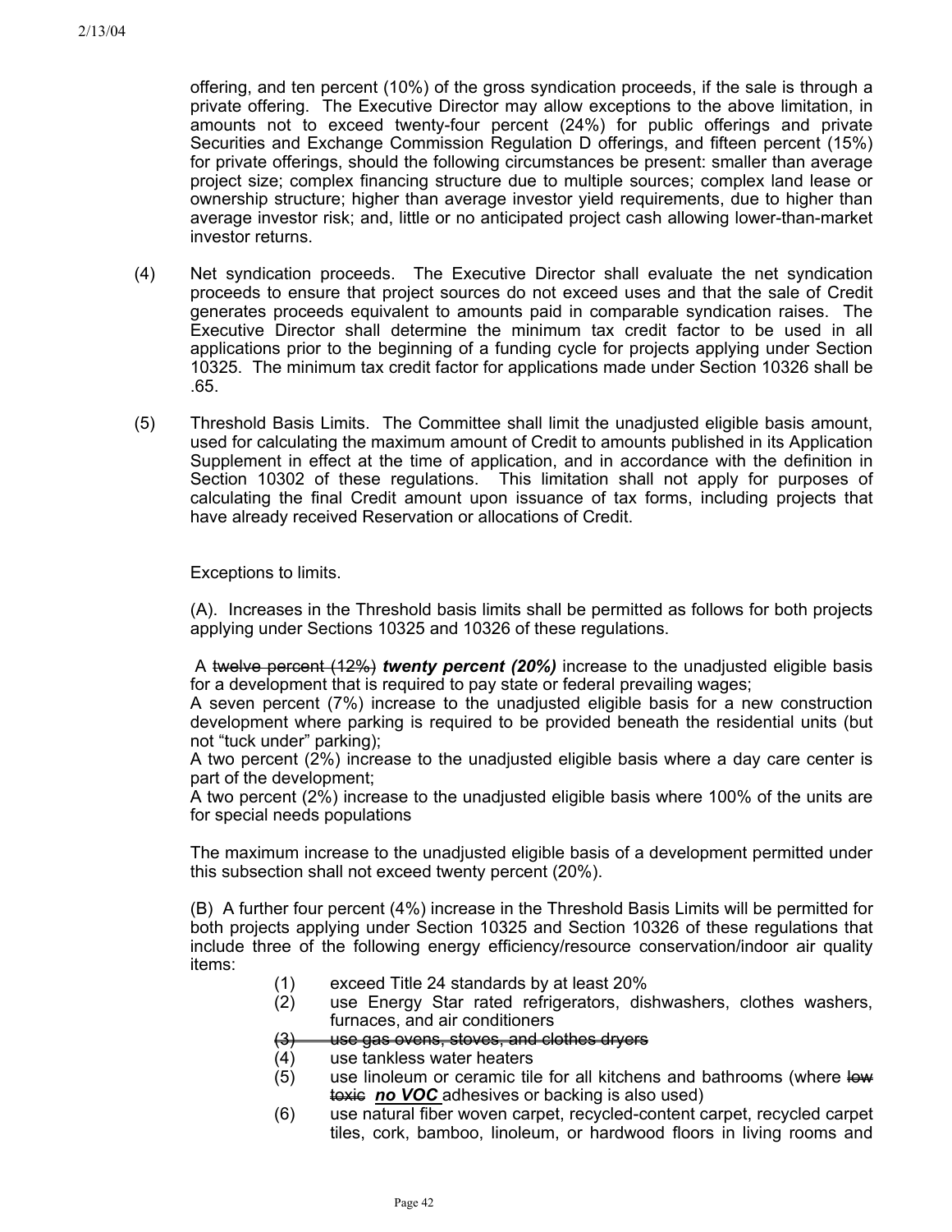offering, and ten percent (10%) of the gross syndication proceeds, if the sale is through a private offering. The Executive Director may allow exceptions to the above limitation, in amounts not to exceed twenty-four percent (24%) for public offerings and private Securities and Exchange Commission Regulation D offerings, and fifteen percent (15%) for private offerings, should the following circumstances be present: smaller than average project size; complex financing structure due to multiple sources; complex land lease or ownership structure; higher than average investor yield requirements, due to higher than average investor risk; and, little or no anticipated project cash allowing lower-than-market investor returns.

(4) Net syndication proceeds. The Executive Director shall evaluate the net syndication proceeds to ensure that project sources do not exceed uses and that the sale of Credit generates proceeds equivalent to amounts paid in comparable syndication raises. The Executive Director shall determine the minimum tax credit factor to be used in all applications prior to the beginning of a funding cycle for projects applying under Section 10325. The minimum tax credit factor for applications made under Section 10326 shall be .65.

(5) Threshold Basis Limits. The Committee shall limit the unadjusted eligible basis amount, used for calculating the maximum amount of Credit to amounts published in its Application Supplement in effect at the time of application, and in accordance with the definition in Section 10302 of these regulations. This limitation shall not apply for purposes of calculating the final Credit amount upon issuance of tax forms, including projects that have already received Reservation or allocations of Credit.

Exceptions to limits.

(A). Increases in the Threshold basis limits shall be permitted as follows for both projects applying under Sections 10325 and 10326 of these regulations.

A ~~twelve percent (12%)~~ ***twenty percent (20%)*** increase to the unadjusted eligible basis for a development that is required to pay state or federal prevailing wages;
A seven percent (7%) increase to the unadjusted eligible basis for a new construction development where parking is required to be provided beneath the residential units (but not "tuck under" parking);
A two percent (2%) increase to the unadjusted eligible basis where a day care center is part of the development;
A two percent (2%) increase to the unadjusted eligible basis where 100% of the units are for special needs populations

The maximum increase to the unadjusted eligible basis of a development permitted under this subsection shall not exceed twenty percent (20%).

(B) A further four percent (4%) increase in the Threshold Basis Limits will be permitted for both projects applying under Section 10325 and Section 10326 of these regulations that include three of the following energy efficiency/resource conservation/indoor air quality items:

(1) exceed Title 24 standards by at least 20%
(2) use Energy Star rated refrigerators, dishwashers, clothes washers, furnaces, and air conditioners
~~(3) use gas ovens, stoves, and clothes dryers~~
(4) use tankless water heaters
(5) use linoleum or ceramic tile for all kitchens and bathrooms (where ~~low toxic~~ ***no VOC*** adhesives or backing is also used)
(6) use natural fiber woven carpet, recycled-content carpet, recycled carpet tiles, cork, bamboo, linoleum, or hardwood floors in living rooms and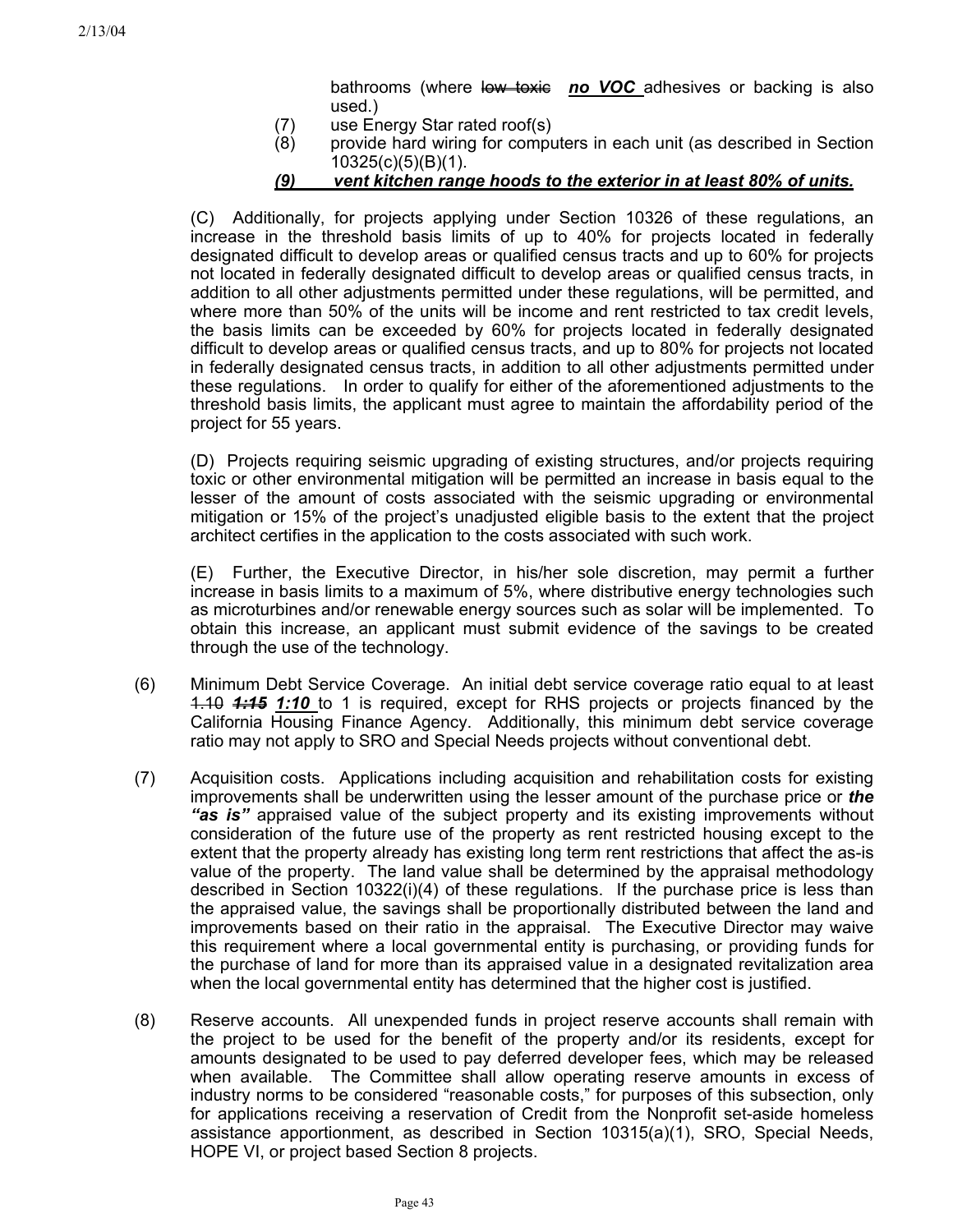bathrooms (where ~~low toxic~~ ***no VOC*** adhesives or backing is also used.)

(7) use Energy Star rated roof(s)

(8) provide hard wiring for computers in each unit (as described in Section 10325(c)(5)(B)(1).

***(9) vent kitchen range hoods to the exterior in at least 80% of units.***

(C) Additionally, for projects applying under Section 10326 of these regulations, an increase in the threshold basis limits of up to 40% for projects located in federally designated difficult to develop areas or qualified census tracts and up to 60% for projects not located in federally designated difficult to develop areas or qualified census tracts, in addition to all other adjustments permitted under these regulations, will be permitted, and where more than 50% of the units will be income and rent restricted to tax credit levels, the basis limits can be exceeded by 60% for projects located in federally designated difficult to develop areas or qualified census tracts, and up to 80% for projects not located in federally designated census tracts, in addition to all other adjustments permitted under these regulations. In order to qualify for either of the aforementioned adjustments to the threshold basis limits, the applicant must agree to maintain the affordability period of the project for 55 years.

(D) Projects requiring seismic upgrading of existing structures, and/or projects requiring toxic or other environmental mitigation will be permitted an increase in basis equal to the lesser of the amount of costs associated with the seismic upgrading or environmental mitigation or 15% of the project's unadjusted eligible basis to the extent that the project architect certifies in the application to the costs associated with such work.

(E) Further, the Executive Director, in his/her sole discretion, may permit a further increase in basis limits to a maximum of 5%, where distributive energy technologies such as microturbines and/or renewable energy sources such as solar will be implemented. To obtain this increase, an applicant must submit evidence of the savings to be created through the use of the technology.

(6) Minimum Debt Service Coverage. An initial debt service coverage ratio equal to at least ~~1.10~~ ~~***1:15***~~ ***1:10*** to 1 is required, except for RHS projects or projects financed by the California Housing Finance Agency. Additionally, this minimum debt service coverage ratio may not apply to SRO and Special Needs projects without conventional debt.

(7) Acquisition costs. Applications including acquisition and rehabilitation costs for existing improvements shall be underwritten using the lesser amount of the purchase price or ***the "as is"*** appraised value of the subject property and its existing improvements without consideration of the future use of the property as rent restricted housing except to the extent that the property already has existing long term rent restrictions that affect the as-is value of the property. The land value shall be determined by the appraisal methodology described in Section 10322(i)(4) of these regulations. If the purchase price is less than the appraised value, the savings shall be proportionally distributed between the land and improvements based on their ratio in the appraisal. The Executive Director may waive this requirement where a local governmental entity is purchasing, or providing funds for the purchase of land for more than its appraised value in a designated revitalization area when the local governmental entity has determined that the higher cost is justified.

(8) Reserve accounts. All unexpended funds in project reserve accounts shall remain with the project to be used for the benefit of the property and/or its residents, except for amounts designated to be used to pay deferred developer fees, which may be released when available. The Committee shall allow operating reserve amounts in excess of industry norms to be considered "reasonable costs," for purposes of this subsection, only for applications receiving a reservation of Credit from the Nonprofit set-aside homeless assistance apportionment, as described in Section 10315(a)(1), SRO, Special Needs, HOPE VI, or project based Section 8 projects.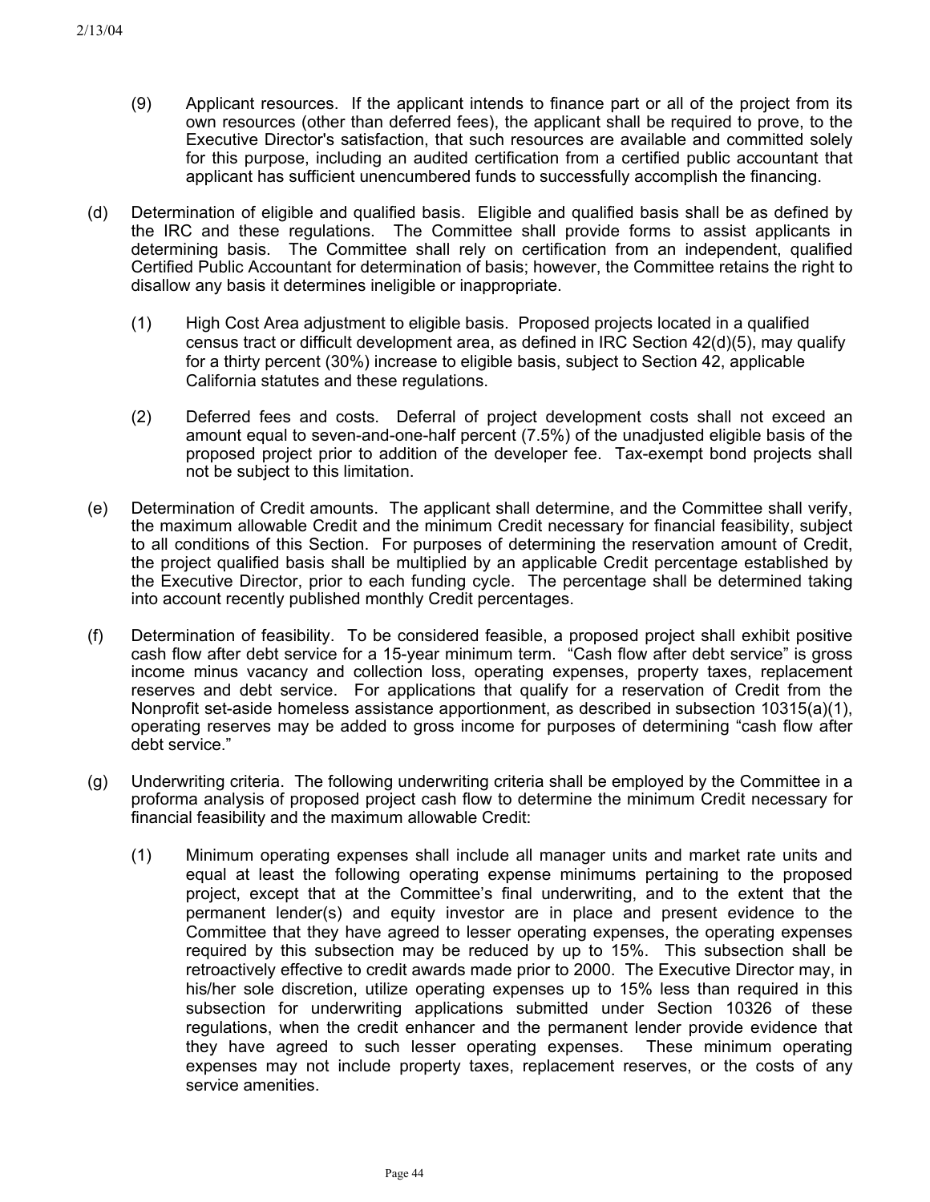(9) Applicant resources. If the applicant intends to finance part or all of the project from its own resources (other than deferred fees), the applicant shall be required to prove, to the Executive Director's satisfaction, that such resources are available and committed solely for this purpose, including an audited certification from a certified public accountant that applicant has sufficient unencumbered funds to successfully accomplish the financing.

(d) Determination of eligible and qualified basis. Eligible and qualified basis shall be as defined by the IRC and these regulations. The Committee shall provide forms to assist applicants in determining basis. The Committee shall rely on certification from an independent, qualified Certified Public Accountant for determination of basis; however, the Committee retains the right to disallow any basis it determines ineligible or inappropriate.

(1) High Cost Area adjustment to eligible basis. Proposed projects located in a qualified census tract or difficult development area, as defined in IRC Section 42(d)(5), may qualify for a thirty percent (30%) increase to eligible basis, subject to Section 42, applicable California statutes and these regulations.

(2) Deferred fees and costs. Deferral of project development costs shall not exceed an amount equal to seven-and-one-half percent (7.5%) of the unadjusted eligible basis of the proposed project prior to addition of the developer fee. Tax-exempt bond projects shall not be subject to this limitation.

(e) Determination of Credit amounts. The applicant shall determine, and the Committee shall verify, the maximum allowable Credit and the minimum Credit necessary for financial feasibility, subject to all conditions of this Section. For purposes of determining the reservation amount of Credit, the project qualified basis shall be multiplied by an applicable Credit percentage established by the Executive Director, prior to each funding cycle. The percentage shall be determined taking into account recently published monthly Credit percentages.

(f) Determination of feasibility. To be considered feasible, a proposed project shall exhibit positive cash flow after debt service for a 15-year minimum term. "Cash flow after debt service" is gross income minus vacancy and collection loss, operating expenses, property taxes, replacement reserves and debt service. For applications that qualify for a reservation of Credit from the Nonprofit set-aside homeless assistance apportionment, as described in subsection 10315(a)(1), operating reserves may be added to gross income for purposes of determining "cash flow after debt service."

(g) Underwriting criteria. The following underwriting criteria shall be employed by the Committee in a proforma analysis of proposed project cash flow to determine the minimum Credit necessary for financial feasibility and the maximum allowable Credit:

(1) Minimum operating expenses shall include all manager units and market rate units and equal at least the following operating expense minimums pertaining to the proposed project, except that at the Committee's final underwriting, and to the extent that the permanent lender(s) and equity investor are in place and present evidence to the Committee that they have agreed to lesser operating expenses, the operating expenses required by this subsection may be reduced by up to 15%. This subsection shall be retroactively effective to credit awards made prior to 2000. The Executive Director may, in his/her sole discretion, utilize operating expenses up to 15% less than required in this subsection for underwriting applications submitted under Section 10326 of these regulations, when the credit enhancer and the permanent lender provide evidence that they have agreed to such lesser operating expenses. These minimum operating expenses may not include property taxes, replacement reserves, or the costs of any service amenities.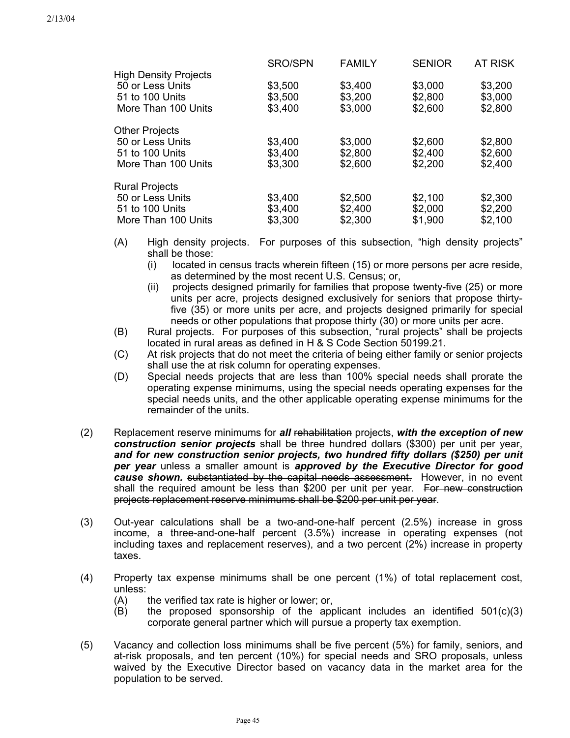| | SRO/SPN | FAMILY | SENIOR | AT RISK |
|---|---|---|---|---|
| **High Density Projects** | | | | |
| 50 or Less Units | $3,500 | $3,400 | $3,000 | $3,200 |
| 51 to 100 Units | $3,500 | $3,200 | $2,800 | $3,000 |
| More Than 100 Units | $3,400 | $3,000 | $2,600 | $2,800 |
| **Other Projects** | | | | |
| 50 or Less Units | $3,400 | $3,000 | $2,600 | $2,800 |
| 51 to 100 Units | $3,400 | $2,800 | $2,400 | $2,600 |
| More Than 100 Units | $3,300 | $2,600 | $2,200 | $2,400 |
| **Rural Projects** | | | | |
| 50 or Less Units | $3,400 | $2,500 | $2,100 | $2,300 |
| 51 to 100 Units | $3,400 | $2,400 | $2,000 | $2,200 |
| More Than 100 Units | $3,300 | $2,300 | $1,900 | $2,100 |

(A) High density projects. For purposes of this subsection, "high density projects" shall be those:
  (i) located in census tracts wherein fifteen (15) or more persons per acre reside, as determined by the most recent U.S. Census; or,
  (ii) projects designed primarily for families that propose twenty-five (25) or more units per acre, projects designed exclusively for seniors that propose thirty-five (35) or more units per acre, and projects designed primarily for special needs or other populations that propose thirty (30) or more units per acre.

(B) Rural projects. For purposes of this subsection, "rural projects" shall be projects located in rural areas as defined in H & S Code Section 50199.21.

(C) At risk projects that do not meet the criteria of being either family or senior projects shall use the at risk column for operating expenses.

(D) Special needs projects that are less than 100% special needs shall prorate the operating expense minimums, using the special needs operating expenses for the special needs units, and the other applicable operating expense minimums for the remainder of the units.

(2) Replacement reserve minimums for ***all*** ~~rehabilitation~~ projects, ***with the exception of new construction senior projects*** shall be three hundred dollars ($300) per unit per year, ***and for new construction senior projects, two hundred fifty dollars ($250) per unit per year*** unless a smaller amount is ***approved by the Executive Director for good cause shown.*** ~~substantiated by the capital needs assessment.~~ However, in no event shall the required amount be less than $200 per unit per year. ~~For new construction projects replacement reserve minimums shall be $200 per unit per year~~.

(3) Out-year calculations shall be a two-and-one-half percent (2.5%) increase in gross income, a three-and-one-half percent (3.5%) increase in operating expenses (not including taxes and replacement reserves), and a two percent (2%) increase in property taxes.

(4) Property tax expense minimums shall be one percent (1%) of total replacement cost, unless:
  (A) the verified tax rate is higher or lower; or,
  (B) the proposed sponsorship of the applicant includes an identified 501(c)(3) corporate general partner which will pursue a property tax exemption.

(5) Vacancy and collection loss minimums shall be five percent (5%) for family, seniors, and at-risk proposals, and ten percent (10%) for special needs and SRO proposals, unless waived by the Executive Director based on vacancy data in the market area for the population to be served.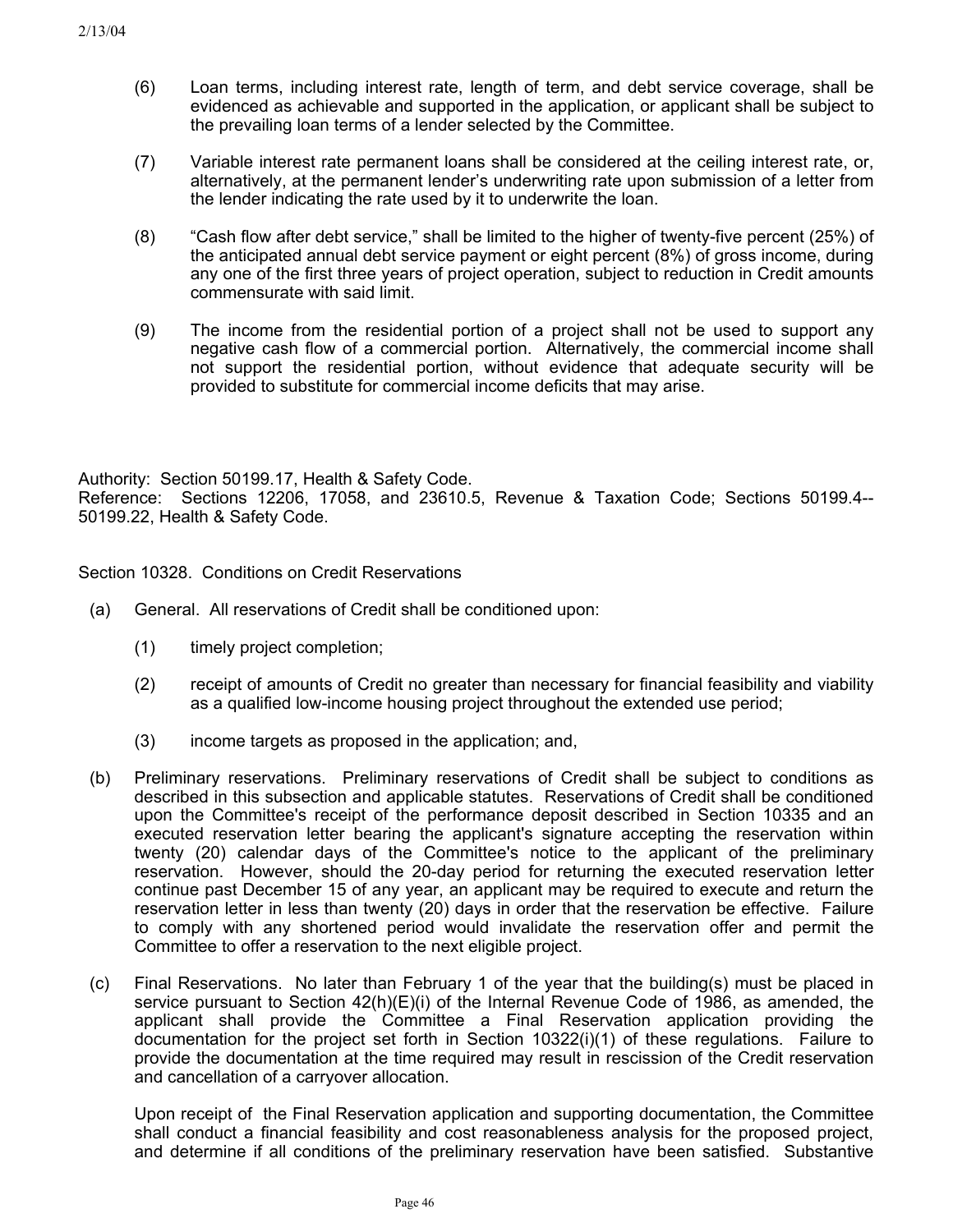(6) Loan terms, including interest rate, length of term, and debt service coverage, shall be evidenced as achievable and supported in the application, or applicant shall be subject to the prevailing loan terms of a lender selected by the Committee.

(7) Variable interest rate permanent loans shall be considered at the ceiling interest rate, or, alternatively, at the permanent lender's underwriting rate upon submission of a letter from the lender indicating the rate used by it to underwrite the loan.

(8) "Cash flow after debt service," shall be limited to the higher of twenty-five percent (25%) of the anticipated annual debt service payment or eight percent (8%) of gross income, during any one of the first three years of project operation, subject to reduction in Credit amounts commensurate with said limit.

(9) The income from the residential portion of a project shall not be used to support any negative cash flow of a commercial portion. Alternatively, the commercial income shall not support the residential portion, without evidence that adequate security will be provided to substitute for commercial income deficits that may arise.

Authority: Section 50199.17, Health & Safety Code.
Reference: Sections 12206, 17058, and 23610.5, Revenue & Taxation Code; Sections 50199.4--50199.22, Health & Safety Code.

Section 10328. Conditions on Credit Reservations

(a) General. All reservations of Credit shall be conditioned upon:

(1) timely project completion;

(2) receipt of amounts of Credit no greater than necessary for financial feasibility and viability as a qualified low-income housing project throughout the extended use period;

(3) income targets as proposed in the application; and,

(b) Preliminary reservations. Preliminary reservations of Credit shall be subject to conditions as described in this subsection and applicable statutes. Reservations of Credit shall be conditioned upon the Committee's receipt of the performance deposit described in Section 10335 and an executed reservation letter bearing the applicant's signature accepting the reservation within twenty (20) calendar days of the Committee's notice to the applicant of the preliminary reservation. However, should the 20-day period for returning the executed reservation letter continue past December 15 of any year, an applicant may be required to execute and return the reservation letter in less than twenty (20) days in order that the reservation be effective. Failure to comply with any shortened period would invalidate the reservation offer and permit the Committee to offer a reservation to the next eligible project.

(c) Final Reservations. No later than February 1 of the year that the building(s) must be placed in service pursuant to Section 42(h)(E)(i) of the Internal Revenue Code of 1986, as amended, the applicant shall provide the Committee a Final Reservation application providing the documentation for the project set forth in Section 10322(i)(1) of these regulations. Failure to provide the documentation at the time required may result in rescission of the Credit reservation and cancellation of a carryover allocation.

Upon receipt of the Final Reservation application and supporting documentation, the Committee shall conduct a financial feasibility and cost reasonableness analysis for the proposed project, and determine if all conditions of the preliminary reservation have been satisfied. Substantive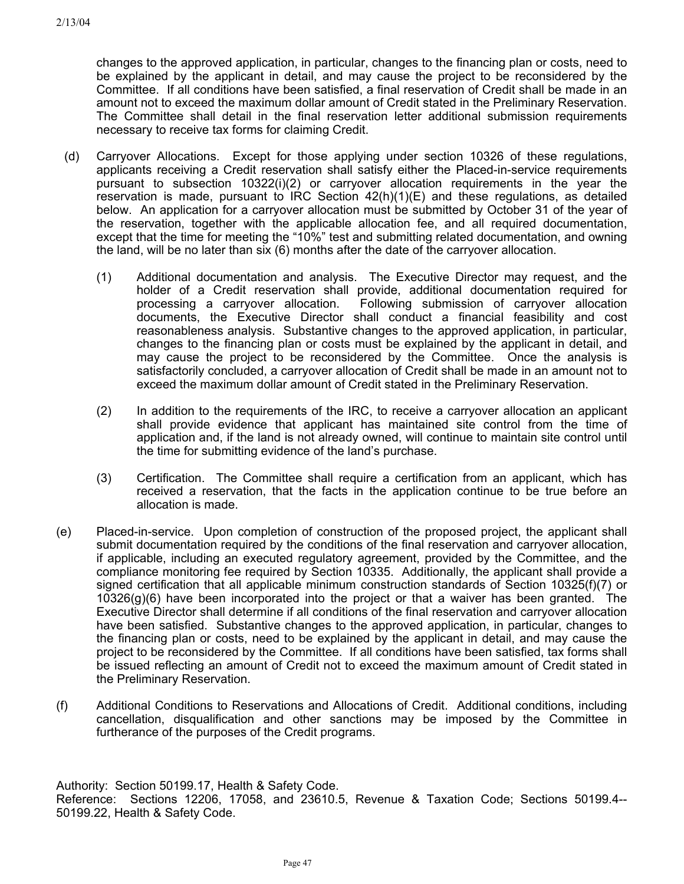changes to the approved application, in particular, changes to the financing plan or costs, need to be explained by the applicant in detail, and may cause the project to be reconsidered by the Committee. If all conditions have been satisfied, a final reservation of Credit shall be made in an amount not to exceed the maximum dollar amount of Credit stated in the Preliminary Reservation. The Committee shall detail in the final reservation letter additional submission requirements necessary to receive tax forms for claiming Credit.

(d) Carryover Allocations. Except for those applying under section 10326 of these regulations, applicants receiving a Credit reservation shall satisfy either the Placed-in-service requirements pursuant to subsection 10322(i)(2) or carryover allocation requirements in the year the reservation is made, pursuant to IRC Section 42(h)(1)(E) and these regulations, as detailed below. An application for a carryover allocation must be submitted by October 31 of the year of the reservation, together with the applicable allocation fee, and all required documentation, except that the time for meeting the "10%" test and submitting related documentation, and owning the land, will be no later than six (6) months after the date of the carryover allocation.

(1) Additional documentation and analysis. The Executive Director may request, and the holder of a Credit reservation shall provide, additional documentation required for processing a carryover allocation. Following submission of carryover allocation documents, the Executive Director shall conduct a financial feasibility and cost reasonableness analysis. Substantive changes to the approved application, in particular, changes to the financing plan or costs must be explained by the applicant in detail, and may cause the project to be reconsidered by the Committee. Once the analysis is satisfactorily concluded, a carryover allocation of Credit shall be made in an amount not to exceed the maximum dollar amount of Credit stated in the Preliminary Reservation.

(2) In addition to the requirements of the IRC, to receive a carryover allocation an applicant shall provide evidence that applicant has maintained site control from the time of application and, if the land is not already owned, will continue to maintain site control until the time for submitting evidence of the land's purchase.

(3) Certification. The Committee shall require a certification from an applicant, which has received a reservation, that the facts in the application continue to be true before an allocation is made.

(e) Placed-in-service. Upon completion of construction of the proposed project, the applicant shall submit documentation required by the conditions of the final reservation and carryover allocation, if applicable, including an executed regulatory agreement, provided by the Committee, and the compliance monitoring fee required by Section 10335. Additionally, the applicant shall provide a signed certification that all applicable minimum construction standards of Section 10325(f)(7) or 10326(g)(6) have been incorporated into the project or that a waiver has been granted. The Executive Director shall determine if all conditions of the final reservation and carryover allocation have been satisfied. Substantive changes to the approved application, in particular, changes to the financing plan or costs, need to be explained by the applicant in detail, and may cause the project to be reconsidered by the Committee. If all conditions have been satisfied, tax forms shall be issued reflecting an amount of Credit not to exceed the maximum amount of Credit stated in the Preliminary Reservation.

(f) Additional Conditions to Reservations and Allocations of Credit. Additional conditions, including cancellation, disqualification and other sanctions may be imposed by the Committee in furtherance of the purposes of the Credit programs.

Authority: Section 50199.17, Health & Safety Code.
Reference: Sections 12206, 17058, and 23610.5, Revenue & Taxation Code; Sections 50199.4--50199.22, Health & Safety Code.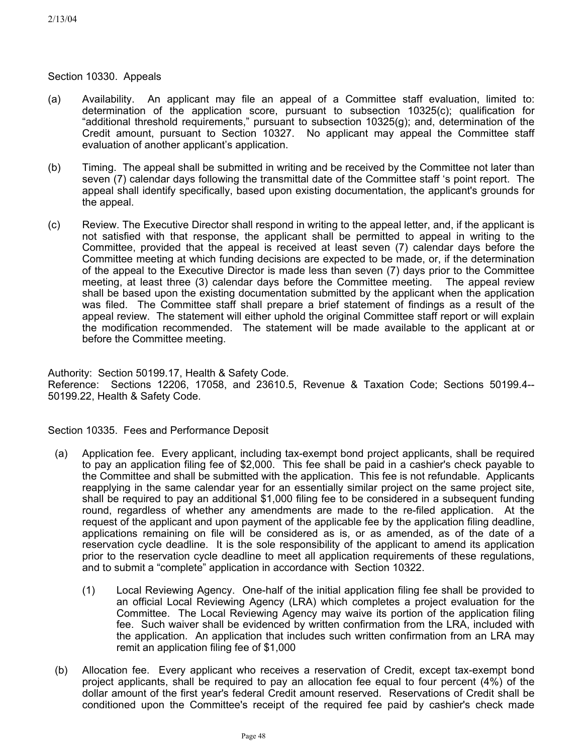Section 10330. Appeals

(a) Availability. An applicant may file an appeal of a Committee staff evaluation, limited to: determination of the application score, pursuant to subsection 10325(c); qualification for "additional threshold requirements," pursuant to subsection 10325(g); and, determination of the Credit amount, pursuant to Section 10327. No applicant may appeal the Committee staff evaluation of another applicant's application.

(b) Timing. The appeal shall be submitted in writing and be received by the Committee not later than seven (7) calendar days following the transmittal date of the Committee staff 's point report. The appeal shall identify specifically, based upon existing documentation, the applicant's grounds for the appeal.

(c) Review. The Executive Director shall respond in writing to the appeal letter, and, if the applicant is not satisfied with that response, the applicant shall be permitted to appeal in writing to the Committee, provided that the appeal is received at least seven (7) calendar days before the Committee meeting at which funding decisions are expected to be made, or, if the determination of the appeal to the Executive Director is made less than seven (7) days prior to the Committee meeting, at least three (3) calendar days before the Committee meeting. The appeal review shall be based upon the existing documentation submitted by the applicant when the application was filed. The Committee staff shall prepare a brief statement of findings as a result of the appeal review. The statement will either uphold the original Committee staff report or will explain the modification recommended. The statement will be made available to the applicant at or before the Committee meeting.

Authority: Section 50199.17, Health & Safety Code.
Reference: Sections 12206, 17058, and 23610.5, Revenue & Taxation Code; Sections 50199.4--50199.22, Health & Safety Code.

Section 10335. Fees and Performance Deposit

(a) Application fee. Every applicant, including tax-exempt bond project applicants, shall be required to pay an application filing fee of $2,000. This fee shall be paid in a cashier's check payable to the Committee and shall be submitted with the application. This fee is not refundable. Applicants reapplying in the same calendar year for an essentially similar project on the same project site, shall be required to pay an additional $1,000 filing fee to be considered in a subsequent funding round, regardless of whether any amendments are made to the re-filed application. At the request of the applicant and upon payment of the applicable fee by the application filing deadline, applications remaining on file will be considered as is, or as amended, as of the date of a reservation cycle deadline. It is the sole responsibility of the applicant to amend its application prior to the reservation cycle deadline to meet all application requirements of these regulations, and to submit a "complete" application in accordance with Section 10322.

(1) Local Reviewing Agency. One-half of the initial application filing fee shall be provided to an official Local Reviewing Agency (LRA) which completes a project evaluation for the Committee. The Local Reviewing Agency may waive its portion of the application filing fee. Such waiver shall be evidenced by written confirmation from the LRA, included with the application. An application that includes such written confirmation from an LRA may remit an application filing fee of $1,000

(b) Allocation fee. Every applicant who receives a reservation of Credit, except tax-exempt bond project applicants, shall be required to pay an allocation fee equal to four percent (4%) of the dollar amount of the first year's federal Credit amount reserved. Reservations of Credit shall be conditioned upon the Committee's receipt of the required fee paid by cashier's check made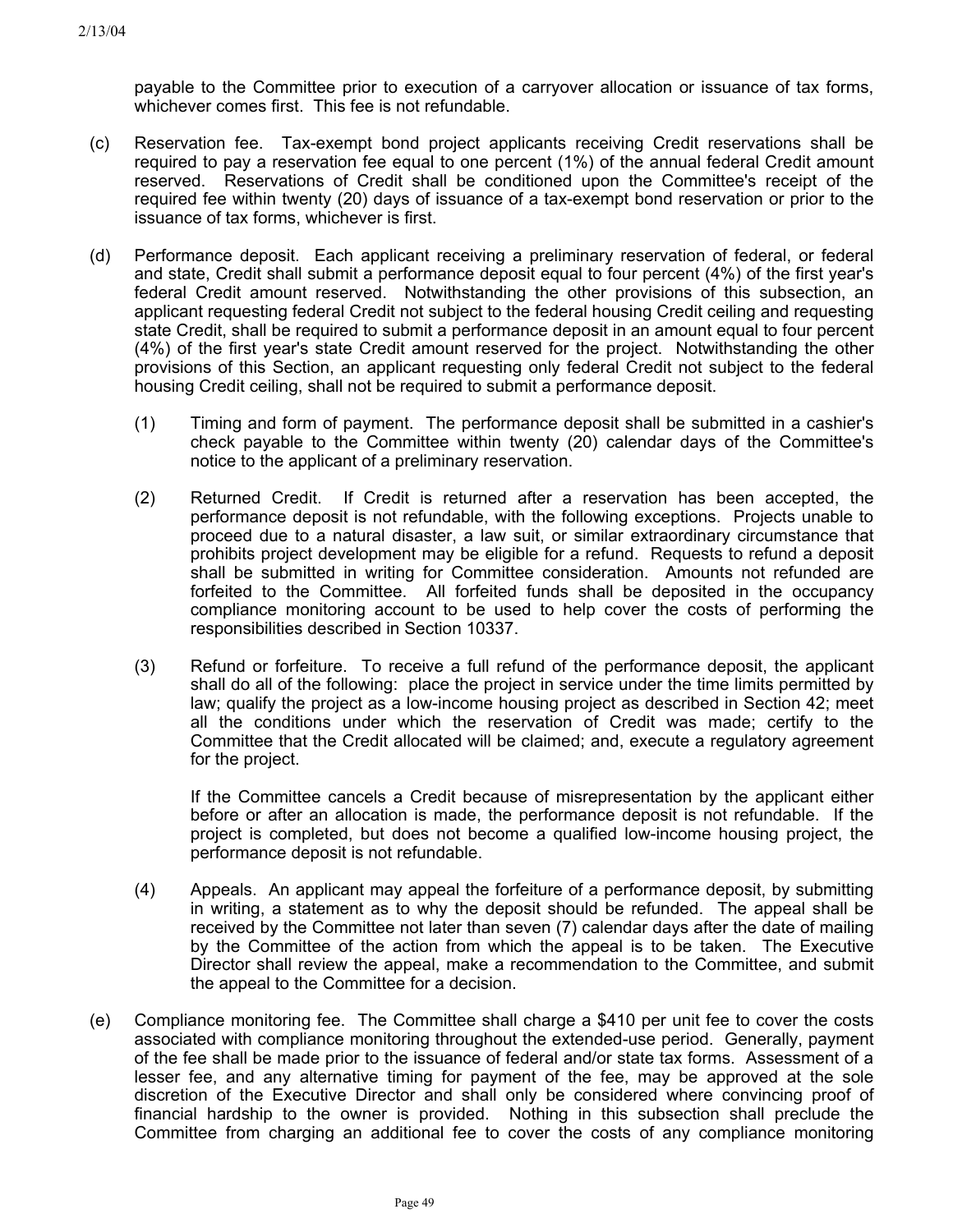payable to the Committee prior to execution of a carryover allocation or issuance of tax forms, whichever comes first. This fee is not refundable.

(c) Reservation fee. Tax-exempt bond project applicants receiving Credit reservations shall be required to pay a reservation fee equal to one percent (1%) of the annual federal Credit amount reserved. Reservations of Credit shall be conditioned upon the Committee's receipt of the required fee within twenty (20) days of issuance of a tax-exempt bond reservation or prior to the issuance of tax forms, whichever is first.

(d) Performance deposit. Each applicant receiving a preliminary reservation of federal, or federal and state, Credit shall submit a performance deposit equal to four percent (4%) of the first year's federal Credit amount reserved. Notwithstanding the other provisions of this subsection, an applicant requesting federal Credit not subject to the federal housing Credit ceiling and requesting state Credit, shall be required to submit a performance deposit in an amount equal to four percent (4%) of the first year's state Credit amount reserved for the project. Notwithstanding the other provisions of this Section, an applicant requesting only federal Credit not subject to the federal housing Credit ceiling, shall not be required to submit a performance deposit.

(1) Timing and form of payment. The performance deposit shall be submitted in a cashier's check payable to the Committee within twenty (20) calendar days of the Committee's notice to the applicant of a preliminary reservation.

(2) Returned Credit. If Credit is returned after a reservation has been accepted, the performance deposit is not refundable, with the following exceptions. Projects unable to proceed due to a natural disaster, a law suit, or similar extraordinary circumstance that prohibits project development may be eligible for a refund. Requests to refund a deposit shall be submitted in writing for Committee consideration. Amounts not refunded are forfeited to the Committee. All forfeited funds shall be deposited in the occupancy compliance monitoring account to be used to help cover the costs of performing the responsibilities described in Section 10337.

(3) Refund or forfeiture. To receive a full refund of the performance deposit, the applicant shall do all of the following: place the project in service under the time limits permitted by law; qualify the project as a low-income housing project as described in Section 42; meet all the conditions under which the reservation of Credit was made; certify to the Committee that the Credit allocated will be claimed; and, execute a regulatory agreement for the project.

If the Committee cancels a Credit because of misrepresentation by the applicant either before or after an allocation is made, the performance deposit is not refundable. If the project is completed, but does not become a qualified low-income housing project, the performance deposit is not refundable.

(4) Appeals. An applicant may appeal the forfeiture of a performance deposit, by submitting in writing, a statement as to why the deposit should be refunded. The appeal shall be received by the Committee not later than seven (7) calendar days after the date of mailing by the Committee of the action from which the appeal is to be taken. The Executive Director shall review the appeal, make a recommendation to the Committee, and submit the appeal to the Committee for a decision.

(e) Compliance monitoring fee. The Committee shall charge a $410 per unit fee to cover the costs associated with compliance monitoring throughout the extended-use period. Generally, payment of the fee shall be made prior to the issuance of federal and/or state tax forms. Assessment of a lesser fee, and any alternative timing for payment of the fee, may be approved at the sole discretion of the Executive Director and shall only be considered where convincing proof of financial hardship to the owner is provided. Nothing in this subsection shall preclude the Committee from charging an additional fee to cover the costs of any compliance monitoring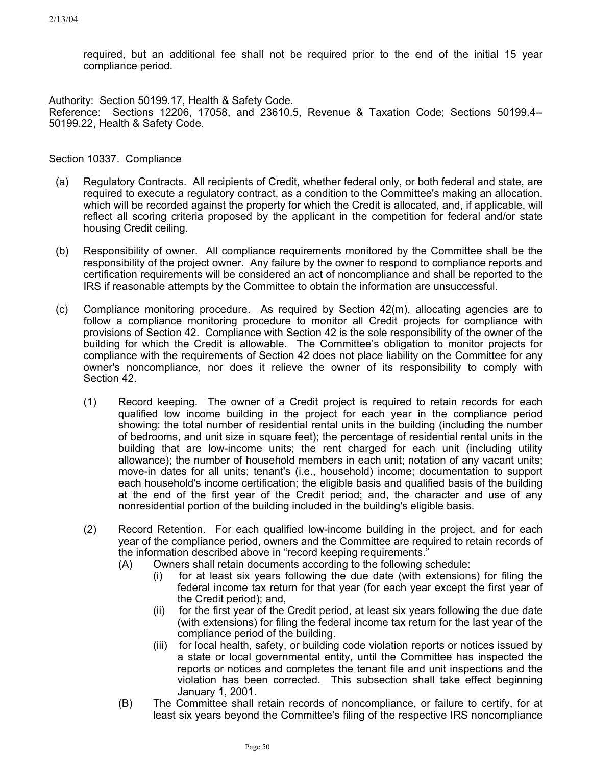required, but an additional fee shall not be required prior to the end of the initial 15 year compliance period.

Authority: Section 50199.17, Health & Safety Code.
Reference: Sections 12206, 17058, and 23610.5, Revenue & Taxation Code; Sections 50199.4--50199.22, Health & Safety Code.

Section 10337. Compliance

(a) Regulatory Contracts. All recipients of Credit, whether federal only, or both federal and state, are required to execute a regulatory contract, as a condition to the Committee's making an allocation, which will be recorded against the property for which the Credit is allocated, and, if applicable, will reflect all scoring criteria proposed by the applicant in the competition for federal and/or state housing Credit ceiling.

(b) Responsibility of owner. All compliance requirements monitored by the Committee shall be the responsibility of the project owner. Any failure by the owner to respond to compliance reports and certification requirements will be considered an act of noncompliance and shall be reported to the IRS if reasonable attempts by the Committee to obtain the information are unsuccessful.

(c) Compliance monitoring procedure. As required by Section 42(m), allocating agencies are to follow a compliance monitoring procedure to monitor all Credit projects for compliance with provisions of Section 42. Compliance with Section 42 is the sole responsibility of the owner of the building for which the Credit is allowable. The Committee's obligation to monitor projects for compliance with the requirements of Section 42 does not place liability on the Committee for any owner's noncompliance, nor does it relieve the owner of its responsibility to comply with Section 42.

   (1) Record keeping. The owner of a Credit project is required to retain records for each qualified low income building in the project for each year in the compliance period showing: the total number of residential rental units in the building (including the number of bedrooms, and unit size in square feet); the percentage of residential rental units in the building that are low-income units; the rent charged for each unit (including utility allowance); the number of household members in each unit; notation of any vacant units; move-in dates for all units; tenant's (i.e., household) income; documentation to support each household's income certification; the eligible basis and qualified basis of the building at the end of the first year of the Credit period; and, the character and use of any nonresidential portion of the building included in the building's eligible basis.

   (2) Record Retention. For each qualified low-income building in the project, and for each year of the compliance period, owners and the Committee are required to retain records of the information described above in "record keeping requirements."

      (A) Owners shall retain documents according to the following schedule:

         (i) for at least six years following the due date (with extensions) for filing the federal income tax return for that year (for each year except the first year of the Credit period); and,

         (ii) for the first year of the Credit period, at least six years following the due date (with extensions) for filing the federal income tax return for the last year of the compliance period of the building.

         (iii) for local health, safety, or building code violation reports or notices issued by a state or local governmental entity, until the Committee has inspected the reports or notices and completes the tenant file and unit inspections and the violation has been corrected. This subsection shall take effect beginning January 1, 2001.

      (B) The Committee shall retain records of noncompliance, or failure to certify, for at least six years beyond the Committee's filing of the respective IRS noncompliance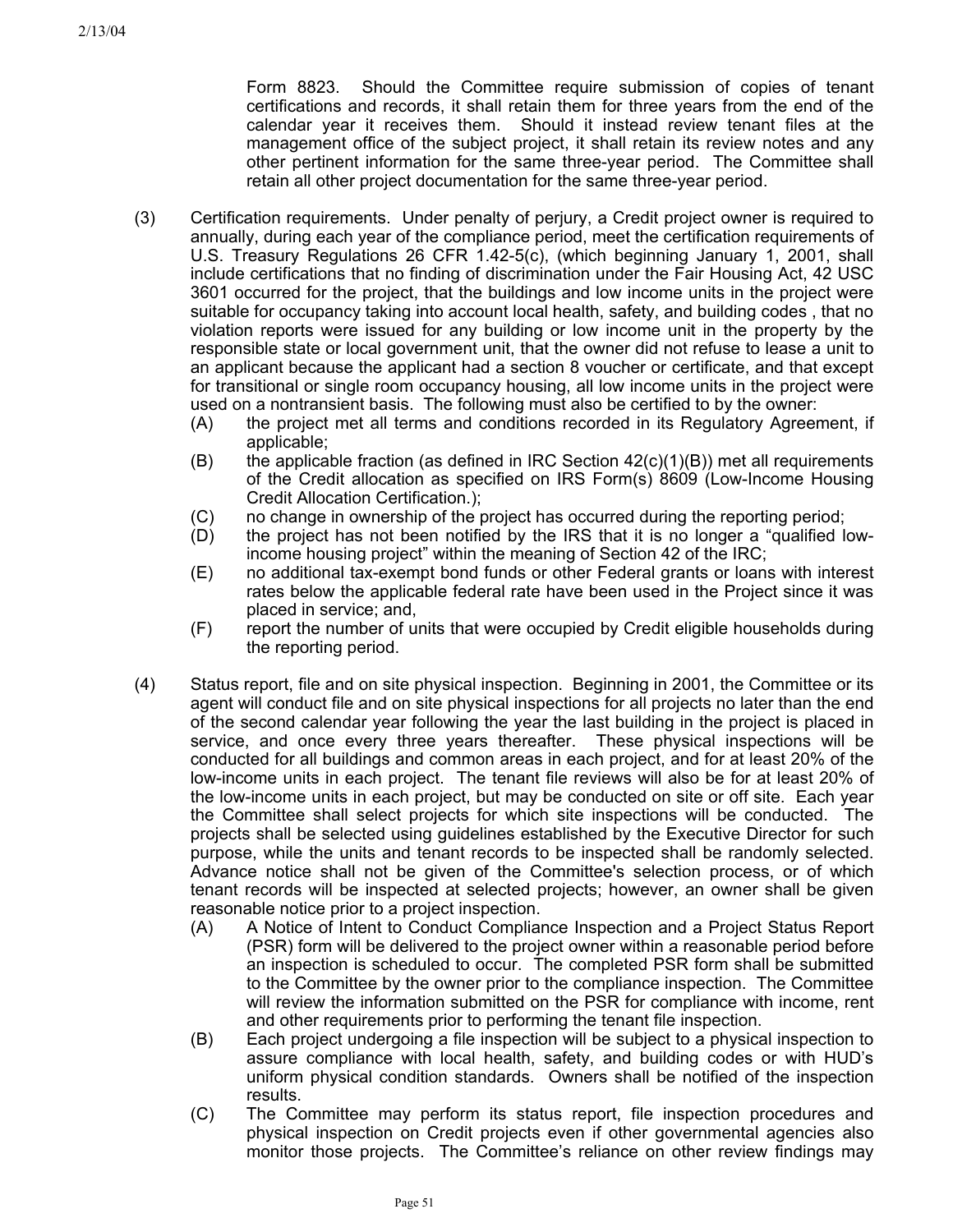Form 8823. Should the Committee require submission of copies of tenant certifications and records, it shall retain them for three years from the end of the calendar year it receives them. Should it instead review tenant files at the management office of the subject project, it shall retain its review notes and any other pertinent information for the same three-year period. The Committee shall retain all other project documentation for the same three-year period.

(3) Certification requirements. Under penalty of perjury, a Credit project owner is required to annually, during each year of the compliance period, meet the certification requirements of U.S. Treasury Regulations 26 CFR 1.42-5(c), (which beginning January 1, 2001, shall include certifications that no finding of discrimination under the Fair Housing Act, 42 USC 3601 occurred for the project, that the buildings and low income units in the project were suitable for occupancy taking into account local health, safety, and building codes , that no violation reports were issued for any building or low income unit in the property by the responsible state or local government unit, that the owner did not refuse to lease a unit to an applicant because the applicant had a section 8 voucher or certificate, and that except for transitional or single room occupancy housing, all low income units in the project were used on a nontransient basis. The following must also be certified to by the owner:

- (A) the project met all terms and conditions recorded in its Regulatory Agreement, if applicable;
- (B) the applicable fraction (as defined in IRC Section 42(c)(1)(B)) met all requirements of the Credit allocation as specified on IRS Form(s) 8609 (Low-Income Housing Credit Allocation Certification.);
- (C) no change in ownership of the project has occurred during the reporting period;
- (D) the project has not been notified by the IRS that it is no longer a "qualified low-income housing project" within the meaning of Section 42 of the IRC;
- (E) no additional tax-exempt bond funds or other Federal grants or loans with interest rates below the applicable federal rate have been used in the Project since it was placed in service; and,
- (F) report the number of units that were occupied by Credit eligible households during the reporting period.

(4) Status report, file and on site physical inspection. Beginning in 2001, the Committee or its agent will conduct file and on site physical inspections for all projects no later than the end of the second calendar year following the year the last building in the project is placed in service, and once every three years thereafter. These physical inspections will be conducted for all buildings and common areas in each project, and for at least 20% of the low-income units in each project. The tenant file reviews will also be for at least 20% of the low-income units in each project, but may be conducted on site or off site. Each year the Committee shall select projects for which site inspections will be conducted. The projects shall be selected using guidelines established by the Executive Director for such purpose, while the units and tenant records to be inspected shall be randomly selected. Advance notice shall not be given of the Committee's selection process, or of which tenant records will be inspected at selected projects; however, an owner shall be given reasonable notice prior to a project inspection.

- (A) A Notice of Intent to Conduct Compliance Inspection and a Project Status Report (PSR) form will be delivered to the project owner within a reasonable period before an inspection is scheduled to occur. The completed PSR form shall be submitted to the Committee by the owner prior to the compliance inspection. The Committee will review the information submitted on the PSR for compliance with income, rent and other requirements prior to performing the tenant file inspection.
- (B) Each project undergoing a file inspection will be subject to a physical inspection to assure compliance with local health, safety, and building codes or with HUD's uniform physical condition standards. Owners shall be notified of the inspection results.
- (C) The Committee may perform its status report, file inspection procedures and physical inspection on Credit projects even if other governmental agencies also monitor those projects. The Committee's reliance on other review findings may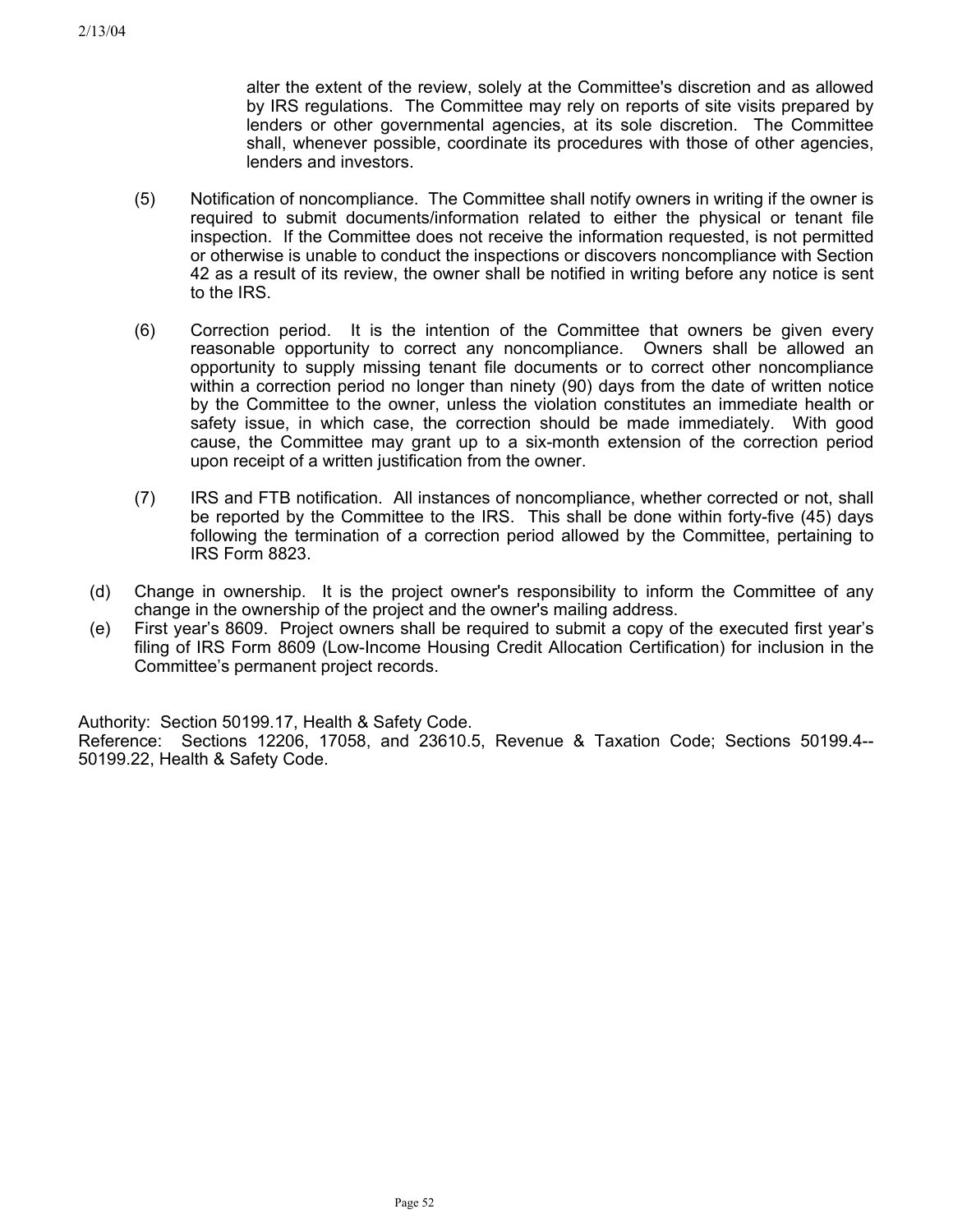alter the extent of the review, solely at the Committee's discretion and as allowed by IRS regulations. The Committee may rely on reports of site visits prepared by lenders or other governmental agencies, at its sole discretion. The Committee shall, whenever possible, coordinate its procedures with those of other agencies, lenders and investors.

(5) Notification of noncompliance. The Committee shall notify owners in writing if the owner is required to submit documents/information related to either the physical or tenant file inspection. If the Committee does not receive the information requested, is not permitted or otherwise is unable to conduct the inspections or discovers noncompliance with Section 42 as a result of its review, the owner shall be notified in writing before any notice is sent to the IRS.

(6) Correction period. It is the intention of the Committee that owners be given every reasonable opportunity to correct any noncompliance. Owners shall be allowed an opportunity to supply missing tenant file documents or to correct other noncompliance within a correction period no longer than ninety (90) days from the date of written notice by the Committee to the owner, unless the violation constitutes an immediate health or safety issue, in which case, the correction should be made immediately. With good cause, the Committee may grant up to a six-month extension of the correction period upon receipt of a written justification from the owner.

(7) IRS and FTB notification. All instances of noncompliance, whether corrected or not, shall be reported by the Committee to the IRS. This shall be done within forty-five (45) days following the termination of a correction period allowed by the Committee, pertaining to IRS Form 8823.

(d) Change in ownership. It is the project owner's responsibility to inform the Committee of any change in the ownership of the project and the owner's mailing address.

(e) First year's 8609. Project owners shall be required to submit a copy of the executed first year's filing of IRS Form 8609 (Low-Income Housing Credit Allocation Certification) for inclusion in the Committee's permanent project records.

Authority: Section 50199.17, Health & Safety Code.
Reference: Sections 12206, 17058, and 23610.5, Revenue & Taxation Code; Sections 50199.4--50199.22, Health & Safety Code.